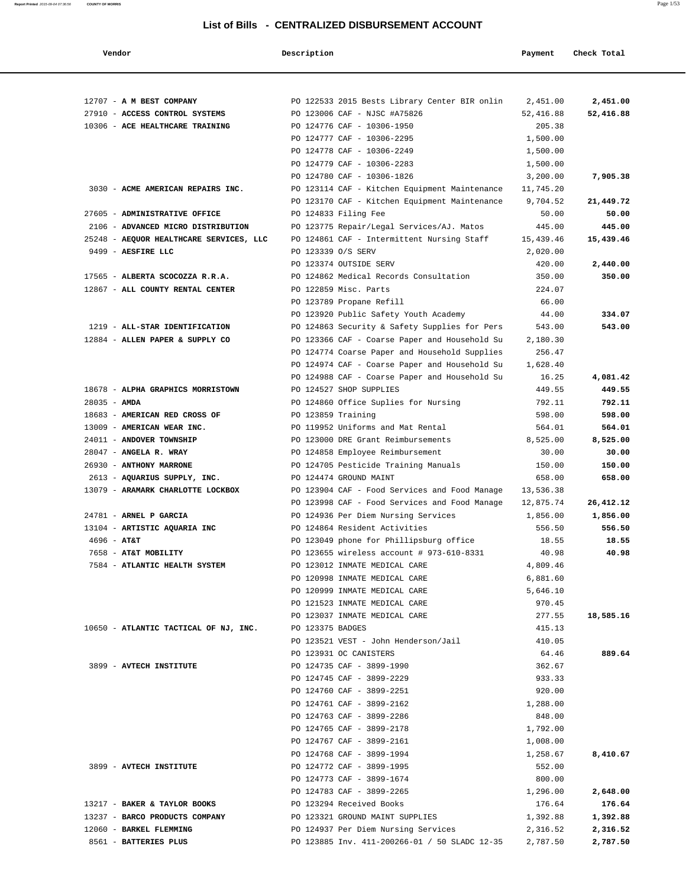# List of Bills - CENTRALIZED DISBURSEMENT ACCOUNT

| Vendor | Description | Payment | Check Total |
|---|---|---|---|
| 12707 - **A M BEST COMPANY** | PO 122533 2015 Bests Library Center BIR onlin | 2,451.00 | **2,451.00** |
| 27910 - **ACCESS CONTROL SYSTEMS** | PO 123006 CAF - NJSC #A75826 | 52,416.88 | **52,416.88** |
| 10306 - **ACE HEALTHCARE TRAINING** | PO 124776 CAF - 10306-1950 | 205.38 | |
| | PO 124777 CAF - 10306-2295 | 1,500.00 | |
| | PO 124778 CAF - 10306-2249 | 1,500.00 | |
| | PO 124779 CAF - 10306-2283 | 1,500.00 | |
| | PO 124780 CAF - 10306-1826 | 3,200.00 | **7,905.38** |
| 3030 - **ACME AMERICAN REPAIRS INC.** | PO 123114 CAF - Kitchen Equipment Maintenance | 11,745.20 | |
| | PO 123170 CAF - Kitchen Equipment Maintenance | 9,704.52 | **21,449.72** |
| 27605 - **ADMINISTRATIVE OFFICE** | PO 124833 Filing Fee | 50.00 | **50.00** |
| 2106 - **ADVANCED MICRO DISTRIBUTION** | PO 123775 Repair/Legal Services/AJ. Matos | 445.00 | **445.00** |
| 25248 - **AEQUOR HEALTHCARE SERVICES, LLC** | PO 124861 CAF - Intermittent Nursing Staff | 15,439.46 | **15,439.46** |
| 9499 - **AESFIRE LLC** | PO 123339 O/S SERV | 2,020.00 | |
| | PO 123374 OUTSIDE SERV | 420.00 | **2,440.00** |
| 17565 - **ALBERTA SCOCOZZA R.R.A.** | PO 124862 Medical Records Consultation | 350.00 | **350.00** |
| 12867 - **ALL COUNTY RENTAL CENTER** | PO 122859 Misc. Parts | 224.07 | |
| | PO 123789 Propane Refill | 66.00 | |
| | PO 123920 Public Safety Youth Academy | 44.00 | **334.07** |
| 1219 - **ALL-STAR IDENTIFICATION** | PO 124863 Security & Safety Supplies for Pers | 543.00 | **543.00** |
| 12884 - **ALLEN PAPER & SUPPLY CO** | PO 123366 CAF - Coarse Paper and Household Su | 2,180.30 | |
| | PO 124774 Coarse Paper and Household Supplies | 256.47 | |
| | PO 124974 CAF - Coarse Paper and Household Su | 1,628.40 | |
| | PO 124988 CAF - Coarse Paper and Household Su | 16.25 | **4,081.42** |
| 18678 - **ALPHA GRAPHICS MORRISTOWN** | PO 124527 SHOP SUPPLIES | 449.55 | **449.55** |
| 28035 - **AMDA** | PO 124860 Office Suplies for Nursing | 792.11 | **792.11** |
| 18683 - **AMERICAN RED CROSS OF** | PO 123859 Training | 598.00 | **598.00** |
| 13009 - **AMERICAN WEAR INC.** | PO 119952 Uniforms and Mat Rental | 564.01 | **564.01** |
| 24011 - **ANDOVER TOWNSHIP** | PO 123000 DRE Grant Reimbursements | 8,525.00 | **8,525.00** |
| 28047 - **ANGELA R. WRAY** | PO 124858 Employee Reimbursement | 30.00 | **30.00** |
| 26930 - **ANTHONY MARRONE** | PO 124705 Pesticide Training Manuals | 150.00 | **150.00** |
| 2613 - **AQUARIUS SUPPLY, INC.** | PO 124474 GROUND MAINT | 658.00 | **658.00** |
| 13079 - **ARAMARK CHARLOTTE LOCKBOX** | PO 123904 CAF - Food Services and Food Manage | 13,536.38 | |
| | PO 123998 CAF - Food Services and Food Manage | 12,875.74 | **26,412.12** |
| 24781 - **ARNEL P GARCIA** | PO 124936 Per Diem Nursing Services | 1,856.00 | **1,856.00** |
| 13104 - **ARTISTIC AQUARIA INC** | PO 124864 Resident Activities | 556.50 | **556.50** |
| 4696 - **AT&T** | PO 123049 phone for Phillipsburg office | 18.55 | **18.55** |
| 7658 - **AT&T MOBILITY** | PO 123655 wireless account # 973-610-8331 | 40.98 | **40.98** |
| 7584 - **ATLANTIC HEALTH SYSTEM** | PO 123012 INMATE MEDICAL CARE | 4,809.46 | |
| | PO 120998 INMATE MEDICAL CARE | 6,881.60 | |
| | PO 120999 INMATE MEDICAL CARE | 5,646.10 | |
| | PO 121523 INMATE MEDICAL CARE | 970.45 | |
| | PO 123037 INMATE MEDICAL CARE | 277.55 | **18,585.16** |
| 10650 - **ATLANTIC TACTICAL OF NJ, INC.** | PO 123375 BADGES | 415.13 | |
| | PO 123521 VEST - John Henderson/Jail | 410.05 | |
| | PO 123931 OC CANISTERS | 64.46 | **889.64** |
| 3899 - **AVTECH INSTITUTE** | PO 124735 CAF - 3899-1990 | 362.67 | |
| | PO 124745 CAF - 3899-2229 | 933.33 | |
| | PO 124760 CAF - 3899-2251 | 920.00 | |
| | PO 124761 CAF - 3899-2162 | 1,288.00 | |
| | PO 124763 CAF - 3899-2286 | 848.00 | |
| | PO 124765 CAF - 3899-2178 | 1,792.00 | |
| | PO 124767 CAF - 3899-2161 | 1,008.00 | |
| | PO 124768 CAF - 3899-1994 | 1,258.67 | **8,410.67** |
| 3899 - **AVTECH INSTITUTE** | PO 124772 CAF - 3899-1995 | 552.00 | |
| | PO 124773 CAF - 3899-1674 | 800.00 | |
| | PO 124783 CAF - 3899-2265 | 1,296.00 | **2,648.00** |
| 13217 - **BAKER & TAYLOR BOOKS** | PO 123294 Received Books | 176.64 | **176.64** |
| 13237 - **BARCO PRODUCTS COMPANY** | PO 123321 GROUND MAINT SUPPLIES | 1,392.88 | **1,392.88** |
| 12060 - **BARKEL FLEMMING** | PO 124937 Per Diem Nursing Services | 2,316.52 | **2,316.52** |
| 8561 - **BATTERIES PLUS** | PO 123885 Inv. 411-200266-01 / 50 SLADC 12-35 | 2,787.50 | **2,787.50** |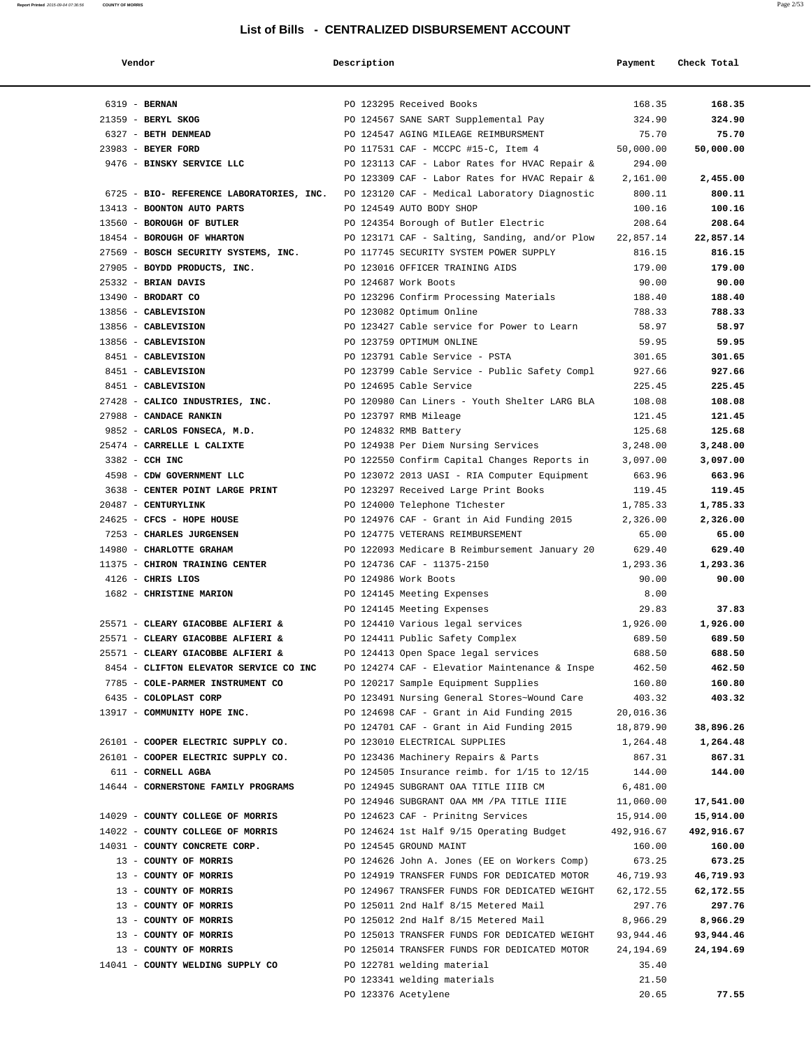# List of Bills - CENTRALIZED DISBURSEMENT ACCOUNT

| Vendor | Description | Payment | Check Total |
|---|---|---|---|
| 6319 - **BERNAN** | PO 123295 Received Books | 168.35 | **168.35** |
| 21359 - **BERYL SKOG** | PO 124567 SANE SART Supplemental Pay | 324.90 | **324.90** |
| 6327 - **BETH DENMEAD** | PO 124547 AGING MILEAGE REIMBURSMENT | 75.70 | **75.70** |
| 23983 - **BEYER FORD** | PO 117531 CAF - MCCPC #15-C, Item 4 | 50,000.00 | **50,000.00** |
| 9476 - **BINSKY SERVICE LLC** | PO 123113 CAF - Labor Rates for HVAC Repair & | 294.00 | |
| | PO 123309 CAF - Labor Rates for HVAC Repair & | 2,161.00 | **2,455.00** |
| 6725 - **BIO- REFERENCE LABORATORIES, INC.** | PO 123120 CAF - Medical Laboratory Diagnostic | 800.11 | **800.11** |
| 13413 - **BOONTON AUTO PARTS** | PO 124549 AUTO BODY SHOP | 100.16 | **100.16** |
| 13560 - **BOROUGH OF BUTLER** | PO 124354 Borough of Butler Electric | 208.64 | **208.64** |
| 18454 - **BOROUGH OF WHARTON** | PO 123171 CAF - Salting, Sanding, and/or Plow | 22,857.14 | **22,857.14** |
| 27569 - **BOSCH SECURITY SYSTEMS, INC.** | PO 117745 SECURITY SYSTEM POWER SUPPLY | 816.15 | **816.15** |
| 27905 - **BOYDD PRODUCTS, INC.** | PO 123016 OFFICER TRAINING AIDS | 179.00 | **179.00** |
| 25332 - **BRIAN DAVIS** | PO 124687 Work Boots | 90.00 | **90.00** |
| 13490 - **BRODART CO** | PO 123296 Confirm Processing Materials | 188.40 | **188.40** |
| 13856 - **CABLEVISION** | PO 123082 Optimum Online | 788.33 | **788.33** |
| 13856 - **CABLEVISION** | PO 123427 Cable service for Power to Learn | 58.97 | **58.97** |
| 13856 - **CABLEVISION** | PO 123759 OPTIMUM ONLINE | 59.95 | **59.95** |
| 8451 - **CABLEVISION** | PO 123791 Cable Service - PSTA | 301.65 | **301.65** |
| 8451 - **CABLEVISION** | PO 123799 Cable Service - Public Safety Compl | 927.66 | **927.66** |
| 8451 - **CABLEVISION** | PO 124695 Cable Service | 225.45 | **225.45** |
| 27428 - **CALICO INDUSTRIES, INC.** | PO 120980 Can Liners - Youth Shelter LARG BLA | 108.08 | **108.08** |
| 27988 - **CANDACE RANKIN** | PO 123797 RMB Mileage | 121.45 | **121.45** |
| 9852 - **CARLOS FONSECA, M.D.** | PO 124832 RMB Battery | 125.68 | **125.68** |
| 25474 - **CARRELLE L CALIXTE** | PO 124938 Per Diem Nursing Services | 3,248.00 | **3,248.00** |
| 3382 - **CCH INC** | PO 122550 Confirm Capital Changes Reports in | 3,097.00 | **3,097.00** |
| 4598 - **CDW GOVERNMENT LLC** | PO 123072 2013 UASI - RIA Computer Equipment | 663.96 | **663.96** |
| 3638 - **CENTER POINT LARGE PRINT** | PO 123297 Received Large Print Books | 119.45 | **119.45** |
| 20487 - **CENTURYLINK** | PO 124000 Telephone T1chester | 1,785.33 | **1,785.33** |
| 24625 - **CFCS - HOPE HOUSE** | PO 124976 CAF - Grant in Aid Funding 2015 | 2,326.00 | **2,326.00** |
| 7253 - **CHARLES JURGENSEN** | PO 124775 VETERANS REIMBURSEMENT | 65.00 | **65.00** |
| 14980 - **CHARLOTTE GRAHAM** | PO 122093 Medicare B Reimbursement January 20 | 629.40 | **629.40** |
| 11375 - **CHIRON TRAINING CENTER** | PO 124736 CAF - 11375-2150 | 1,293.36 | **1,293.36** |
| 4126 - **CHRIS LIOS** | PO 124986 Work Boots | 90.00 | **90.00** |
| 1682 - **CHRISTINE MARION** | PO 124145 Meeting Expenses | 8.00 | |
| | PO 124145 Meeting Expenses | 29.83 | **37.83** |
| 25571 - **CLEARY GIACOBBE ALFIERI &** | PO 124410 Various legal services | 1,926.00 | **1,926.00** |
| 25571 - **CLEARY GIACOBBE ALFIERI &** | PO 124411 Public Safety Complex | 689.50 | **689.50** |
| 25571 - **CLEARY GIACOBBE ALFIERI &** | PO 124413 Open Space legal services | 688.50 | **688.50** |
| 8454 - **CLIFTON ELEVATOR SERVICE CO INC** | PO 124274 CAF - Elevatior Maintenance & Inspe | 462.50 | **462.50** |
| 7785 - **COLE-PARMER INSTRUMENT CO** | PO 120217 Sample Equipment Supplies | 160.80 | **160.80** |
| 6435 - **COLOPLAST CORP** | PO 123491 Nursing General Stores~Wound Care | 403.32 | **403.32** |
| 13917 - **COMMUNITY HOPE INC.** | PO 124698 CAF - Grant in Aid Funding 2015 | 20,016.36 | |
| | PO 124701 CAF - Grant in Aid Funding 2015 | 18,879.90 | **38,896.26** |
| 26101 - **COOPER ELECTRIC SUPPLY CO.** | PO 123010 ELECTRICAL SUPPLIES | 1,264.48 | **1,264.48** |
| 26101 - **COOPER ELECTRIC SUPPLY CO.** | PO 123436 Machinery Repairs & Parts | 867.31 | **867.31** |
| 611 - **CORNELL AGBA** | PO 124505 Insurance reimb. for 1/15 to 12/15 | 144.00 | **144.00** |
| 14644 - **CORNERSTONE FAMILY PROGRAMS** | PO 124945 SUBGRANT OAA TITLE IIIB CM | 6,481.00 | |
| | PO 124946 SUBGRANT OAA MM /PA TITLE IIIE | 11,060.00 | **17,541.00** |
| 14029 - **COUNTY COLLEGE OF MORRIS** | PO 124623 CAF - Prinitng Services | 15,914.00 | **15,914.00** |
| 14022 - **COUNTY COLLEGE OF MORRIS** | PO 124624 1st Half 9/15 Operating Budget | 492,916.67 | **492,916.67** |
| 14031 - **COUNTY CONCRETE CORP.** | PO 124545 GROUND MAINT | 160.00 | **160.00** |
| 13 - **COUNTY OF MORRIS** | PO 124626 John A. Jones (EE on Workers Comp) | 673.25 | **673.25** |
| 13 - **COUNTY OF MORRIS** | PO 124919 TRANSFER FUNDS FOR DEDICATED MOTOR | 46,719.93 | **46,719.93** |
| 13 - **COUNTY OF MORRIS** | PO 124967 TRANSFER FUNDS FOR DEDICATED WEIGHT | 62,172.55 | **62,172.55** |
| 13 - **COUNTY OF MORRIS** | PO 125011 2nd Half 8/15 Metered Mail | 297.76 | **297.76** |
| 13 - **COUNTY OF MORRIS** | PO 125012 2nd Half 8/15 Metered Mail | 8,966.29 | **8,966.29** |
| 13 - **COUNTY OF MORRIS** | PO 125013 TRANSFER FUNDS FOR DEDICATED WEIGHT | 93,944.46 | **93,944.46** |
| 13 - **COUNTY OF MORRIS** | PO 125014 TRANSFER FUNDS FOR DEDICATED MOTOR | 24,194.69 | **24,194.69** |
| 14041 - **COUNTY WELDING SUPPLY CO** | PO 122781 welding material | 35.40 | |
| | PO 123341 welding materials | 21.50 | |
| | PO 123376 Acetylene | 20.65 | **77.55** |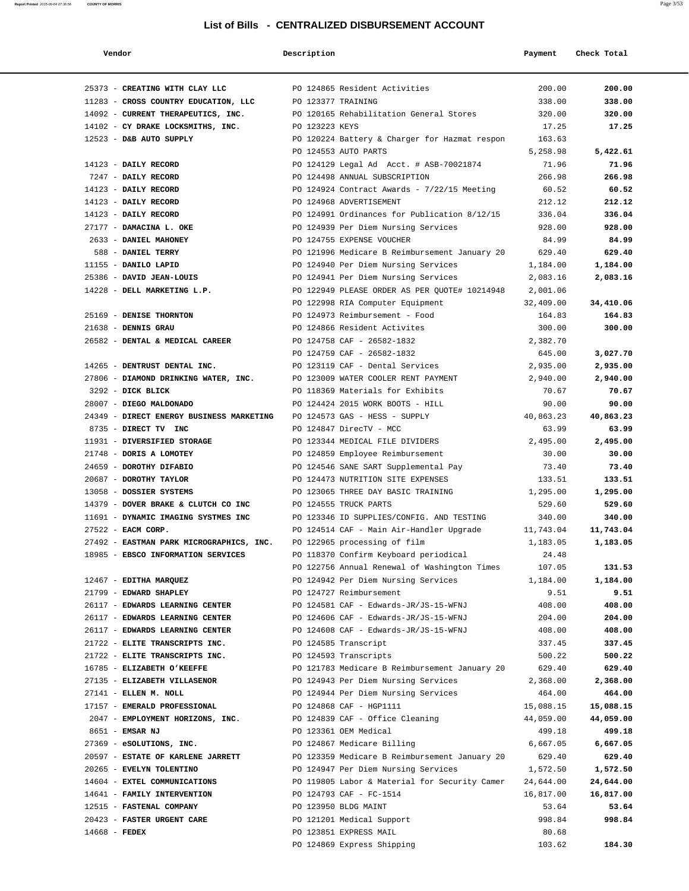# List of Bills - CENTRALIZED DISBURSEMENT ACCOUNT

| Vendor | Description | Payment | Check Total |
|---|---|---|---|
| 25373 - **CREATING WITH CLAY LLC** | PO 124865 Resident Activities | 200.00 | **200.00** |
| 11283 - **CROSS COUNTRY EDUCATION, LLC** | PO 123377 TRAINING | 338.00 | **338.00** |
| 14092 - **CURRENT THERAPEUTICS, INC.** | PO 120165 Rehabilitation General Stores | 320.00 | **320.00** |
| 14102 - **CY DRAKE LOCKSMITHS, INC.** | PO 123223 KEYS | 17.25 | **17.25** |
| 12523 - **D&B AUTO SUPPLY** | PO 120224 Battery & Charger for Hazmat respon | 163.63 | |
| | PO 124553 AUTO PARTS | 5,258.98 | **5,422.61** |
| 14123 - **DAILY RECORD** | PO 124129 Legal Ad Acct. # ASB-70021874 | 71.96 | **71.96** |
| 7247 - **DAILY RECORD** | PO 124498 ANNUAL SUBSCRIPTION | 266.98 | **266.98** |
| 14123 - **DAILY RECORD** | PO 124924 Contract Awards - 7/22/15 Meeting | 60.52 | **60.52** |
| 14123 - **DAILY RECORD** | PO 124968 ADVERTISEMENT | 212.12 | **212.12** |
| 14123 - **DAILY RECORD** | PO 124991 Ordinances for Publication 8/12/15 | 336.04 | **336.04** |
| 27177 - **DAMACINA L. OKE** | PO 124939 Per Diem Nursing Services | 928.00 | **928.00** |
| 2633 - **DANIEL MAHONEY** | PO 124755 EXPENSE VOUCHER | 84.99 | **84.99** |
| 588 - **DANIEL TERRY** | PO 121996 Medicare B Reimbursement January 20 | 629.40 | **629.40** |
| 11155 - **DANILO LAPID** | PO 124940 Per Diem Nursing Services | 1,184.00 | **1,184.00** |
| 25386 - **DAVID JEAN-LOUIS** | PO 124941 Per Diem Nursing Services | 2,083.16 | **2,083.16** |
| 14228 - **DELL MARKETING L.P.** | PO 122949 PLEASE ORDER AS PER QUOTE# 10214948 | 2,001.06 | |
| | PO 122998 RIA Computer Equipment | 32,409.00 | **34,410.06** |
| 25169 - **DENISE THORNTON** | PO 124973 Reimbursement - Food | 164.83 | **164.83** |
| 21638 - **DENNIS GRAU** | PO 124866 Resident Activites | 300.00 | **300.00** |
| 26582 - **DENTAL & MEDICAL CAREER** | PO 124758 CAF - 26582-1832 | 2,382.70 | |
| | PO 124759 CAF - 26582-1832 | 645.00 | **3,027.70** |
| 14265 - **DENTRUST DENTAL INC.** | PO 123119 CAF - Dental Services | 2,935.00 | **2,935.00** |
| 27806 - **DIAMOND DRINKING WATER, INC.** | PO 123009 WATER COOLER RENT PAYMENT | 2,940.00 | **2,940.00** |
| 3292 - **DICK BLICK** | PO 118369 Materials for Exhibits | 70.67 | **70.67** |
| 28007 - **DIEGO MALDONADO** | PO 124424 2015 WORK BOOTS - HILL | 90.00 | **90.00** |
| 24349 - **DIRECT ENERGY BUSINESS MARKETING** | PO 124573 GAS - HESS - SUPPLY | 40,863.23 | **40,863.23** |
| 8735 - **DIRECT TV INC** | PO 124847 DirecTV - MCC | 63.99 | **63.99** |
| 11931 - **DIVERSIFIED STORAGE** | PO 123344 MEDICAL FILE DIVIDERS | 2,495.00 | **2,495.00** |
| 21748 - **DORIS A LOMOTEY** | PO 124859 Employee Reimbursement | 30.00 | **30.00** |
| 24659 - **DOROTHY DIFABIO** | PO 124546 SANE SART Supplemental Pay | 73.40 | **73.40** |
| 20687 - **DOROTHY TAYLOR** | PO 124473 NUTRITION SITE EXPENSES | 133.51 | **133.51** |
| 13058 - **DOSSIER SYSTEMS** | PO 123065 THREE DAY BASIC TRAINING | 1,295.00 | **1,295.00** |
| 14379 - **DOVER BRAKE & CLUTCH CO INC** | PO 124555 TRUCK PARTS | 529.60 | **529.60** |
| 11691 - **DYNAMIC IMAGING SYSTMES INC** | PO 123346 ID SUPPLIES/CONFIG. AND TESTING | 340.00 | **340.00** |
| 27522 - **EACM CORP.** | PO 124514 CAF - Main Air-Handler Upgrade | 11,743.04 | **11,743.04** |
| 27492 - **EASTMAN PARK MICROGRAPHICS, INC.** | PO 122965 processing of film | 1,183.05 | **1,183.05** |
| 18985 - **EBSCO INFORMATION SERVICES** | PO 118370 Confirm Keyboard periodical | 24.48 | |
| | PO 122756 Annual Renewal of Washington Times | 107.05 | **131.53** |
| 12467 - **EDITHA MARQUEZ** | PO 124942 Per Diem Nursing Services | 1,184.00 | **1,184.00** |
| 21799 - **EDWARD SHAPLEY** | PO 124727 Reimbursement | 9.51 | **9.51** |
| 26117 - **EDWARDS LEARNING CENTER** | PO 124581 CAF - Edwards-JR/JS-15-WFNJ | 408.00 | **408.00** |
| 26117 - **EDWARDS LEARNING CENTER** | PO 124606 CAF - Edwards-JR/JS-15-WFNJ | 204.00 | **204.00** |
| 26117 - **EDWARDS LEARNING CENTER** | PO 124608 CAF - Edwards-JR/JS-15-WFNJ | 408.00 | **408.00** |
| 21722 - **ELITE TRANSCRIPTS INC.** | PO 124585 Transcript | 337.45 | **337.45** |
| 21722 - **ELITE TRANSCRIPTS INC.** | PO 124593 Transcripts | 500.22 | **500.22** |
| 16785 - **ELIZABETH O'KEEFFE** | PO 121783 Medicare B Reimbursement January 20 | 629.40 | **629.40** |
| 27135 - **ELIZABETH VILLASENOR** | PO 124943 Per Diem Nursing Services | 2,368.00 | **2,368.00** |
| 27141 - **ELLEN M. NOLL** | PO 124944 Per Diem Nursing Services | 464.00 | **464.00** |
| 17157 - **EMERALD PROFESSIONAL** | PO 124868 CAF - HGP1111 | 15,088.15 | **15,088.15** |
| 2047 - **EMPLOYMENT HORIZONS, INC.** | PO 124839 CAF - Office Cleaning | 44,059.00 | **44,059.00** |
| 8651 - **EMSAR NJ** | PO 123361 OEM Medical | 499.18 | **499.18** |
| 27369 - **eSOLUTIONS, INC.** | PO 124867 Medicare Billing | 6,667.05 | **6,667.05** |
| 20597 - **ESTATE OF KARLENE JARRETT** | PO 123359 Medicare B Reimbursement January 20 | 629.40 | **629.40** |
| 20265 - **EVELYN TOLENTINO** | PO 124947 Per Diem Nursing Services | 1,572.50 | **1,572.50** |
| 14604 - **EXTEL COMMUNICATIONS** | PO 119805 Labor & Material for Security Camer | 24,644.00 | **24,644.00** |
| 14641 - **FAMILY INTERVENTION** | PO 124793 CAF - FC-1514 | 16,817.00 | **16,817.00** |
| 12515 - **FASTENAL COMPANY** | PO 123950 BLDG MAINT | 53.64 | **53.64** |
| 20423 - **FASTER URGENT CARE** | PO 121201 Medical Support | 998.84 | **998.84** |
| 14668 - **FEDEX** | PO 123851 EXPRESS MAIL | 80.68 | |
| | PO 124869 Express Shipping | 103.62 | **184.30** |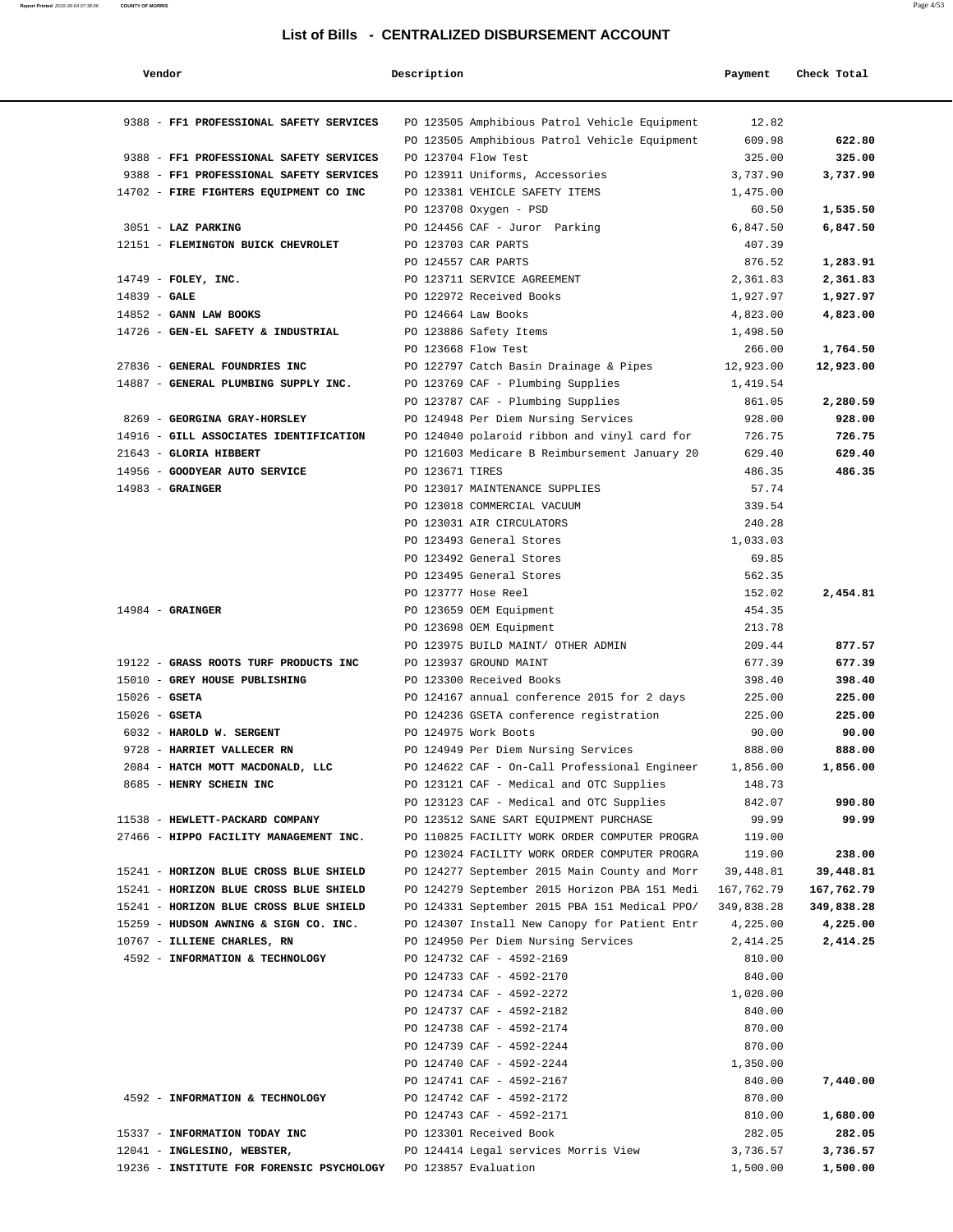# List of Bills - CENTRALIZED DISBURSEMENT ACCOUNT

| Vendor | Description | Payment | Check Total |
|---|---|---|---|
| 9388 - **FF1 PROFESSIONAL SAFETY SERVICES** | PO 123505 Amphibious Patrol Vehicle Equipment | 12.82 | |
| | PO 123505 Amphibious Patrol Vehicle Equipment | 609.98 | **622.80** |
| 9388 - **FF1 PROFESSIONAL SAFETY SERVICES** | PO 123704 Flow Test | 325.00 | **325.00** |
| 9388 - **FF1 PROFESSIONAL SAFETY SERVICES** | PO 123911 Uniforms, Accessories | 3,737.90 | **3,737.90** |
| 14702 - **FIRE FIGHTERS EQUIPMENT CO INC** | PO 123381 VEHICLE SAFETY ITEMS | 1,475.00 | |
| | PO 123708 Oxygen - PSD | 60.50 | **1,535.50** |
| 3051 - **LAZ PARKING** | PO 124456 CAF - Juror Parking | 6,847.50 | **6,847.50** |
| 12151 - **FLEMINGTON BUICK CHEVROLET** | PO 123703 CAR PARTS | 407.39 | |
| | PO 124557 CAR PARTS | 876.52 | **1,283.91** |
| 14749 - **FOLEY, INC.** | PO 123711 SERVICE AGREEMENT | 2,361.83 | **2,361.83** |
| 14839 - **GALE** | PO 122972 Received Books | 1,927.97 | **1,927.97** |
| 14852 - **GANN LAW BOOKS** | PO 124664 Law Books | 4,823.00 | **4,823.00** |
| 14726 - **GEN-EL SAFETY & INDUSTRIAL** | PO 123886 Safety Items | 1,498.50 | |
| | PO 123668 Flow Test | 266.00 | **1,764.50** |
| 27836 - **GENERAL FOUNDRIES INC** | PO 122797 Catch Basin Drainage & Pipes | 12,923.00 | **12,923.00** |
| 14887 - **GENERAL PLUMBING SUPPLY INC.** | PO 123769 CAF - Plumbing Supplies | 1,419.54 | |
| | PO 123787 CAF - Plumbing Supplies | 861.05 | **2,280.59** |
| 8269 - **GEORGINA GRAY-HORSLEY** | PO 124948 Per Diem Nursing Services | 928.00 | **928.00** |
| 14916 - **GILL ASSOCIATES IDENTIFICATION** | PO 124040 polaroid ribbon and vinyl card for | 726.75 | **726.75** |
| 21643 - **GLORIA HIBBERT** | PO 121603 Medicare B Reimbursement January 20 | 629.40 | **629.40** |
| 14956 - **GOODYEAR AUTO SERVICE** | PO 123671 TIRES | 486.35 | **486.35** |
| 14983 - **GRAINGER** | PO 123017 MAINTENANCE SUPPLIES | 57.74 | |
| | PO 123018 COMMERCIAL VACUUM | 339.54 | |
| | PO 123031 AIR CIRCULATORS | 240.28 | |
| | PO 123493 General Stores | 1,033.03 | |
| | PO 123492 General Stores | 69.85 | |
| | PO 123495 General Stores | 562.35 | |
| | PO 123777 Hose Reel | 152.02 | **2,454.81** |
| 14984 - **GRAINGER** | PO 123659 OEM Equipment | 454.35 | |
| | PO 123698 OEM Equipment | 213.78 | |
| | PO 123975 BUILD MAINT/ OTHER ADMIN | 209.44 | **877.57** |
| 19122 - **GRASS ROOTS TURF PRODUCTS INC** | PO 123937 GROUND MAINT | 677.39 | **677.39** |
| 15010 - **GREY HOUSE PUBLISHING** | PO 123300 Received Books | 398.40 | **398.40** |
| 15026 - **GSETA** | PO 124167 annual conference 2015 for 2 days | 225.00 | **225.00** |
| 15026 - **GSETA** | PO 124236 GSETA conference registration | 225.00 | **225.00** |
| 6032 - **HAROLD W. SERGENT** | PO 124975 Work Boots | 90.00 | **90.00** |
| 9728 - **HARRIET VALLECER RN** | PO 124949 Per Diem Nursing Services | 888.00 | **888.00** |
| 2084 - **HATCH MOTT MACDONALD, LLC** | PO 124622 CAF - On-Call Professional Engineer | 1,856.00 | **1,856.00** |
| 8685 - **HENRY SCHEIN INC** | PO 123121 CAF - Medical and OTC Supplies | 148.73 | |
| | PO 123123 CAF - Medical and OTC Supplies | 842.07 | **990.80** |
| 11538 - **HEWLETT-PACKARD COMPANY** | PO 123512 SANE SART EQUIPMENT PURCHASE | 99.99 | **99.99** |
| 27466 - **HIPPO FACILITY MANAGEMENT INC.** | PO 110825 FACILITY WORK ORDER COMPUTER PROGRA | 119.00 | |
| | PO 123024 FACILITY WORK ORDER COMPUTER PROGRA | 119.00 | **238.00** |
| 15241 - **HORIZON BLUE CROSS BLUE SHIELD** | PO 124277 September 2015 Main County and Morr | 39,448.81 | **39,448.81** |
| 15241 - **HORIZON BLUE CROSS BLUE SHIELD** | PO 124279 September 2015 Horizon PBA 151 Medi | 167,762.79 | **167,762.79** |
| 15241 - **HORIZON BLUE CROSS BLUE SHIELD** | PO 124331 September 2015 PBA 151 Medical PPO/ | 349,838.28 | **349,838.28** |
| 15259 - **HUDSON AWNING & SIGN CO. INC.** | PO 124307 Install New Canopy for Patient Entr | 4,225.00 | **4,225.00** |
| 10767 - **ILLIENE CHARLES, RN** | PO 124950 Per Diem Nursing Services | 2,414.25 | **2,414.25** |
| 4592 - **INFORMATION & TECHNOLOGY** | PO 124732 CAF - 4592-2169 | 810.00 | |
| | PO 124733 CAF - 4592-2170 | 840.00 | |
| | PO 124734 CAF - 4592-2272 | 1,020.00 | |
| | PO 124737 CAF - 4592-2182 | 840.00 | |
| | PO 124738 CAF - 4592-2174 | 870.00 | |
| | PO 124739 CAF - 4592-2244 | 870.00 | |
| | PO 124740 CAF - 4592-2244 | 1,350.00 | |
| | PO 124741 CAF - 4592-2167 | 840.00 | **7,440.00** |
| 4592 - **INFORMATION & TECHNOLOGY** | PO 124742 CAF - 4592-2172 | 870.00 | |
| | PO 124743 CAF - 4592-2171 | 810.00 | **1,680.00** |
| 15337 - **INFORMATION TODAY INC** | PO 123301 Received Book | 282.05 | **282.05** |
| 12041 - **INGLESINO, WEBSTER,** | PO 124414 Legal services Morris View | 3,736.57 | **3,736.57** |
| 19236 - **INSTITUTE FOR FORENSIC PSYCHOLOGY** | PO 123857 Evaluation | 1,500.00 | **1,500.00** |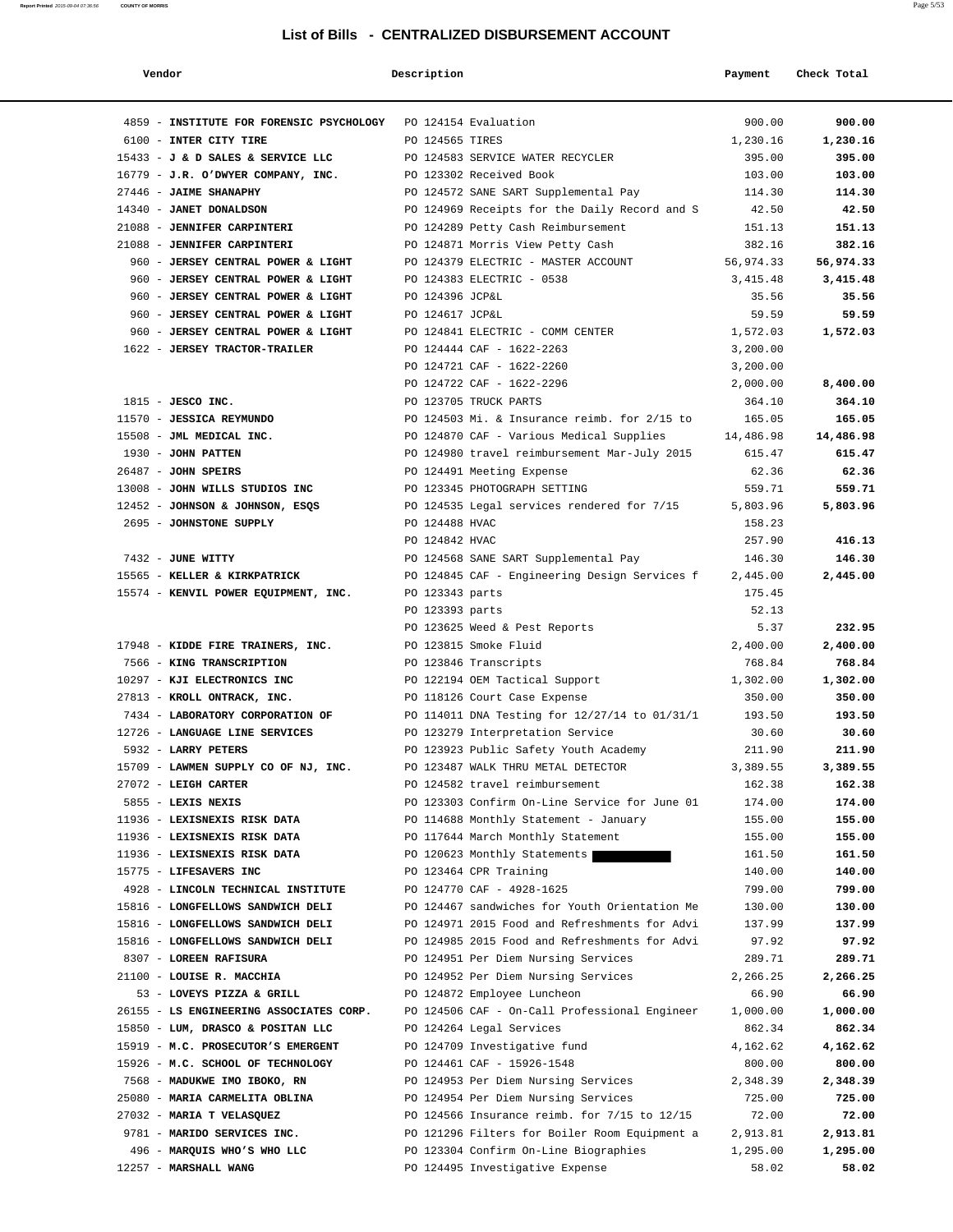## List of Bills - CENTRALIZED DISBURSEMENT ACCOUNT

| Vendor | Description | Payment | Check Total |
|---|---|---|---|
| 4859 - **INSTITUTE FOR FORENSIC PSYCHOLOGY** | PO 124154 Evaluation | 900.00 | **900.00** |
| 6100 - **INTER CITY TIRE** | PO 124565 TIRES | 1,230.16 | **1,230.16** |
| 15433 - **J & D SALES & SERVICE LLC** | PO 124583 SERVICE WATER RECYCLER | 395.00 | **395.00** |
| 16779 - **J.R. O'DWYER COMPANY, INC.** | PO 123302 Received Book | 103.00 | **103.00** |
| 27446 - **JAIME SHANAPHY** | PO 124572 SANE SART Supplemental Pay | 114.30 | **114.30** |
| 14340 - **JANET DONALDSON** | PO 124969 Receipts for the Daily Record and S | 42.50 | **42.50** |
| 21088 - **JENNIFER CARPINTERI** | PO 124289 Petty Cash Reimbursement | 151.13 | **151.13** |
| 21088 - **JENNIFER CARPINTERI** | PO 124871 Morris View Petty Cash | 382.16 | **382.16** |
| 960 - **JERSEY CENTRAL POWER & LIGHT** | PO 124379 ELECTRIC - MASTER ACCOUNT | 56,974.33 | **56,974.33** |
| 960 - **JERSEY CENTRAL POWER & LIGHT** | PO 124383 ELECTRIC - 0538 | 3,415.48 | **3,415.48** |
| 960 - **JERSEY CENTRAL POWER & LIGHT** | PO 124396 JCP&L | 35.56 | **35.56** |
| 960 - **JERSEY CENTRAL POWER & LIGHT** | PO 124617 JCP&L | 59.59 | **59.59** |
| 960 - **JERSEY CENTRAL POWER & LIGHT** | PO 124841 ELECTRIC - COMM CENTER | 1,572.03 | **1,572.03** |
| 1622 - **JERSEY TRACTOR-TRAILER** | PO 124444 CAF - 1622-2263 | 3,200.00 | |
| | PO 124721 CAF - 1622-2260 | 3,200.00 | |
| | PO 124722 CAF - 1622-2296 | 2,000.00 | **8,400.00** |
| 1815 - **JESCO INC.** | PO 123705 TRUCK PARTS | 364.10 | **364.10** |
| 11570 - **JESSICA REYMUNDO** | PO 124503 Mi. & Insurance reimb. for 2/15 to | 165.05 | **165.05** |
| 15508 - **JML MEDICAL INC.** | PO 124870 CAF - Various Medical Supplies | 14,486.98 | **14,486.98** |
| 1930 - **JOHN PATTEN** | PO 124980 travel reimbursement Mar-July 2015 | 615.47 | **615.47** |
| 26487 - **JOHN SPEIRS** | PO 124491 Meeting Expense | 62.36 | **62.36** |
| 13008 - **JOHN WILLS STUDIOS INC** | PO 123345 PHOTOGRAPH SETTING | 559.71 | **559.71** |
| 12452 - **JOHNSON & JOHNSON, ESQS** | PO 124535 Legal services rendered for 7/15 | 5,803.96 | **5,803.96** |
| 2695 - **JOHNSTONE SUPPLY** | PO 124488 HVAC | 158.23 | |
| | PO 124842 HVAC | 257.90 | **416.13** |
| 7432 - **JUNE WITTY** | PO 124568 SANE SART Supplemental Pay | 146.30 | **146.30** |
| 15565 - **KELLER & KIRKPATRICK** | PO 124845 CAF - Engineering Design Services f | 2,445.00 | **2,445.00** |
| 15574 - **KENVIL POWER EQUIPMENT, INC.** | PO 123343 parts | 175.45 | |
| | PO 123393 parts | 52.13 | |
| | PO 123625 Weed & Pest Reports | 5.37 | **232.95** |
| 17948 - **KIDDE FIRE TRAINERS, INC.** | PO 123815 Smoke Fluid | 2,400.00 | **2,400.00** |
| 7566 - **KING TRANSCRIPTION** | PO 123846 Transcripts | 768.84 | **768.84** |
| 10297 - **KJI ELECTRONICS INC** | PO 122194 OEM Tactical Support | 1,302.00 | **1,302.00** |
| 27813 - **KROLL ONTRACK, INC.** | PO 118126 Court Case Expense | 350.00 | **350.00** |
| 7434 - **LABORATORY CORPORATION OF** | PO 114011 DNA Testing for 12/27/14 to 01/31/1 | 193.50 | **193.50** |
| 12726 - **LANGUAGE LINE SERVICES** | PO 123279 Interpretation Service | 30.60 | **30.60** |
| 5932 - **LARRY PETERS** | PO 123923 Public Safety Youth Academy | 211.90 | **211.90** |
| 15709 - **LAWMEN SUPPLY CO OF NJ, INC.** | PO 123487 WALK THRU METAL DETECTOR | 3,389.55 | **3,389.55** |
| 27072 - **LEIGH CARTER** | PO 124582 travel reimbursement | 162.38 | **162.38** |
| 5855 - **LEXIS NEXIS** | PO 123303 Confirm On-Line Service for June 01 | 174.00 | **174.00** |
| 11936 - **LEXISNEXIS RISK DATA** | PO 114688 Monthly Statement - January | 155.00 | **155.00** |
| 11936 - **LEXISNEXIS RISK DATA** | PO 117644 March Monthly Statement | 155.00 | **155.00** |
| 11936 - **LEXISNEXIS RISK DATA** | PO 120623 Monthly Statements [REDACTED] | 161.50 | **161.50** |
| 15775 - **LIFESAVERS INC** | PO 123464 CPR Training | 140.00 | **140.00** |
| 4928 - **LINCOLN TECHNICAL INSTITUTE** | PO 124770 CAF - 4928-1625 | 799.00 | **799.00** |
| 15816 - **LONGFELLOWS SANDWICH DELI** | PO 124467 sandwiches for Youth Orientation Me | 130.00 | **130.00** |
| 15816 - **LONGFELLOWS SANDWICH DELI** | PO 124971 2015 Food and Refreshments for Advi | 137.99 | **137.99** |
| 15816 - **LONGFELLOWS SANDWICH DELI** | PO 124985 2015 Food and Refreshments for Advi | 97.92 | **97.92** |
| 8307 - **LOREEN RAFISURA** | PO 124951 Per Diem Nursing Services | 289.71 | **289.71** |
| 21100 - **LOUISE R. MACCHIA** | PO 124952 Per Diem Nursing Services | 2,266.25 | **2,266.25** |
| 53 - **LOVEYS PIZZA & GRILL** | PO 124872 Employee Luncheon | 66.90 | **66.90** |
| 26155 - **LS ENGINEERING ASSOCIATES CORP.** | PO 124506 CAF - On-Call Professional Engineer | 1,000.00 | **1,000.00** |
| 15850 - **LUM, DRASCO & POSITAN LLC** | PO 124264 Legal Services | 862.34 | **862.34** |
| 15919 - **M.C. PROSECUTOR'S EMERGENT** | PO 124709 Investigative fund | 4,162.62 | **4,162.62** |
| 15926 - **M.C. SCHOOL OF TECHNOLOGY** | PO 124461 CAF - 15926-1548 | 800.00 | **800.00** |
| 7568 - **MADUKWE IMO IBOKO, RN** | PO 124953 Per Diem Nursing Services | 2,348.39 | **2,348.39** |
| 25080 - **MARIA CARMELITA OBLINA** | PO 124954 Per Diem Nursing Services | 725.00 | **725.00** |
| 27032 - **MARIA T VELASQUEZ** | PO 124566 Insurance reimb. for 7/15 to 12/15 | 72.00 | **72.00** |
| 9781 - **MARIDO SERVICES INC.** | PO 121296 Filters for Boiler Room Equipment a | 2,913.81 | **2,913.81** |
| 496 - **MARQUIS WHO'S WHO LLC** | PO 123304 Confirm On-Line Biographies | 1,295.00 | **1,295.00** |
| 12257 - **MARSHALL WANG** | PO 124495 Investigative Expense | 58.02 | **58.02** |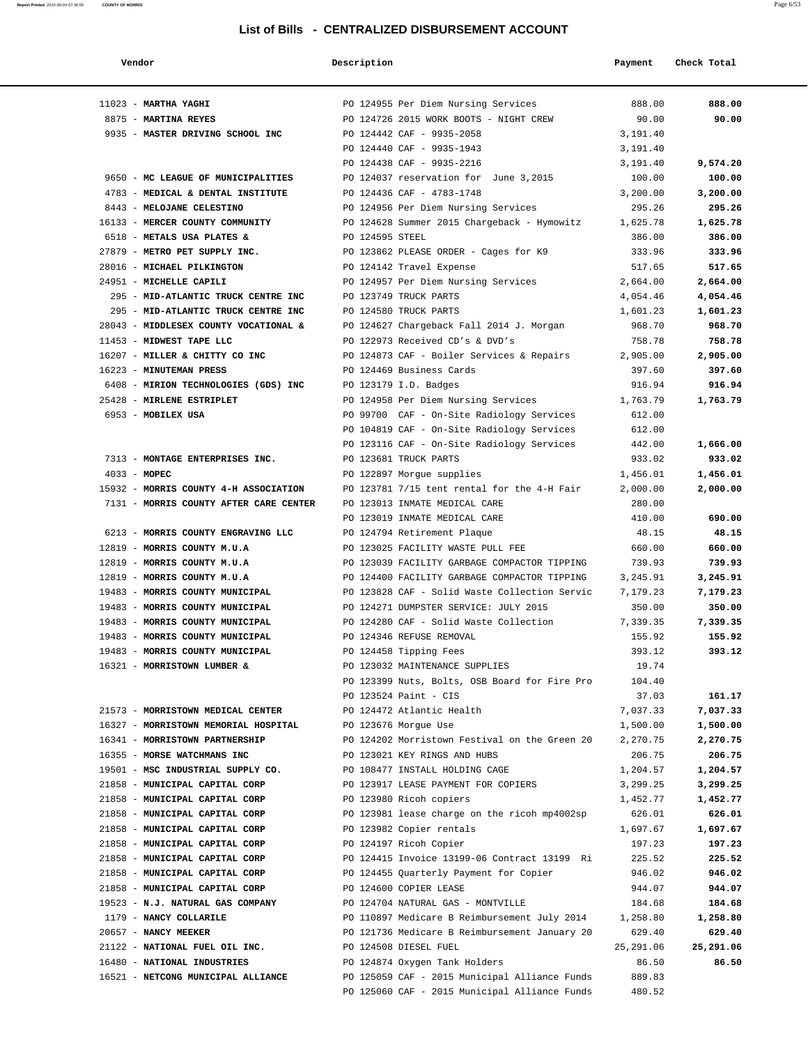## List of Bills - CENTRALIZED DISBURSEMENT ACCOUNT

| Vendor | Description | Payment | Check Total |
|---|---|---|---|
| 11023 - **MARTHA YAGHI** | PO 124955 Per Diem Nursing Services | 888.00 | **888.00** |
| 8875 - **MARTINA REYES** | PO 124726 2015 WORK BOOTS - NIGHT CREW | 90.00 | **90.00** |
| 9935 - **MASTER DRIVING SCHOOL INC** | PO 124442 CAF - 9935-2058 | 3,191.40 | |
| | PO 124440 CAF - 9935-1943 | 3,191.40 | |
| | PO 124438 CAF - 9935-2216 | 3,191.40 | **9,574.20** |
| 9650 - **MC LEAGUE OF MUNICIPALITIES** | PO 124037 reservation for June 3,2015 | 100.00 | **100.00** |
| 4783 - **MEDICAL & DENTAL INSTITUTE** | PO 124436 CAF - 4783-1748 | 3,200.00 | **3,200.00** |
| 8443 - **MELOJANE CELESTINO** | PO 124956 Per Diem Nursing Services | 295.26 | **295.26** |
| 16133 - **MERCER COUNTY COMMUNITY** | PO 124628 Summer 2015 Chargeback - Hymowitz | 1,625.78 | **1,625.78** |
| 6518 - **METALS USA PLATES &** | PO 124595 STEEL | 386.00 | **386.00** |
| 27879 - **METRO PET SUPPLY INC.** | PO 123862 PLEASE ORDER - Cages for K9 | 333.96 | **333.96** |
| 28016 - **MICHAEL PILKINGTON** | PO 124142 Travel Expense | 517.65 | **517.65** |
| 24951 - **MICHELLE CAPILI** | PO 124957 Per Diem Nursing Services | 2,664.00 | **2,664.00** |
| 295 - **MID-ATLANTIC TRUCK CENTRE INC** | PO 123749 TRUCK PARTS | 4,054.46 | **4,054.46** |
| 295 - **MID-ATLANTIC TRUCK CENTRE INC** | PO 124580 TRUCK PARTS | 1,601.23 | **1,601.23** |
| 28043 - **MIDDLESEX COUNTY VOCATIONAL &** | PO 124627 Chargeback Fall 2014 J. Morgan | 968.70 | **968.70** |
| 11453 - **MIDWEST TAPE LLC** | PO 122973 Received CD's & DVD's | 758.78 | **758.78** |
| 16207 - **MILLER & CHITTY CO INC** | PO 124873 CAF - Boiler Services & Repairs | 2,905.00 | **2,905.00** |
| 16223 - **MINUTEMAN PRESS** | PO 124469 Business Cards | 397.60 | **397.60** |
| 6408 - **MIRION TECHNOLOGIES (GDS) INC** | PO 123179 I.D. Badges | 916.94 | **916.94** |
| 25428 - **MIRLENE ESTRIPLET** | PO 124958 Per Diem Nursing Services | 1,763.79 | **1,763.79** |
| 6953 - **MOBILEX USA** | PO 99700 CAF - On-Site Radiology Services | 612.00 | |
| | PO 104819 CAF - On-Site Radiology Services | 612.00 | |
| | PO 123116 CAF - On-Site Radiology Services | 442.00 | **1,666.00** |
| 7313 - **MONTAGE ENTERPRISES INC.** | PO 123681 TRUCK PARTS | 933.02 | **933.02** |
| 4033 - **MOPEC** | PO 122897 Morgue supplies | 1,456.01 | **1,456.01** |
| 15932 - **MORRIS COUNTY 4-H ASSOCIATION** | PO 123781 7/15 tent rental for the 4-H Fair | 2,000.00 | **2,000.00** |
| 7131 - **MORRIS COUNTY AFTER CARE CENTER** | PO 123013 INMATE MEDICAL CARE | 280.00 | |
| | PO 123019 INMATE MEDICAL CARE | 410.00 | **690.00** |
| 6213 - **MORRIS COUNTY ENGRAVING LLC** | PO 124794 Retirement Plaque | 48.15 | **48.15** |
| 12819 - **MORRIS COUNTY M.U.A** | PO 123025 FACILITY WASTE PULL FEE | 660.00 | **660.00** |
| 12819 - **MORRIS COUNTY M.U.A** | PO 123039 FACILITY GARBAGE COMPACTOR TIPPING | 739.93 | **739.93** |
| 12819 - **MORRIS COUNTY M.U.A** | PO 124400 FACILITY GARBAGE COMPACTOR TIPPING | 3,245.91 | **3,245.91** |
| 19483 - **MORRIS COUNTY MUNICIPAL** | PO 123828 CAF - Solid Waste Collection Servic | 7,179.23 | **7,179.23** |
| 19483 - **MORRIS COUNTY MUNICIPAL** | PO 124271 DUMPSTER SERVICE: JULY 2015 | 350.00 | **350.00** |
| 19483 - **MORRIS COUNTY MUNICIPAL** | PO 124280 CAF - Solid Waste Collection | 7,339.35 | **7,339.35** |
| 19483 - **MORRIS COUNTY MUNICIPAL** | PO 124346 REFUSE REMOVAL | 155.92 | **155.92** |
| 19483 - **MORRIS COUNTY MUNICIPAL** | PO 124458 Tipping Fees | 393.12 | **393.12** |
| 16321 - **MORRISTOWN LUMBER &** | PO 123032 MAINTENANCE SUPPLIES | 19.74 | |
| | PO 123399 Nuts, Bolts, OSB Board for Fire Pro | 104.40 | |
| | PO 123524 Paint - CIS | 37.03 | **161.17** |
| 21573 - **MORRISTOWN MEDICAL CENTER** | PO 124472 Atlantic Health | 7,037.33 | **7,037.33** |
| 16327 - **MORRISTOWN MEMORIAL HOSPITAL** | PO 123676 Morgue Use | 1,500.00 | **1,500.00** |
| 16341 - **MORRISTOWN PARTNERSHIP** | PO 124202 Morristown Festival on the Green 20 | 2,270.75 | **2,270.75** |
| 16355 - **MORSE WATCHMANS INC** | PO 123021 KEY RINGS AND HUBS | 206.75 | **206.75** |
| 19501 - **MSC INDUSTRIAL SUPPLY CO.** | PO 108477 INSTALL HOLDING CAGE | 1,204.57 | **1,204.57** |
| 21858 - **MUNICIPAL CAPITAL CORP** | PO 123917 LEASE PAYMENT FOR COPIERS | 3,299.25 | **3,299.25** |
| 21858 - **MUNICIPAL CAPITAL CORP** | PO 123980 Ricoh copiers | 1,452.77 | **1,452.77** |
| 21858 - **MUNICIPAL CAPITAL CORP** | PO 123981 lease charge on the ricoh mp4002sp | 626.01 | **626.01** |
| 21858 - **MUNICIPAL CAPITAL CORP** | PO 123982 Copier rentals | 1,697.67 | **1,697.67** |
| 21858 - **MUNICIPAL CAPITAL CORP** | PO 124197 Ricoh Copier | 197.23 | **197.23** |
| 21858 - **MUNICIPAL CAPITAL CORP** | PO 124415 Invoice 13199-06 Contract 13199 Ri | 225.52 | **225.52** |
| 21858 - **MUNICIPAL CAPITAL CORP** | PO 124455 Quarterly Payment for Copier | 946.02 | **946.02** |
| 21858 - **MUNICIPAL CAPITAL CORP** | PO 124600 COPIER LEASE | 944.07 | **944.07** |
| 19523 - **N.J. NATURAL GAS COMPANY** | PO 124704 NATURAL GAS - MONTVILLE | 184.68 | **184.68** |
| 1179 - **NANCY COLLARILE** | PO 110897 Medicare B Reimbursement July 2014 | 1,258.80 | **1,258.80** |
| 20657 - **NANCY MEEKER** | PO 121736 Medicare B Reimbursement January 20 | 629.40 | **629.40** |
| 21122 - **NATIONAL FUEL OIL INC.** | PO 124508 DIESEL FUEL | 25,291.06 | **25,291.06** |
| 16480 - **NATIONAL INDUSTRIES** | PO 124874 Oxygen Tank Holders | 86.50 | **86.50** |
| 16521 - **NETCONG MUNICIPAL ALLIANCE** | PO 125059 CAF - 2015 Municipal Alliance Funds | 889.83 | |
| | PO 125060 CAF - 2015 Municipal Alliance Funds | 480.52 | |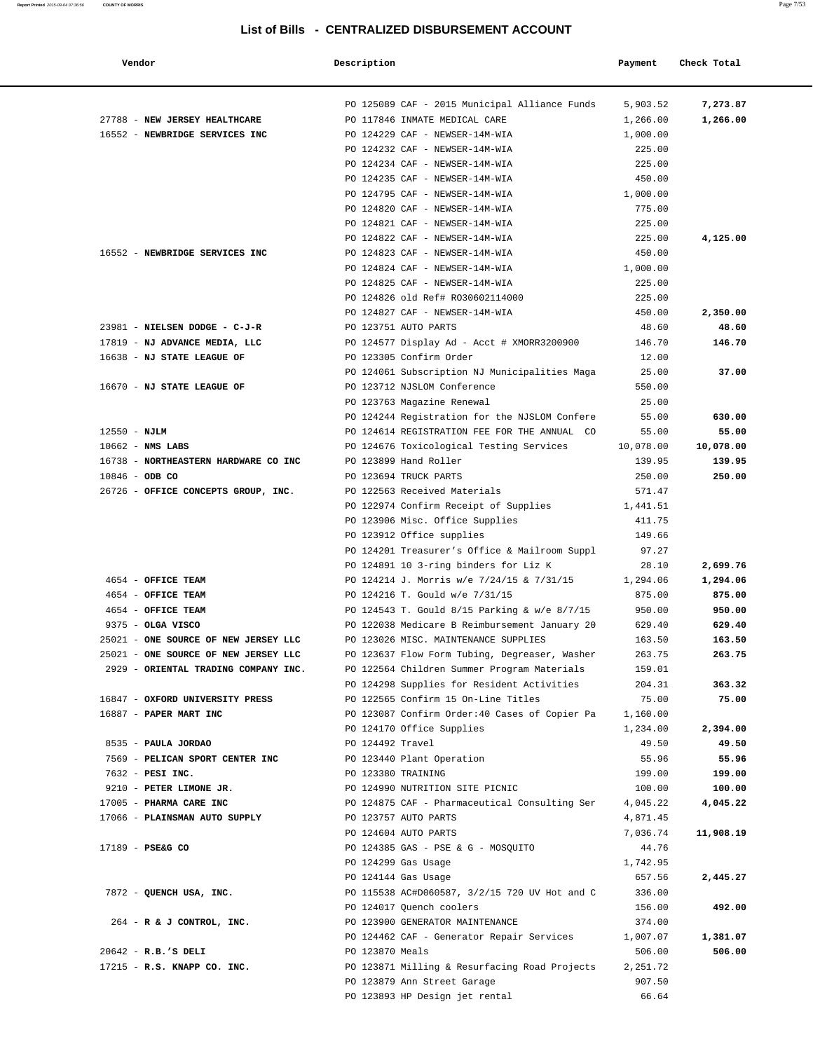# List of Bills - CENTRALIZED DISBURSEMENT ACCOUNT

| Vendor | Description | Payment | Check Total |
|---|---|---|---|
| | PO 125089 CAF - 2015 Municipal Alliance Funds | 5,903.52 | **7,273.87** |
| 27788 - **NEW JERSEY HEALTHCARE** | PO 117846 INMATE MEDICAL CARE | 1,266.00 | **1,266.00** |
| 16552 - **NEWBRIDGE SERVICES INC** | PO 124229 CAF - NEWSER-14M-WIA | 1,000.00 | |
| | PO 124232 CAF - NEWSER-14M-WIA | 225.00 | |
| | PO 124234 CAF - NEWSER-14M-WIA | 225.00 | |
| | PO 124235 CAF - NEWSER-14M-WIA | 450.00 | |
| | PO 124795 CAF - NEWSER-14M-WIA | 1,000.00 | |
| | PO 124820 CAF - NEWSER-14M-WIA | 775.00 | |
| | PO 124821 CAF - NEWSER-14M-WIA | 225.00 | |
| | PO 124822 CAF - NEWSER-14M-WIA | 225.00 | **4,125.00** |
| 16552 - **NEWBRIDGE SERVICES INC** | PO 124823 CAF - NEWSER-14M-WIA | 450.00 | |
| | PO 124824 CAF - NEWSER-14M-WIA | 1,000.00 | |
| | PO 124825 CAF - NEWSER-14M-WIA | 225.00 | |
| | PO 124826 old Ref# RO30602114000 | 225.00 | |
| | PO 124827 CAF - NEWSER-14M-WIA | 450.00 | **2,350.00** |
| 23981 - **NIELSEN DODGE - C-J-R** | PO 123751 AUTO PARTS | 48.60 | **48.60** |
| 17819 - **NJ ADVANCE MEDIA, LLC** | PO 124577 Display Ad - Acct # XMORR3200900 | 146.70 | **146.70** |
| 16638 - **NJ STATE LEAGUE OF** | PO 123305 Confirm Order | 12.00 | |
| | PO 124061 Subscription NJ Municipalities Maga | 25.00 | **37.00** |
| 16670 - **NJ STATE LEAGUE OF** | PO 123712 NJSLOM Conference | 550.00 | |
| | PO 123763 Magazine Renewal | 25.00 | |
| | PO 124244 Registration for the NJSLOM Confere | 55.00 | **630.00** |
| 12550 - **NJLM** | PO 124614 REGISTRATION FEE FOR THE ANNUAL CO | 55.00 | **55.00** |
| 10662 - **NMS LABS** | PO 124676 Toxicological Testing Services | 10,078.00 | **10,078.00** |
| 16738 - **NORTHEASTERN HARDWARE CO INC** | PO 123899 Hand Roller | 139.95 | **139.95** |
| 10846 - **ODB CO** | PO 123694 TRUCK PARTS | 250.00 | **250.00** |
| 26726 - **OFFICE CONCEPTS GROUP, INC.** | PO 122563 Received Materials | 571.47 | |
| | PO 122974 Confirm Receipt of Supplies | 1,441.51 | |
| | PO 123906 Misc. Office Supplies | 411.75 | |
| | PO 123912 Office supplies | 149.66 | |
| | PO 124201 Treasurer's Office & Mailroom Suppl | 97.27 | |
| | PO 124891 10 3-ring binders for Liz K | 28.10 | **2,699.76** |
| 4654 - **OFFICE TEAM** | PO 124214 J. Morris w/e 7/24/15 & 7/31/15 | 1,294.06 | **1,294.06** |
| 4654 - **OFFICE TEAM** | PO 124216 T. Gould w/e 7/31/15 | 875.00 | **875.00** |
| 4654 - **OFFICE TEAM** | PO 124543 T. Gould 8/15 Parking & w/e 8/7/15 | 950.00 | **950.00** |
| 9375 - **OLGA VISCO** | PO 122038 Medicare B Reimbursement January 20 | 629.40 | **629.40** |
| 25021 - **ONE SOURCE OF NEW JERSEY LLC** | PO 123026 MISC. MAINTENANCE SUPPLIES | 163.50 | **163.50** |
| 25021 - **ONE SOURCE OF NEW JERSEY LLC** | PO 123637 Flow Form Tubing, Degreaser, Washer | 263.75 | **263.75** |
| 2929 - **ORIENTAL TRADING COMPANY INC.** | PO 122564 Children Summer Program Materials | 159.01 | |
| | PO 124298 Supplies for Resident Activities | 204.31 | **363.32** |
| 16847 - **OXFORD UNIVERSITY PRESS** | PO 122565 Confirm 15 On-Line Titles | 75.00 | **75.00** |
| 16887 - **PAPER MART INC** | PO 123087 Confirm Order:40 Cases of Copier Pa | 1,160.00 | |
| | PO 124170 Office Supplies | 1,234.00 | **2,394.00** |
| 8535 - **PAULA JORDAO** | PO 124492 Travel | 49.50 | **49.50** |
| 7569 - **PELICAN SPORT CENTER INC** | PO 123440 Plant Operation | 55.96 | **55.96** |
| 7632 - **PESI INC.** | PO 123380 TRAINING | 199.00 | **199.00** |
| 9210 - **PETER LIMONE JR.** | PO 124990 NUTRITION SITE PICNIC | 100.00 | **100.00** |
| 17005 - **PHARMA CARE INC** | PO 124875 CAF - Pharmaceutical Consulting Ser | 4,045.22 | **4,045.22** |
| 17066 - **PLAINSMAN AUTO SUPPLY** | PO 123757 AUTO PARTS | 4,871.45 | |
| | PO 124604 AUTO PARTS | 7,036.74 | **11,908.19** |
| 17189 - **PSE&G CO** | PO 124385 GAS - PSE & G - MOSQUITO | 44.76 | |
| | PO 124299 Gas Usage | 1,742.95 | |
| | PO 124144 Gas Usage | 657.56 | **2,445.27** |
| 7872 - **QUENCH USA, INC.** | PO 115538 AC#D060587, 3/2/15 720 UV Hot and C | 336.00 | |
| | PO 124017 Quench coolers | 156.00 | **492.00** |
| 264 - **R & J CONTROL, INC.** | PO 123900 GENERATOR MAINTENANCE | 374.00 | |
| | PO 124462 CAF - Generator Repair Services | 1,007.07 | **1,381.07** |
| 20642 - **R.B.'S DELI** | PO 123870 Meals | 506.00 | **506.00** |
| 17215 - **R.S. KNAPP CO. INC.** | PO 123871 Milling & Resurfacing Road Projects | 2,251.72 | |
| | PO 123879 Ann Street Garage | 907.50 | |
| | PO 123893 HP Design jet rental | 66.64 | |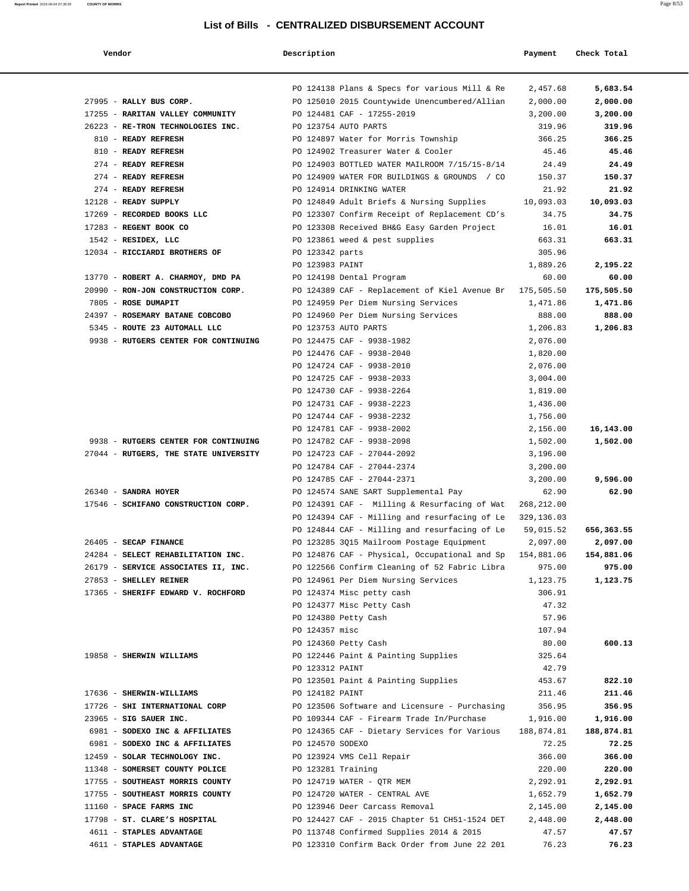## List of Bills - CENTRALIZED DISBURSEMENT ACCOUNT

| Vendor | Description | Payment | Check Total |
|---|---|---|---|
| | PO 124138 Plans & Specs for various Mill & Re | 2,457.68 | **5,683.54** |
| 27995 - **RALLY BUS CORP.** | PO 125010 2015 Countywide Unencumbered/Allian | 2,000.00 | **2,000.00** |
| 17255 - **RARITAN VALLEY COMMUNITY** | PO 124481 CAF - 17255-2019 | 3,200.00 | **3,200.00** |
| 26223 - **RE-TRON TECHNOLOGIES INC.** | PO 123754 AUTO PARTS | 319.96 | **319.96** |
| 810 - **READY REFRESH** | PO 124897 Water for Morris Township | 366.25 | **366.25** |
| 810 - **READY REFRESH** | PO 124902 Treasurer Water & Cooler | 45.46 | **45.46** |
| 274 - **READY REFRESH** | PO 124903 BOTTLED WATER MAILROOM 7/15/15-8/14 | 24.49 | **24.49** |
| 274 - **READY REFRESH** | PO 124909 WATER FOR BUILDINGS & GROUNDS / CO | 150.37 | **150.37** |
| 274 - **READY REFRESH** | PO 124914 DRINKING WATER | 21.92 | **21.92** |
| 12128 - **READY SUPPLY** | PO 124849 Adult Briefs & Nursing Supplies | 10,093.03 | **10,093.03** |
| 17269 - **RECORDED BOOKS LLC** | PO 123307 Confirm Receipt of Replacement CD's | 34.75 | **34.75** |
| 17283 - **REGENT BOOK CO** | PO 123308 Received BH&G Easy Garden Project | 16.01 | **16.01** |
| 1542 - **RESIDEX, LLC** | PO 123861 weed & pest supplies | 663.31 | **663.31** |
| 12034 - **RICCIARDI BROTHERS OF** | PO 123342 parts | 305.96 | |
| | PO 123983 PAINT | 1,889.26 | **2,195.22** |
| 13770 - **ROBERT A. CHARMOY, DMD PA** | PO 124198 Dental Program | 60.00 | **60.00** |
| 20990 - **RON-JON CONSTRUCTION CORP.** | PO 124389 CAF - Replacement of Kiel Avenue Br | 175,505.50 | **175,505.50** |
| 7805 - **ROSE DUMAPIT** | PO 124959 Per Diem Nursing Services | 1,471.86 | **1,471.86** |
| 24397 - **ROSEMARY BATANE COBCOBO** | PO 124960 Per Diem Nursing Services | 888.00 | **888.00** |
| 5345 - **ROUTE 23 AUTOMALL LLC** | PO 123753 AUTO PARTS | 1,206.83 | **1,206.83** |
| 9938 - **RUTGERS CENTER FOR CONTINUING** | PO 124475 CAF - 9938-1982 | 2,076.00 | |
| | PO 124476 CAF - 9938-2040 | 1,820.00 | |
| | PO 124724 CAF - 9938-2010 | 2,076.00 | |
| | PO 124725 CAF - 9938-2033 | 3,004.00 | |
| | PO 124730 CAF - 9938-2264 | 1,819.00 | |
| | PO 124731 CAF - 9938-2223 | 1,436.00 | |
| | PO 124744 CAF - 9938-2232 | 1,756.00 | |
| | PO 124781 CAF - 9938-2002 | 2,156.00 | **16,143.00** |
| 9938 - **RUTGERS CENTER FOR CONTINUING** | PO 124782 CAF - 9938-2098 | 1,502.00 | **1,502.00** |
| 27044 - **RUTGERS, THE STATE UNIVERSITY** | PO 124723 CAF - 27044-2092 | 3,196.00 | |
| | PO 124784 CAF - 27044-2374 | 3,200.00 | |
| | PO 124785 CAF - 27044-2371 | 3,200.00 | **9,596.00** |
| 26340 - **SANDRA HOYER** | PO 124574 SANE SART Supplemental Pay | 62.90 | **62.90** |
| 17546 - **SCHIFANO CONSTRUCTION CORP.** | PO 124391 CAF - Milling & Resurfacing of Wat | 268,212.00 | |
| | PO 124394 CAF - Milling and resurfacing of Le | 329,136.03 | |
| | PO 124844 CAF - Milling and resurfacing of Le | 59,015.52 | **656,363.55** |
| 26405 - **SECAP FINANCE** | PO 123285 3Q15 Mailroom Postage Equipment | 2,097.00 | **2,097.00** |
| 24284 - **SELECT REHABILITATION INC.** | PO 124876 CAF - Physical, Occupational and Sp | 154,881.06 | **154,881.06** |
| 26179 - **SERVICE ASSOCIATES II, INC.** | PO 122566 Confirm Cleaning of 52 Fabric Libra | 975.00 | **975.00** |
| 27853 - **SHELLEY REINER** | PO 124961 Per Diem Nursing Services | 1,123.75 | **1,123.75** |
| 17365 - **SHERIFF EDWARD V. ROCHFORD** | PO 124374 Misc petty cash | 306.91 | |
| | PO 124377 Misc Petty Cash | 47.32 | |
| | PO 124380 Petty Cash | 57.96 | |
| | PO 124357 misc | 107.94 | |
| | PO 124360 Petty Cash | 80.00 | **600.13** |
| 19858 - **SHERWIN WILLIAMS** | PO 122446 Paint & Painting Supplies | 325.64 | |
| | PO 123312 PAINT | 42.79 | |
| | PO 123501 Paint & Painting Supplies | 453.67 | **822.10** |
| 17636 - **SHERWIN-WILLIAMS** | PO 124182 PAINT | 211.46 | **211.46** |
| 17726 - **SHI INTERNATIONAL CORP** | PO 123506 Software and Licensure - Purchasing | 356.95 | **356.95** |
| 23965 - **SIG SAUER INC.** | PO 109344 CAF - Firearm Trade In/Purchase | 1,916.00 | **1,916.00** |
| 6981 - **SODEXO INC & AFFILIATES** | PO 124365 CAF - Dietary Services for Various | 188,874.81 | **188,874.81** |
| 6981 - **SODEXO INC & AFFILIATES** | PO 124570 SODEXO | 72.25 | **72.25** |
| 12459 - **SOLAR TECHNOLOGY INC.** | PO 123924 VMS Cell Repair | 366.00 | **366.00** |
| 11348 - **SOMERSET COUNTY POLICE** | PO 123281 Training | 220.00 | **220.00** |
| 17755 - **SOUTHEAST MORRIS COUNTY** | PO 124719 WATER - QTR MEM | 2,292.91 | **2,292.91** |
| 17755 - **SOUTHEAST MORRIS COUNTY** | PO 124720 WATER - CENTRAL AVE | 1,652.79 | **1,652.79** |
| 11160 - **SPACE FARMS INC** | PO 123946 Deer Carcass Removal | 2,145.00 | **2,145.00** |
| 17798 - **ST. CLARE'S HOSPITAL** | PO 124427 CAF - 2015 Chapter 51 CH51-1524 DET | 2,448.00 | **2,448.00** |
| 4611 - **STAPLES ADVANTAGE** | PO 113748 Confirmed Supplies 2014 & 2015 | 47.57 | **47.57** |
| 4611 - **STAPLES ADVANTAGE** | PO 123310 Confirm Back Order from June 22 201 | 76.23 | **76.23** |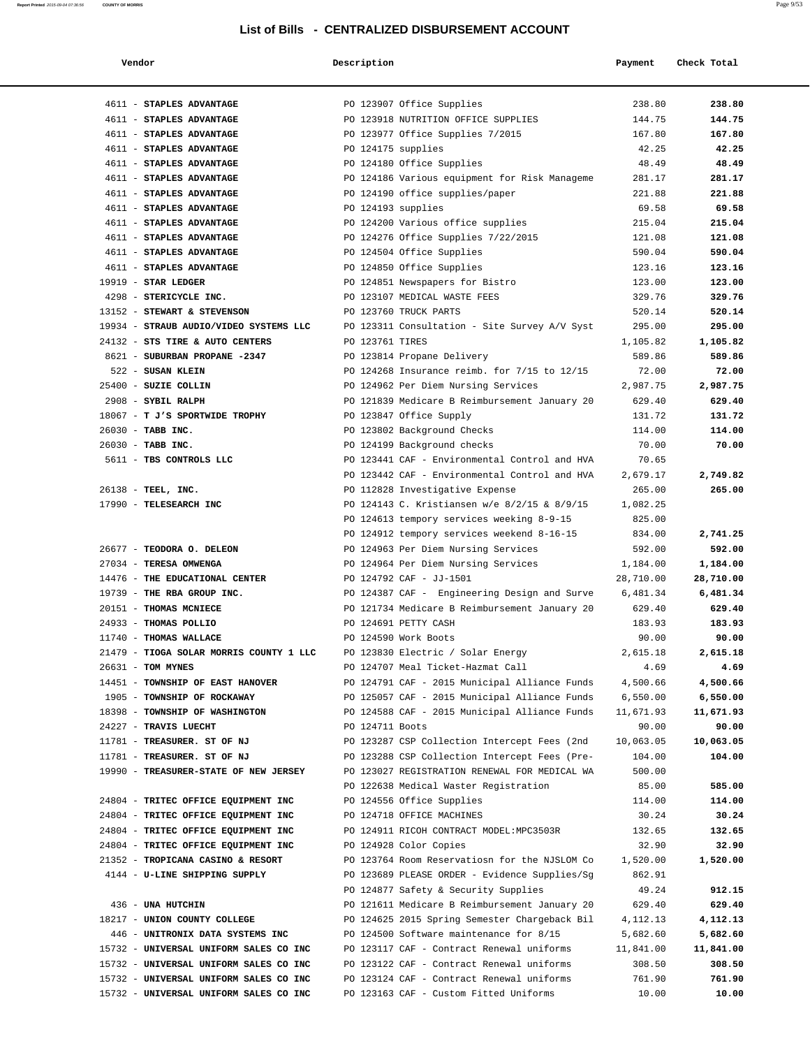## List of Bills - CENTRALIZED DISBURSEMENT ACCOUNT

| Vendor | Description | Payment | Check Total |
|---|---|---|---|
| 4611 - **STAPLES ADVANTAGE** | PO 123907 Office Supplies | 238.80 | **238.80** |
| 4611 - **STAPLES ADVANTAGE** | PO 123918 NUTRITION OFFICE SUPPLIES | 144.75 | **144.75** |
| 4611 - **STAPLES ADVANTAGE** | PO 123977 Office Supplies 7/2015 | 167.80 | **167.80** |
| 4611 - **STAPLES ADVANTAGE** | PO 124175 supplies | 42.25 | **42.25** |
| 4611 - **STAPLES ADVANTAGE** | PO 124180 Office Supplies | 48.49 | **48.49** |
| 4611 - **STAPLES ADVANTAGE** | PO 124186 Various equipment for Risk Manageme | 281.17 | **281.17** |
| 4611 - **STAPLES ADVANTAGE** | PO 124190 office supplies/paper | 221.88 | **221.88** |
| 4611 - **STAPLES ADVANTAGE** | PO 124193 supplies | 69.58 | **69.58** |
| 4611 - **STAPLES ADVANTAGE** | PO 124200 Various office supplies | 215.04 | **215.04** |
| 4611 - **STAPLES ADVANTAGE** | PO 124276 Office Supplies 7/22/2015 | 121.08 | **121.08** |
| 4611 - **STAPLES ADVANTAGE** | PO 124504 Office Supplies | 590.04 | **590.04** |
| 4611 - **STAPLES ADVANTAGE** | PO 124850 Office Supplies | 123.16 | **123.16** |
| 19919 - **STAR LEDGER** | PO 124851 Newspapers for Bistro | 123.00 | **123.00** |
| 4298 - **STERICYCLE INC.** | PO 123107 MEDICAL WASTE FEES | 329.76 | **329.76** |
| 13152 - **STEWART & STEVENSON** | PO 123760 TRUCK PARTS | 520.14 | **520.14** |
| 19934 - **STRAUB AUDIO/VIDEO SYSTEMS LLC** | PO 123311 Consultation - Site Survey A/V Syst | 295.00 | **295.00** |
| 24132 - **STS TIRE & AUTO CENTERS** | PO 123761 TIRES | 1,105.82 | **1,105.82** |
| 8621 - **SUBURBAN PROPANE -2347** | PO 123814 Propane Delivery | 589.86 | **589.86** |
| 522 - **SUSAN KLEIN** | PO 124268 Insurance reimb. for 7/15 to 12/15 | 72.00 | **72.00** |
| 25400 - **SUZIE COLLIN** | PO 124962 Per Diem Nursing Services | 2,987.75 | **2,987.75** |
| 2908 - **SYBIL RALPH** | PO 121839 Medicare B Reimbursement January 20 | 629.40 | **629.40** |
| 18067 - **T J'S SPORTWIDE TROPHY** | PO 123847 Office Supply | 131.72 | **131.72** |
| 26030 - **TABB INC.** | PO 123802 Background Checks | 114.00 | **114.00** |
| 26030 - **TABB INC.** | PO 124199 Background checks | 70.00 | **70.00** |
| 5611 - **TBS CONTROLS LLC** | PO 123441 CAF - Environmental Control and HVA | 70.65 | |
| | PO 123442 CAF - Environmental Control and HVA | 2,679.17 | **2,749.82** |
| 26138 - **TEEL, INC.** | PO 112828 Investigative Expense | 265.00 | **265.00** |
| 17990 - **TELESEARCH INC** | PO 124143 C. Kristiansen w/e 8/2/15 & 8/9/15 | 1,082.25 | |
| | PO 124613 tempory services weeking 8-9-15 | 825.00 | |
| | PO 124912 tempory services weekend 8-16-15 | 834.00 | **2,741.25** |
| 26677 - **TEODORA O. DELEON** | PO 124963 Per Diem Nursing Services | 592.00 | **592.00** |
| 27034 - **TERESA OMWENGA** | PO 124964 Per Diem Nursing Services | 1,184.00 | **1,184.00** |
| 14476 - **THE EDUCATIONAL CENTER** | PO 124792 CAF - JJ-1501 | 28,710.00 | **28,710.00** |
| 19739 - **THE RBA GROUP INC.** | PO 124387 CAF - Engineering Design and Surve | 6,481.34 | **6,481.34** |
| 20151 - **THOMAS MCNIECE** | PO 121734 Medicare B Reimbursement January 20 | 629.40 | **629.40** |
| 24933 - **THOMAS POLLIO** | PO 124691 PETTY CASH | 183.93 | **183.93** |
| 11740 - **THOMAS WALLACE** | PO 124590 Work Boots | 90.00 | **90.00** |
| 21479 - **TIOGA SOLAR MORRIS COUNTY 1 LLC** | PO 123830 Electric / Solar Energy | 2,615.18 | **2,615.18** |
| 26631 - **TOM MYNES** | PO 124707 Meal Ticket-Hazmat Call | 4.69 | **4.69** |
| 14451 - **TOWNSHIP OF EAST HANOVER** | PO 124791 CAF - 2015 Municipal Alliance Funds | 4,500.66 | **4,500.66** |
| 1905 - **TOWNSHIP OF ROCKAWAY** | PO 125057 CAF - 2015 Municipal Alliance Funds | 6,550.00 | **6,550.00** |
| 18398 - **TOWNSHIP OF WASHINGTON** | PO 124588 CAF - 2015 Municipal Alliance Funds | 11,671.93 | **11,671.93** |
| 24227 - **TRAVIS LUECHT** | PO 124711 Boots | 90.00 | **90.00** |
| 11781 - **TREASURER. ST OF NJ** | PO 123287 CSP Collection Intercept Fees (2nd | 10,063.05 | **10,063.05** |
| 11781 - **TREASURER. ST OF NJ** | PO 123288 CSP Collection Intercept Fees (Pre- | 104.00 | **104.00** |
| 19990 - **TREASURER-STATE OF NEW JERSEY** | PO 123027 REGISTRATION RENEWAL FOR MEDICAL WA | 500.00 | |
| | PO 122638 Medical Waster Registration | 85.00 | **585.00** |
| 24804 - **TRITEC OFFICE EQUIPMENT INC** | PO 124556 Office Supplies | 114.00 | **114.00** |
| 24804 - **TRITEC OFFICE EQUIPMENT INC** | PO 124718 OFFICE MACHINES | 30.24 | **30.24** |
| 24804 - **TRITEC OFFICE EQUIPMENT INC** | PO 124911 RICOH CONTRACT MODEL:MPC3503R | 132.65 | **132.65** |
| 24804 - **TRITEC OFFICE EQUIPMENT INC** | PO 124928 Color Copies | 32.90 | **32.90** |
| 21352 - **TROPICANA CASINO & RESORT** | PO 123764 Room Reservatiosn for the NJSLOM Co | 1,520.00 | **1,520.00** |
| 4144 - **U-LINE SHIPPING SUPPLY** | PO 123689 PLEASE ORDER - Evidence Supplies/Sg | 862.91 | |
| | PO 124877 Safety & Security Supplies | 49.24 | **912.15** |
| 436 - **UNA HUTCHIN** | PO 121611 Medicare B Reimbursement January 20 | 629.40 | **629.40** |
| 18217 - **UNION COUNTY COLLEGE** | PO 124625 2015 Spring Semester Chargeback Bil | 4,112.13 | **4,112.13** |
| 446 - **UNITRONIX DATA SYSTEMS INC** | PO 124500 Software maintenance for 8/15 | 5,682.60 | **5,682.60** |
| 15732 - **UNIVERSAL UNIFORM SALES CO INC** | PO 123117 CAF - Contract Renewal uniforms | 11,841.00 | **11,841.00** |
| 15732 - **UNIVERSAL UNIFORM SALES CO INC** | PO 123122 CAF - Contract Renewal uniforms | 308.50 | **308.50** |
| 15732 - **UNIVERSAL UNIFORM SALES CO INC** | PO 123124 CAF - Contract Renewal uniforms | 761.90 | **761.90** |
| 15732 - **UNIVERSAL UNIFORM SALES CO INC** | PO 123163 CAF - Custom Fitted Uniforms | 10.00 | **10.00** |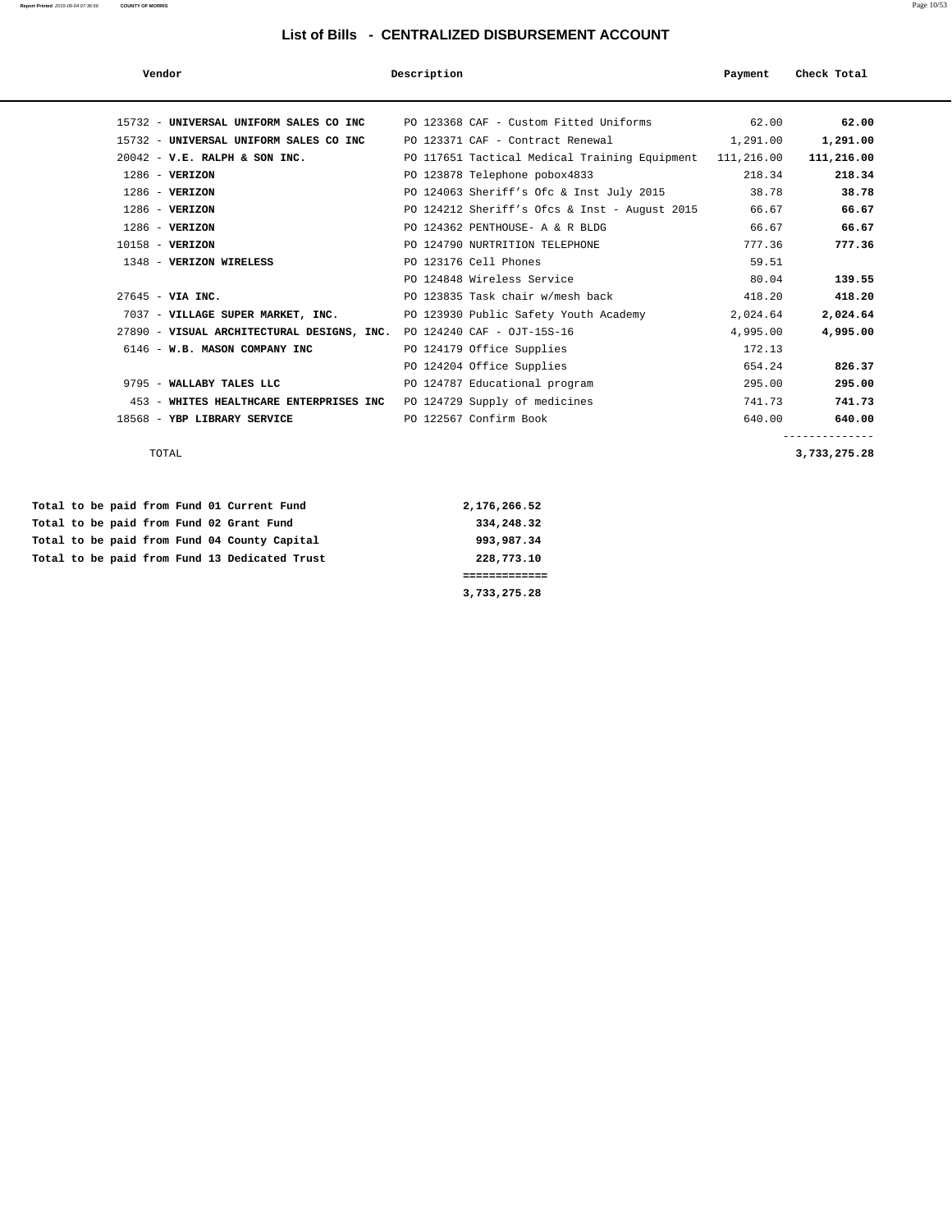# List of Bills - CENTRALIZED DISBURSEMENT ACCOUNT

| Vendor | Description | Payment | Check Total |
|---|---|---|---|
| 15732 - **UNIVERSAL UNIFORM SALES CO INC** | PO 123368 CAF - Custom Fitted Uniforms | 62.00 | **62.00** |
| 15732 - **UNIVERSAL UNIFORM SALES CO INC** | PO 123371 CAF - Contract Renewal | 1,291.00 | **1,291.00** |
| 20042 - **V.E. RALPH & SON INC.** | PO 117651 Tactical Medical Training Equipment | 111,216.00 | **111,216.00** |
| 1286 - **VERIZON** | PO 123878 Telephone pobox4833 | 218.34 | **218.34** |
| 1286 - **VERIZON** | PO 124063 Sheriff's Ofc & Inst July 2015 | 38.78 | **38.78** |
| 1286 - **VERIZON** | PO 124212 Sheriff's Ofcs & Inst - August 2015 | 66.67 | **66.67** |
| 1286 - **VERIZON** | PO 124362 PENTHOUSE- A & R BLDG | 66.67 | **66.67** |
| 10158 - **VERIZON** | PO 124790 NURTRITION TELEPHONE | 777.36 | **777.36** |
| 1348 - **VERIZON WIRELESS** | PO 123176 Cell Phones | 59.51 | |
| | PO 124848 Wireless Service | 80.04 | **139.55** |
| 27645 - **VIA INC.** | PO 123835 Task chair w/mesh back | 418.20 | **418.20** |
| 7037 - **VILLAGE SUPER MARKET, INC.** | PO 123930 Public Safety Youth Academy | 2,024.64 | **2,024.64** |
| 27890 - **VISUAL ARCHITECTURAL DESIGNS, INC.** | PO 124240 CAF - OJT-15S-16 | 4,995.00 | **4,995.00** |
| 6146 - **W.B. MASON COMPANY INC** | PO 124179 Office Supplies | 172.13 | |
| | PO 124204 Office Supplies | 654.24 | **826.37** |
| 9795 - **WALLABY TALES LLC** | PO 124787 Educational program | 295.00 | **295.00** |
| 453 - **WHITES HEALTHCARE ENTERPRISES INC** | PO 124729 Supply of medicines | 741.73 | **741.73** |
| 18568 - **YBP LIBRARY SERVICE** | PO 122567 Confirm Book | 640.00 | **640.00** |
| TOTAL | | | **3,733,275.28** |

| | |
|---|---|
| **Total to be paid from Fund 01 Current Fund** | **2,176,266.52** |
| **Total to be paid from Fund 02 Grant Fund** | **334,248.32** |
| **Total to be paid from Fund 04 County Capital** | **993,987.34** |
| **Total to be paid from Fund 13 Dedicated Trust** | **228,773.10** |
| | **3,733,275.28** |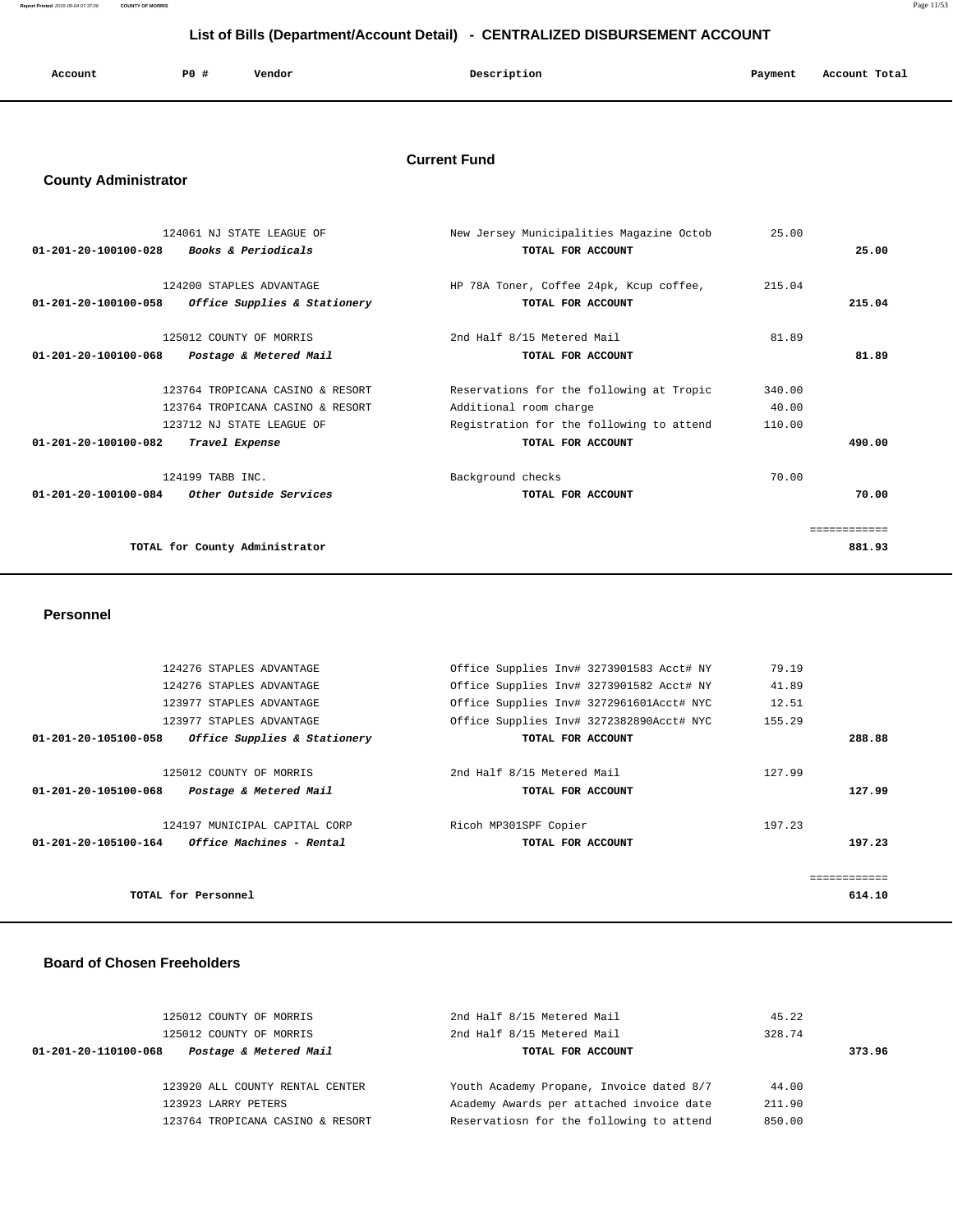## List of Bills (Department/Account Detail) - CENTRALIZED DISBURSEMENT ACCOUNT

# Current Fund

## County Administrator

| Account | PO # | Vendor | Description | Payment | Account Total |
|---|---|---|---|---|---|
| | 124061 | NJ STATE LEAGUE OF | New Jersey Municipalities Magazine Octob | 25.00 | |
| 01-201-20-100100-028 | | *Books & Periodicals* | TOTAL FOR ACCOUNT | | 25.00 |
| | 124200 | STAPLES ADVANTAGE | HP 78A Toner, Coffee 24pk, Kcup coffee, | 215.04 | |
| 01-201-20-100100-058 | | *Office Supplies & Stationery* | TOTAL FOR ACCOUNT | | 215.04 |
| | 125012 | COUNTY OF MORRIS | 2nd Half 8/15 Metered Mail | 81.89 | |
| 01-201-20-100100-068 | | *Postage & Metered Mail* | TOTAL FOR ACCOUNT | | 81.89 |
| | 123764 | TROPICANA CASINO & RESORT | Reservations for the following at Tropic | 340.00 | |
| | 123764 | TROPICANA CASINO & RESORT | Additional room charge | 40.00 | |
| | 123712 | NJ STATE LEAGUE OF | Registration for the following to attend | 110.00 | |
| 01-201-20-100100-082 | | *Travel Expense* | TOTAL FOR ACCOUNT | | 490.00 |
| | 124199 | TABB INC. | Background checks | 70.00 | |
| 01-201-20-100100-084 | | *Other Outside Services* | TOTAL FOR ACCOUNT | | 70.00 |
| | | | | | ============ |
| | | TOTAL for County Administrator | | | 881.93 |

## Personnel

| Account | PO # | Vendor | Description | Payment | Account Total |
|---|---|---|---|---|---|
| | 124276 | STAPLES ADVANTAGE | Office Supplies Inv# 3273901583 Acct# NY | 79.19 | |
| | 124276 | STAPLES ADVANTAGE | Office Supplies Inv# 3273901582 Acct# NY | 41.89 | |
| | 123977 | STAPLES ADVANTAGE | Office Supplies Inv# 3272961601Acct# NYC | 12.51 | |
| | 123977 | STAPLES ADVANTAGE | Office Supplies Inv# 3272382890Acct# NYC | 155.29 | |
| 01-201-20-105100-058 | | *Office Supplies & Stationery* | TOTAL FOR ACCOUNT | | 288.88 |
| | 125012 | COUNTY OF MORRIS | 2nd Half 8/15 Metered Mail | 127.99 | |
| 01-201-20-105100-068 | | *Postage & Metered Mail* | TOTAL FOR ACCOUNT | | 127.99 |
| | 124197 | MUNICIPAL CAPITAL CORP | Ricoh MP301SPF Copier | 197.23 | |
| 01-201-20-105100-164 | | *Office Machines - Rental* | TOTAL FOR ACCOUNT | | 197.23 |
| | | | | | ============ |
| | | TOTAL for Personnel | | | 614.10 |

## Board of Chosen Freeholders

| Account | PO # | Vendor | Description | Payment | Account Total |
|---|---|---|---|---|---|
| | 125012 | COUNTY OF MORRIS | 2nd Half 8/15 Metered Mail | 45.22 | |
| | 125012 | COUNTY OF MORRIS | 2nd Half 8/15 Metered Mail | 328.74 | |
| 01-201-20-110100-068 | | *Postage & Metered Mail* | TOTAL FOR ACCOUNT | | 373.96 |
| | 123920 | ALL COUNTY RENTAL CENTER | Youth Academy Propane, Invoice dated 8/7 | 44.00 | |
| | 123923 | LARRY PETERS | Academy Awards per attached invoice date | 211.90 | |
| | 123764 | TROPICANA CASINO & RESORT | Reservatiosn for the following to attend | 850.00 | |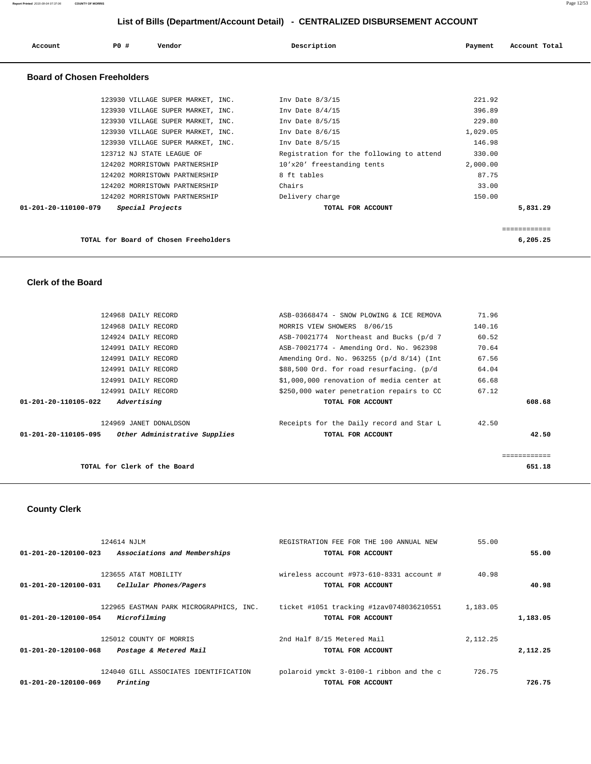## List of Bills (Department/Account Detail) - CENTRALIZED DISBURSEMENT ACCOUNT

| Account | PO # | Vendor | Description | Payment | Account Total |
|---|---|---|---|---|---|

### Board of Chosen Freeholders

| Account | PO # | Vendor | Description | Payment | Account Total |
|---|---|---|---|---|---|
| | 123930 | VILLAGE SUPER MARKET, INC. | Inv Date 8/3/15 | 221.92 | |
| | 123930 | VILLAGE SUPER MARKET, INC. | Inv Date 8/4/15 | 396.89 | |
| | 123930 | VILLAGE SUPER MARKET, INC. | Inv Date 8/5/15 | 229.80 | |
| | 123930 | VILLAGE SUPER MARKET, INC. | Inv Date 8/6/15 | 1,029.05 | |
| | 123930 | VILLAGE SUPER MARKET, INC. | Inv Date 8/5/15 | 146.98 | |
| | 123712 | NJ STATE LEAGUE OF | Registration for the following to attend | 330.00 | |
| | 124202 | MORRISTOWN PARTNERSHIP | 10'x20' freestanding tents | 2,000.00 | |
| | 124202 | MORRISTOWN PARTNERSHIP | 8 ft tables | 87.75 | |
| | 124202 | MORRISTOWN PARTNERSHIP | Chairs | 33.00 | |
| | 124202 | MORRISTOWN PARTNERSHIP | Delivery charge | 150.00 | |
| **01-201-20-110100-079** | | *Special Projects* | **TOTAL FOR ACCOUNT** | | **5,831.29** |

**TOTAL for Board of Chosen Freeholders** — **6,205.25**

### Clerk of the Board

| Account | PO # | Vendor | Description | Payment | Account Total |
|---|---|---|---|---|---|
| | 124968 | DAILY RECORD | ASB-03668474 - SNOW PLOWING & ICE REMOVA | 71.96 | |
| | 124968 | DAILY RECORD | MORRIS VIEW SHOWERS 8/06/15 | 140.16 | |
| | 124924 | DAILY RECORD | ASB-70021774 Northeast and Bucks (p/d 7 | 60.52 | |
| | 124991 | DAILY RECORD | ASB-70021774 - Amending Ord. No. 962398 | 70.64 | |
| | 124991 | DAILY RECORD | Amending Ord. No. 963255 (p/d 8/14) (Int | 67.56 | |
| | 124991 | DAILY RECORD | $88,500 Ord. for road resurfacing. (p/d | 64.04 | |
| | 124991 | DAILY RECORD | $1,000,000 renovation of media center at | 66.68 | |
| | 124991 | DAILY RECORD | $250,000 water penetration repairs to CC | 67.12 | |
| **01-201-20-110105-022** | | *Advertising* | **TOTAL FOR ACCOUNT** | | **608.68** |
| | 124969 | JANET DONALDSON | Receipts for the Daily record and Star L | 42.50 | |
| **01-201-20-110105-095** | | *Other Administrative Supplies* | **TOTAL FOR ACCOUNT** | | **42.50** |

**TOTAL for Clerk of the Board** — **651.18**

### County Clerk

| Account | PO # | Vendor | Description | Payment | Account Total |
|---|---|---|---|---|---|
| | 124614 | NJLM | REGISTRATION FEE FOR THE 100 ANNUAL NEW | 55.00 | |
| **01-201-20-120100-023** | | *Associations and Memberships* | **TOTAL FOR ACCOUNT** | | **55.00** |
| | 123655 | AT&T MOBILITY | wireless account #973-610-8331 account # | 40.98 | |
| **01-201-20-120100-031** | | *Cellular Phones/Pagers* | **TOTAL FOR ACCOUNT** | | **40.98** |
| | 122965 | EASTMAN PARK MICROGRAPHICS, INC. | ticket #1051 tracking #1zav0748036210551 | 1,183.05 | |
| **01-201-20-120100-054** | | *Microfilming* | **TOTAL FOR ACCOUNT** | | **1,183.05** |
| | 125012 | COUNTY OF MORRIS | 2nd Half 8/15 Metered Mail | 2,112.25 | |
| **01-201-20-120100-068** | | *Postage & Metered Mail* | **TOTAL FOR ACCOUNT** | | **2,112.25** |
| | 124040 | GILL ASSOCIATES IDENTIFICATION | polaroid ymckt 3-0100-1 ribbon and the c | 726.75 | |
| **01-201-20-120100-069** | | *Printing* | **TOTAL FOR ACCOUNT** | | **726.75** |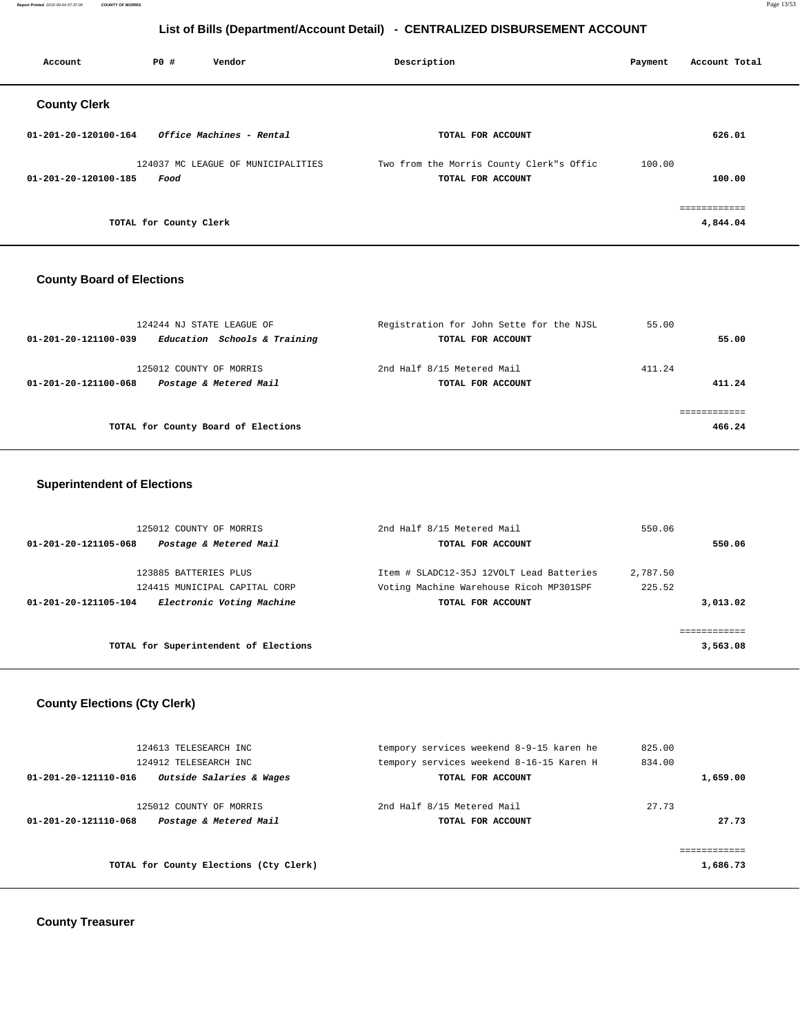# List of Bills (Department/Account Detail) - CENTRALIZED DISBURSEMENT ACCOUNT

| Account | PO # | Vendor | Description | Payment | Account Total |
|---|---|---|---|---|---|

## County Clerk

| Account | PO # | Vendor | Description | Payment | Account Total |
|---|---|---|---|---|---|
| 01-201-20-120100-164 | | *Office Machines - Rental* | TOTAL FOR ACCOUNT | | 626.01 |
| | 124037 | MC LEAGUE OF MUNICIPALITIES | Two from the Morris County Clerk"s Offic | 100.00 | |
| 01-201-20-120100-185 | | *Food* | TOTAL FOR ACCOUNT | | 100.00 |
| | | | | | ============ |
| | | TOTAL for County Clerk | | | 4,844.04 |

## County Board of Elections

| Account | PO # | Vendor | Description | Payment | Account Total |
|---|---|---|---|---|---|
| | 124244 | NJ STATE LEAGUE OF | Registration for John Sette for the NJSL | 55.00 | |
| 01-201-20-121100-039 | | *Education Schools & Training* | TOTAL FOR ACCOUNT | | 55.00 |
| | 125012 | COUNTY OF MORRIS | 2nd Half 8/15 Metered Mail | 411.24 | |
| 01-201-20-121100-068 | | *Postage & Metered Mail* | TOTAL FOR ACCOUNT | | 411.24 |
| | | | | | ============ |
| | | TOTAL for County Board of Elections | | | 466.24 |

## Superintendent of Elections

| Account | PO # | Vendor | Description | Payment | Account Total |
|---|---|---|---|---|---|
| | 125012 | COUNTY OF MORRIS | 2nd Half 8/15 Metered Mail | 550.06 | |
| 01-201-20-121105-068 | | *Postage & Metered Mail* | TOTAL FOR ACCOUNT | | 550.06 |
| | 123885 | BATTERIES PLUS | Item # SLADC12-35J 12VOLT Lead Batteries | 2,787.50 | |
| | 124415 | MUNICIPAL CAPITAL CORP | Voting Machine Warehouse Ricoh MP301SPF | 225.52 | |
| 01-201-20-121105-104 | | *Electronic Voting Machine* | TOTAL FOR ACCOUNT | | 3,013.02 |
| | | | | | ============ |
| | | TOTAL for Superintendent of Elections | | | 3,563.08 |

## County Elections (Cty Clerk)

| Account | PO # | Vendor | Description | Payment | Account Total |
|---|---|---|---|---|---|
| | 124613 | TELESEARCH INC | tempory services weekend 8-9-15 karen he | 825.00 | |
| | 124912 | TELESEARCH INC | tempory services weekend 8-16-15 Karen H | 834.00 | |
| 01-201-20-121110-016 | | *Outside Salaries & Wages* | TOTAL FOR ACCOUNT | | 1,659.00 |
| | 125012 | COUNTY OF MORRIS | 2nd Half 8/15 Metered Mail | 27.73 | |
| 01-201-20-121110-068 | | *Postage & Metered Mail* | TOTAL FOR ACCOUNT | | 27.73 |
| | | | | | ============ |
| | | TOTAL for County Elections (Cty Clerk) | | | 1,686.73 |

## County Treasurer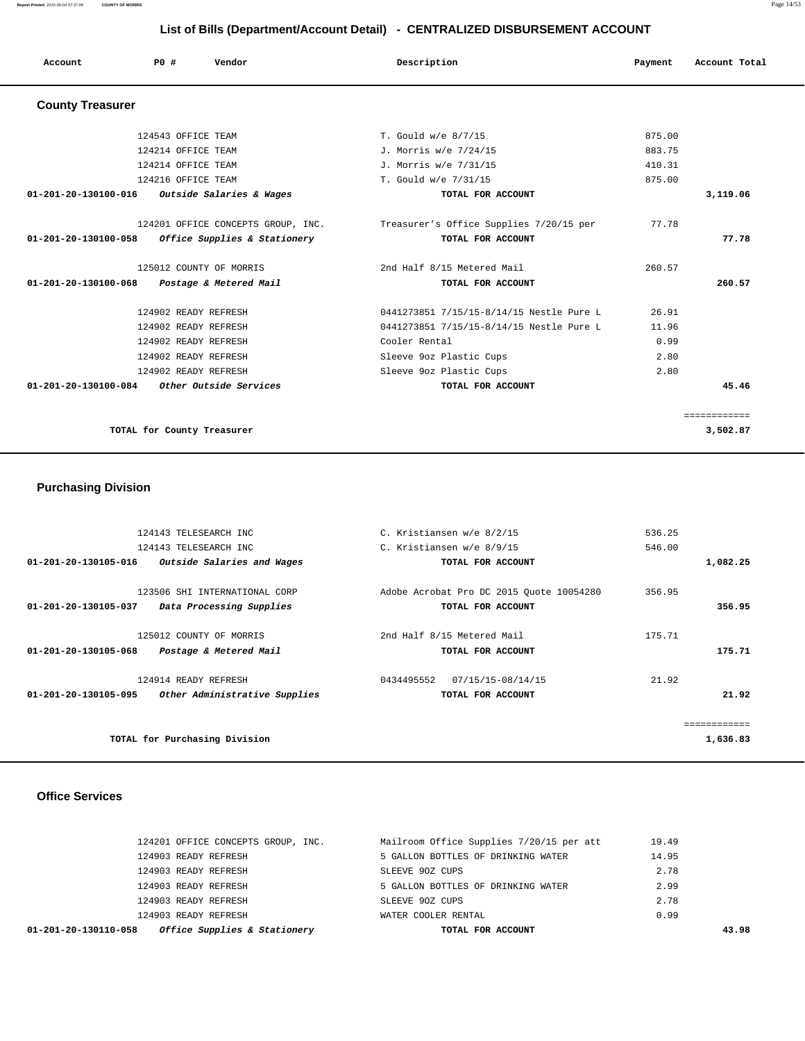## List of Bills (Department/Account Detail) - CENTRALIZED DISBURSEMENT ACCOUNT

| Account | PO # | Vendor | Description | Payment | Account Total |
|---|---|---|---|---|---|

### County Treasurer

| Account | PO # | Vendor | Description | Payment | Account Total |
|---|---|---|---|---|---|
| | 124543 | OFFICE TEAM | T. Gould w/e 8/7/15 | 875.00 | |
| | 124214 | OFFICE TEAM | J. Morris w/e 7/24/15 | 883.75 | |
| | 124214 | OFFICE TEAM | J. Morris w/e 7/31/15 | 410.31 | |
| | 124216 | OFFICE TEAM | T. Gould w/e 7/31/15 | 875.00 | |
| **01-201-20-130100-016** | | *Outside Salaries & Wages* | **TOTAL FOR ACCOUNT** | | **3,119.06** |
| | 124201 | OFFICE CONCEPTS GROUP, INC. | Treasurer's Office Supplies 7/20/15 per | 77.78 | |
| **01-201-20-130100-058** | | *Office Supplies & Stationery* | **TOTAL FOR ACCOUNT** | | **77.78** |
| | 125012 | COUNTY OF MORRIS | 2nd Half 8/15 Metered Mail | 260.57 | |
| **01-201-20-130100-068** | | *Postage & Metered Mail* | **TOTAL FOR ACCOUNT** | | **260.57** |
| | 124902 | READY REFRESH | 0441273851 7/15/15-8/14/15 Nestle Pure L | 26.91 | |
| | 124902 | READY REFRESH | 0441273851 7/15/15-8/14/15 Nestle Pure L | 11.96 | |
| | 124902 | READY REFRESH | Cooler Rental | 0.99 | |
| | 124902 | READY REFRESH | Sleeve 9oz Plastic Cups | 2.80 | |
| | 124902 | READY REFRESH | Sleeve 9oz Plastic Cups | 2.80 | |
| **01-201-20-130100-084** | | *Other Outside Services* | **TOTAL FOR ACCOUNT** | | **45.46** |
| | | | | | ============ |
| | | **TOTAL for County Treasurer** | | | **3,502.87** |

### Purchasing Division

| Account | PO # | Vendor | Description | Payment | Account Total |
|---|---|---|---|---|---|
| | 124143 | TELESEARCH INC | C. Kristiansen w/e 8/2/15 | 536.25 | |
| | 124143 | TELESEARCH INC | C. Kristiansen w/e 8/9/15 | 546.00 | |
| **01-201-20-130105-016** | | *Outside Salaries and Wages* | **TOTAL FOR ACCOUNT** | | **1,082.25** |
| | 123506 | SHI INTERNATIONAL CORP | Adobe Acrobat Pro DC 2015 Quote 10054280 | 356.95 | |
| **01-201-20-130105-037** | | *Data Processing Supplies* | **TOTAL FOR ACCOUNT** | | **356.95** |
| | 125012 | COUNTY OF MORRIS | 2nd Half 8/15 Metered Mail | 175.71 | |
| **01-201-20-130105-068** | | *Postage & Metered Mail* | **TOTAL FOR ACCOUNT** | | **175.71** |
| | 124914 | READY REFRESH | 0434495552 07/15/15-08/14/15 | 21.92 | |
| **01-201-20-130105-095** | | *Other Administrative Supplies* | **TOTAL FOR ACCOUNT** | | **21.92** |
| | | | | | ============ |
| | | **TOTAL for Purchasing Division** | | | **1,636.83** |

### Office Services

| Account | PO # | Vendor | Description | Payment | Account Total |
|---|---|---|---|---|---|
| | 124201 | OFFICE CONCEPTS GROUP, INC. | Mailroom Office Supplies 7/20/15 per att | 19.49 | |
| | 124903 | READY REFRESH | 5 GALLON BOTTLES OF DRINKING WATER | 14.95 | |
| | 124903 | READY REFRESH | SLEEVE 9OZ CUPS | 2.78 | |
| | 124903 | READY REFRESH | 5 GALLON BOTTLES OF DRINKING WATER | 2.99 | |
| | 124903 | READY REFRESH | SLEEVE 9OZ CUPS | 2.78 | |
| | 124903 | READY REFRESH | WATER COOLER RENTAL | 0.99 | |
| **01-201-20-130110-058** | | *Office Supplies & Stationery* | **TOTAL FOR ACCOUNT** | | **43.98** |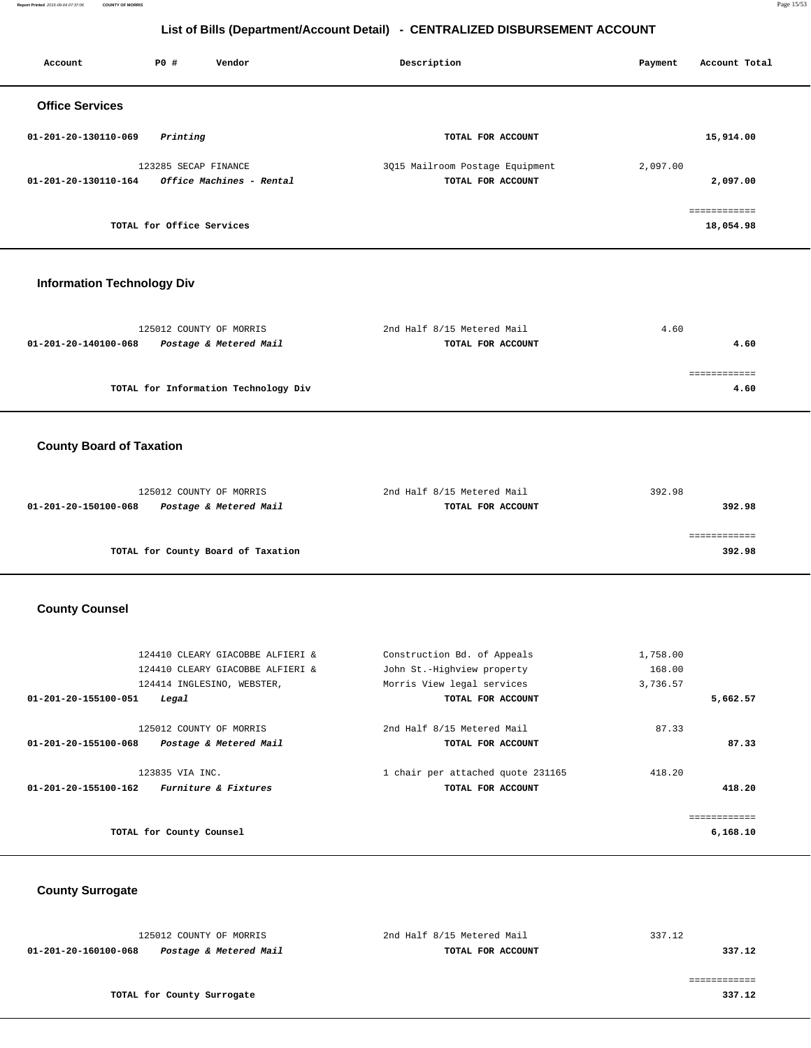## List of Bills (Department/Account Detail) - CENTRALIZED DISBURSEMENT ACCOUNT

| Account | PO # | Vendor | Description | Payment | Account Total |
|---|---|---|---|---|---|

### Office Services

| Account | PO # | Vendor | Description | Payment | Account Total |
|---|---|---|---|---|---|
| 01-201-20-130110-069 | | *Printing* | TOTAL FOR ACCOUNT | | 15,914.00 |
| | 123285 | SECAP FINANCE | 3Q15 Mailroom Postage Equipment | 2,097.00 | |
| 01-201-20-130110-164 | | *Office Machines - Rental* | TOTAL FOR ACCOUNT | | 2,097.00 |
| | | TOTAL for Office Services | | | 18,054.98 |

### Information Technology Div

| Account | PO # | Vendor | Description | Payment | Account Total |
|---|---|---|---|---|---|
| | 125012 | COUNTY OF MORRIS | 2nd Half 8/15 Metered Mail | 4.60 | |
| 01-201-20-140100-068 | | *Postage & Metered Mail* | TOTAL FOR ACCOUNT | | 4.60 |
| | | TOTAL for Information Technology Div | | | 4.60 |

### County Board of Taxation

| Account | PO # | Vendor | Description | Payment | Account Total |
|---|---|---|---|---|---|
| | 125012 | COUNTY OF MORRIS | 2nd Half 8/15 Metered Mail | 392.98 | |
| 01-201-20-150100-068 | | *Postage & Metered Mail* | TOTAL FOR ACCOUNT | | 392.98 |
| | | TOTAL for County Board of Taxation | | | 392.98 |

### County Counsel

| Account | PO # | Vendor | Description | Payment | Account Total |
|---|---|---|---|---|---|
| | 124410 | CLEARY GIACOBBE ALFIERI & | Construction Bd. of Appeals | 1,758.00 | |
| | 124410 | CLEARY GIACOBBE ALFIERI & | John St.-Highview property | 168.00 | |
| | 124414 | INGLESINO, WEBSTER, | Morris View legal services | 3,736.57 | |
| 01-201-20-155100-051 | | *Legal* | TOTAL FOR ACCOUNT | | 5,662.57 |
| | 125012 | COUNTY OF MORRIS | 2nd Half 8/15 Metered Mail | 87.33 | |
| 01-201-20-155100-068 | | *Postage & Metered Mail* | TOTAL FOR ACCOUNT | | 87.33 |
| | 123835 | VIA INC. | 1 chair per attached quote 231165 | 418.20 | |
| 01-201-20-155100-162 | | *Furniture & Fixtures* | TOTAL FOR ACCOUNT | | 418.20 |
| | | TOTAL for County Counsel | | | 6,168.10 |

### County Surrogate

| Account | PO # | Vendor | Description | Payment | Account Total |
|---|---|---|---|---|---|
| | 125012 | COUNTY OF MORRIS | 2nd Half 8/15 Metered Mail | 337.12 | |
| 01-201-20-160100-068 | | *Postage & Metered Mail* | TOTAL FOR ACCOUNT | | 337.12 |
| | | TOTAL for County Surrogate | | | 337.12 |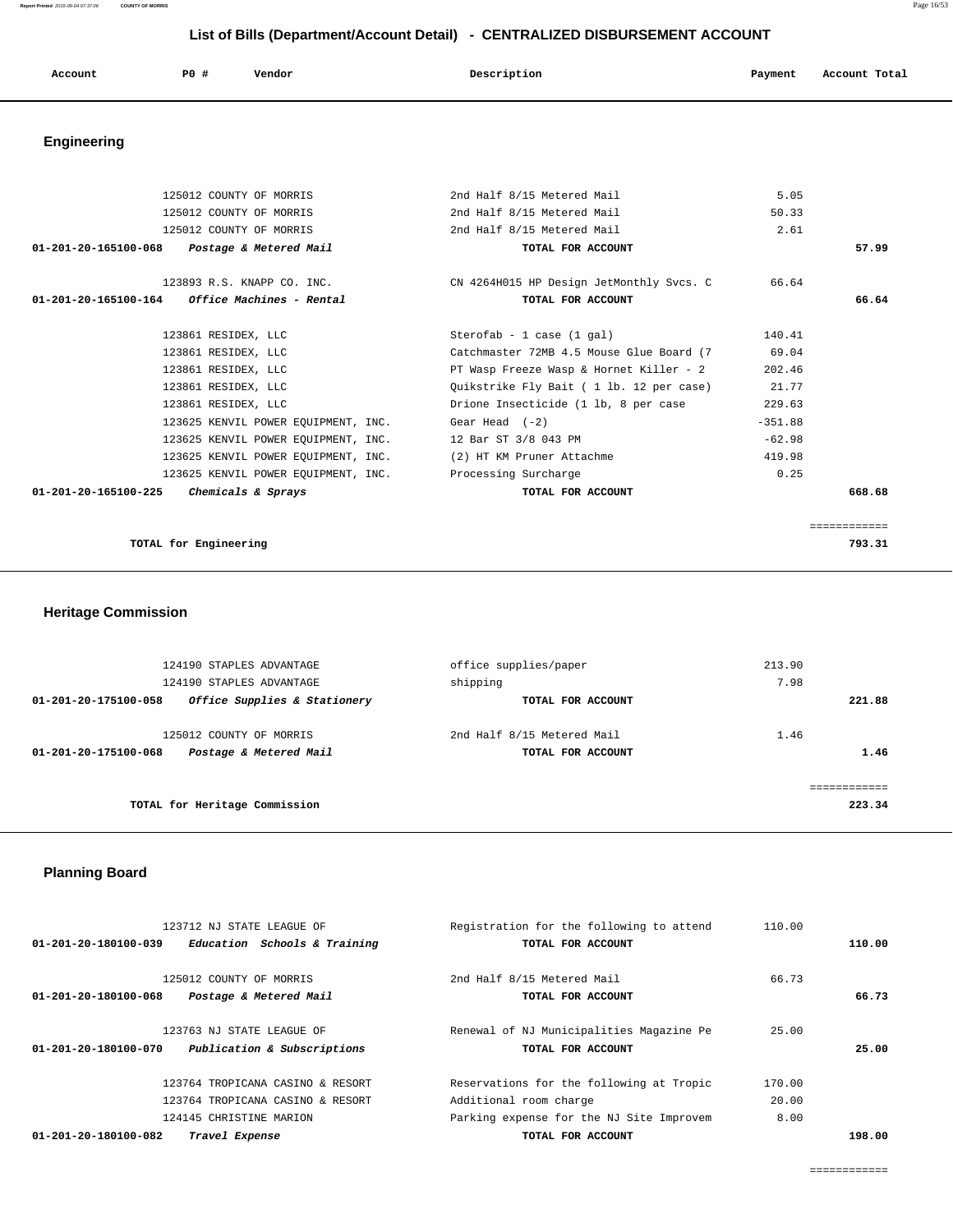## List of Bills (Department/Account Detail) - CENTRALIZED DISBURSEMENT ACCOUNT

| Account | PO # | Vendor | Description | Payment | Account Total |
|---|---|---|---|---|---|

### Engineering

| Account | PO # | Vendor | Description | Payment | Account Total |
|---|---|---|---|---|---|
| | 125012 | COUNTY OF MORRIS | 2nd Half 8/15 Metered Mail | 5.05 | |
| | 125012 | COUNTY OF MORRIS | 2nd Half 8/15 Metered Mail | 50.33 | |
| | 125012 | COUNTY OF MORRIS | 2nd Half 8/15 Metered Mail | 2.61 | |
| **01-201-20-165100-068** | | ***Postage & Metered Mail*** | **TOTAL FOR ACCOUNT** | | **57.99** |
| | 123893 | R.S. KNAPP CO. INC. | CN 4264H015 HP Design JetMonthly Svcs. C | 66.64 | |
| **01-201-20-165100-164** | | ***Office Machines - Rental*** | **TOTAL FOR ACCOUNT** | | **66.64** |
| | 123861 | RESIDEX, LLC | Sterofab - 1 case (1 gal) | 140.41 | |
| | 123861 | RESIDEX, LLC | Catchmaster 72MB 4.5 Mouse Glue Board (7 | 69.04 | |
| | 123861 | RESIDEX, LLC | PT Wasp Freeze Wasp & Hornet Killer - 2 | 202.46 | |
| | 123861 | RESIDEX, LLC | Quikstrike Fly Bait ( 1 lb. 12 per case) | 21.77 | |
| | 123861 | RESIDEX, LLC | Drione Insecticide (1 lb, 8 per case | 229.63 | |
| | 123625 | KENVIL POWER EQUIPMENT, INC. | Gear Head (-2) | -351.88 | |
| | 123625 | KENVIL POWER EQUIPMENT, INC. | 12 Bar ST 3/8 043 PM | -62.98 | |
| | 123625 | KENVIL POWER EQUIPMENT, INC. | (2) HT KM Pruner Attachme | 419.98 | |
| | 123625 | KENVIL POWER EQUIPMENT, INC. | Processing Surcharge | 0.25 | |
| **01-201-20-165100-225** | | ***Chemicals & Sprays*** | **TOTAL FOR ACCOUNT** | | **668.68** |
| | | | | | ============ |
| | | **TOTAL for Engineering** | | | **793.31** |

### Heritage Commission

| Account | PO # | Vendor | Description | Payment | Account Total |
|---|---|---|---|---|---|
| | 124190 | STAPLES ADVANTAGE | office supplies/paper | 213.90 | |
| | 124190 | STAPLES ADVANTAGE | shipping | 7.98 | |
| **01-201-20-175100-058** | | ***Office Supplies & Stationery*** | **TOTAL FOR ACCOUNT** | | **221.88** |
| | 125012 | COUNTY OF MORRIS | 2nd Half 8/15 Metered Mail | 1.46 | |
| **01-201-20-175100-068** | | ***Postage & Metered Mail*** | **TOTAL FOR ACCOUNT** | | **1.46** |
| | | | | | ============ |
| | | **TOTAL for Heritage Commission** | | | **223.34** |

### Planning Board

| Account | PO # | Vendor | Description | Payment | Account Total |
|---|---|---|---|---|---|
| | 123712 | NJ STATE LEAGUE OF | Registration for the following to attend | 110.00 | |
| **01-201-20-180100-039** | | ***Education Schools & Training*** | **TOTAL FOR ACCOUNT** | | **110.00** |
| | 125012 | COUNTY OF MORRIS | 2nd Half 8/15 Metered Mail | 66.73 | |
| **01-201-20-180100-068** | | ***Postage & Metered Mail*** | **TOTAL FOR ACCOUNT** | | **66.73** |
| | 123763 | NJ STATE LEAGUE OF | Renewal of NJ Municipalities Magazine Pe | 25.00 | |
| **01-201-20-180100-070** | | ***Publication & Subscriptions*** | **TOTAL FOR ACCOUNT** | | **25.00** |
| | 123764 | TROPICANA CASINO & RESORT | Reservations for the following at Tropic | 170.00 | |
| | 123764 | TROPICANA CASINO & RESORT | Additional room charge | 20.00 | |
| | 124145 | CHRISTINE MARION | Parking expense for the NJ Site Improvem | 8.00 | |
| **01-201-20-180100-082** | | ***Travel Expense*** | **TOTAL FOR ACCOUNT** | | **198.00** |
| | | | | | ============ |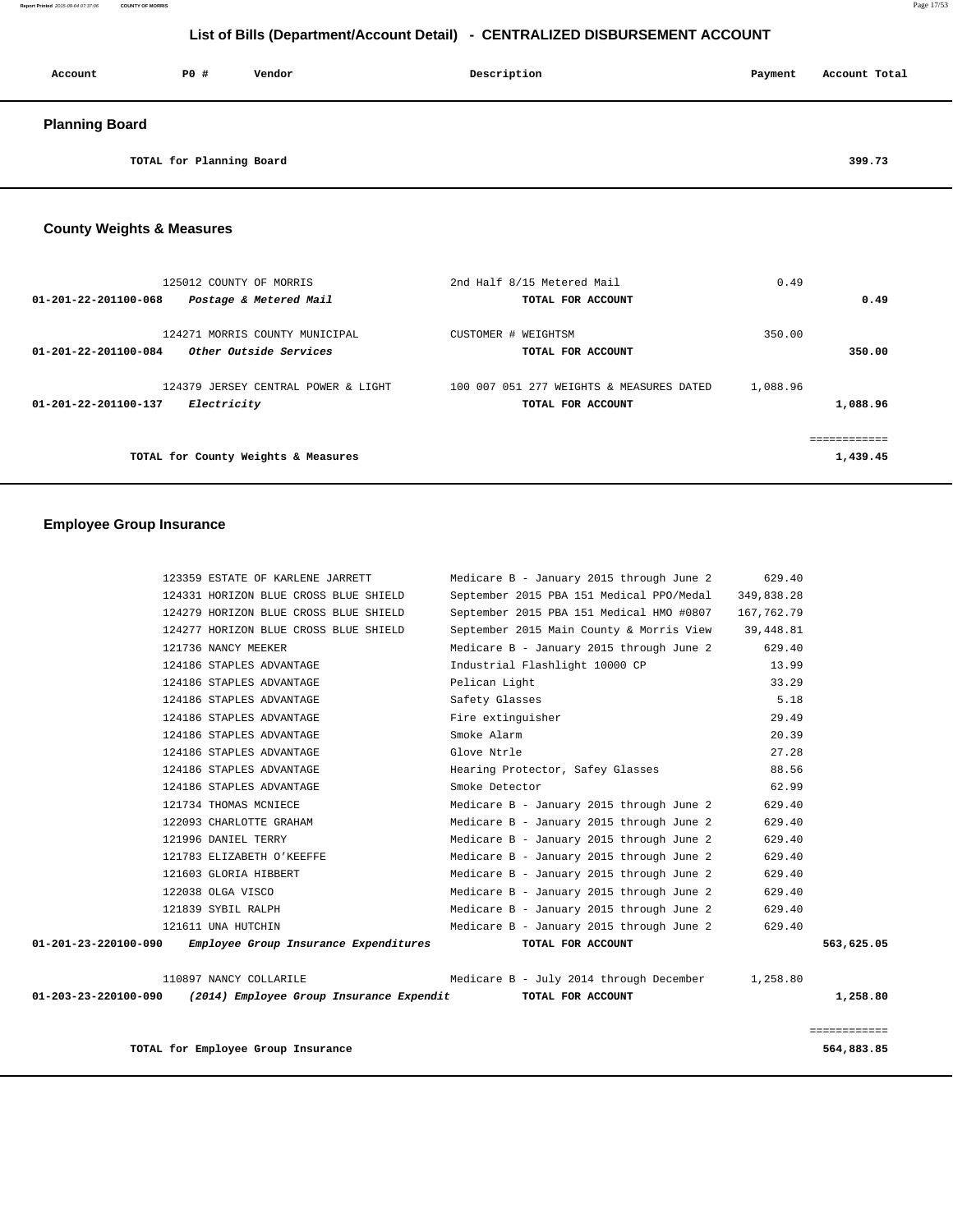## List of Bills (Department/Account Detail) - CENTRALIZED DISBURSEMENT ACCOUNT

| Account | PO # | Vendor | Description | Payment | Account Total |
|---|---|---|---|---|---|

### Planning Board

| | | | | | |
|---|---|---|---|---|---|
| | | TOTAL for Planning Board | | | 399.73 |

### County Weights & Measures

| Account | PO # | Vendor | Description | Payment | Account Total |
|---|---|---|---|---|---|
| | 125012 | COUNTY OF MORRIS | 2nd Half 8/15 Metered Mail | 0.49 | |
| 01-201-22-201100-068 | | *Postage & Metered Mail* | TOTAL FOR ACCOUNT | | 0.49 |
| | 124271 | MORRIS COUNTY MUNICIPAL | CUSTOMER # WEIGHTSM | 350.00 | |
| 01-201-22-201100-084 | | *Other Outside Services* | TOTAL FOR ACCOUNT | | 350.00 |
| | 124379 | JERSEY CENTRAL POWER & LIGHT | 100 007 051 277 WEIGHTS & MEASURES DATED | 1,088.96 | |
| 01-201-22-201100-137 | | *Electricity* | TOTAL FOR ACCOUNT | | 1,088.96 |
| | | TOTAL for County Weights & Measures | | | 1,439.45 |

### Employee Group Insurance

| Account | PO # | Vendor | Description | Payment | Account Total |
|---|---|---|---|---|---|
| | 123359 | ESTATE OF KARLENE JARRETT | Medicare B - January 2015 through June 2 | 629.40 | |
| | 124331 | HORIZON BLUE CROSS BLUE SHIELD | September 2015 PBA 151 Medical PPO/Medal | 349,838.28 | |
| | 124279 | HORIZON BLUE CROSS BLUE SHIELD | September 2015 PBA 151 Medical HMO #0807 | 167,762.79 | |
| | 124277 | HORIZON BLUE CROSS BLUE SHIELD | September 2015 Main County & Morris View | 39,448.81 | |
| | 121736 | NANCY MEEKER | Medicare B - January 2015 through June 2 | 629.40 | |
| | 124186 | STAPLES ADVANTAGE | Industrial Flashlight 10000 CP | 13.99 | |
| | 124186 | STAPLES ADVANTAGE | Pelican Light | 33.29 | |
| | 124186 | STAPLES ADVANTAGE | Safety Glasses | 5.18 | |
| | 124186 | STAPLES ADVANTAGE | Fire extinguisher | 29.49 | |
| | 124186 | STAPLES ADVANTAGE | Smoke Alarm | 20.39 | |
| | 124186 | STAPLES ADVANTAGE | Glove Ntrle | 27.28 | |
| | 124186 | STAPLES ADVANTAGE | Hearing Protector, Safey Glasses | 88.56 | |
| | 124186 | STAPLES ADVANTAGE | Smoke Detector | 62.99 | |
| | 121734 | THOMAS MCNIECE | Medicare B - January 2015 through June 2 | 629.40 | |
| | 122093 | CHARLOTTE GRAHAM | Medicare B - January 2015 through June 2 | 629.40 | |
| | 121996 | DANIEL TERRY | Medicare B - January 2015 through June 2 | 629.40 | |
| | 121783 | ELIZABETH O'KEEFFE | Medicare B - January 2015 through June 2 | 629.40 | |
| | 121603 | GLORIA HIBBERT | Medicare B - January 2015 through June 2 | 629.40 | |
| | 122038 | OLGA VISCO | Medicare B - January 2015 through June 2 | 629.40 | |
| | 121839 | SYBIL RALPH | Medicare B - January 2015 through June 2 | 629.40 | |
| | 121611 | UNA HUTCHIN | Medicare B - January 2015 through June 2 | 629.40 | |
| 01-201-23-220100-090 | | *Employee Group Insurance Expenditures* | TOTAL FOR ACCOUNT | | 563,625.05 |
| | 110897 | NANCY COLLARILE | Medicare B - July 2014 through December | 1,258.80 | |
| 01-203-23-220100-090 | | *(2014) Employee Group Insurance Expendit* | TOTAL FOR ACCOUNT | | 1,258.80 |
| | | TOTAL for Employee Group Insurance | | | 564,883.85 |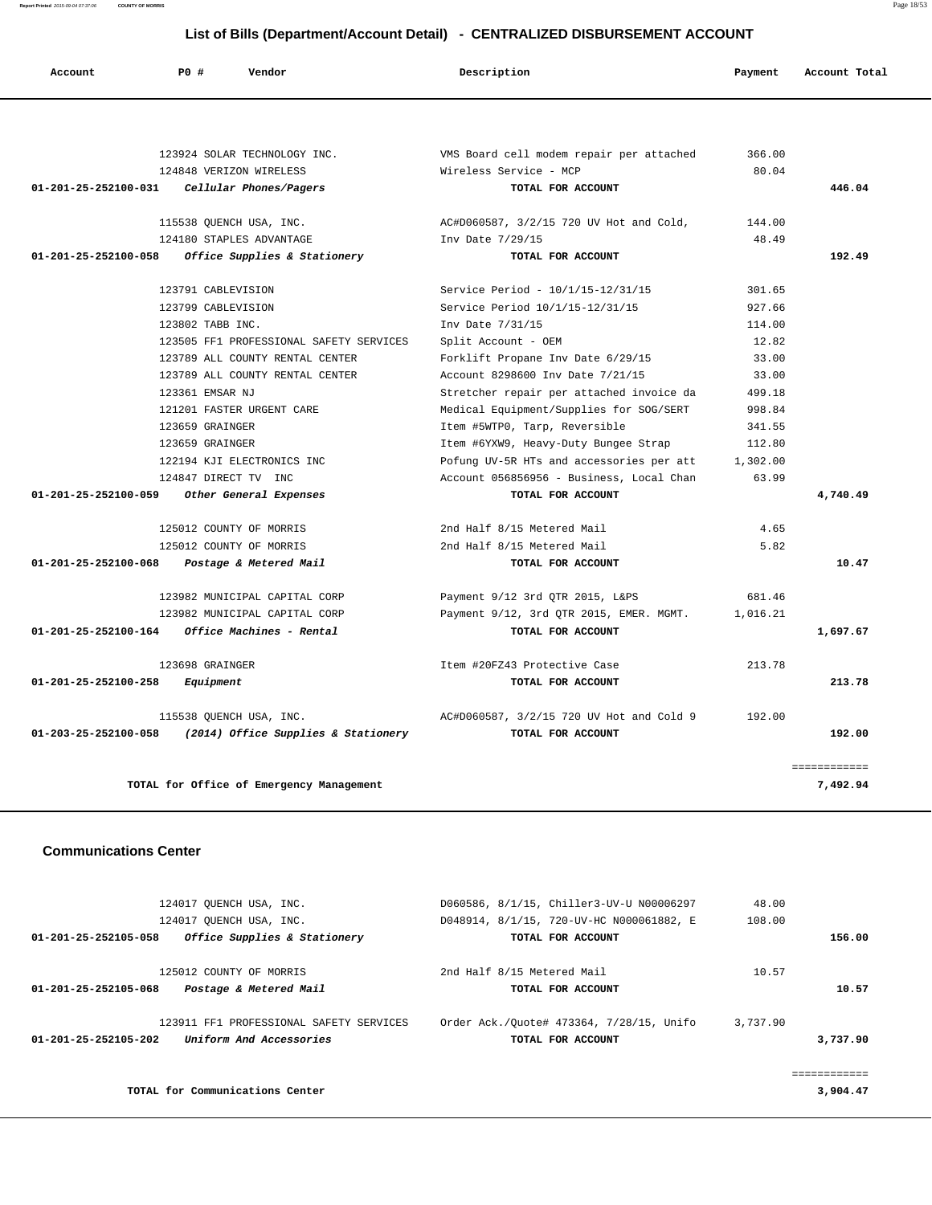## List of Bills (Department/Account Detail) - CENTRALIZED DISBURSEMENT ACCOUNT

| Account | PO # | Vendor | Description | Payment | Account Total |
|---|---|---|---|---|---|
| | 123924 | SOLAR TECHNOLOGY INC. | VMS Board cell modem repair per attached | 366.00 | |
| | 124848 | VERIZON WIRELESS | Wireless Service - MCP | 80.04 | |
| 01-201-25-252100-031 | | *Cellular Phones/Pagers* | TOTAL FOR ACCOUNT | | 446.04 |
| | 115538 | QUENCH USA, INC. | AC#D060587, 3/2/15 720 UV Hot and Cold, | 144.00 | |
| | 124180 | STAPLES ADVANTAGE | Inv Date 7/29/15 | 48.49 | |
| 01-201-25-252100-058 | | *Office Supplies & Stationery* | TOTAL FOR ACCOUNT | | 192.49 |
| | 123791 | CABLEVISION | Service Period - 10/1/15-12/31/15 | 301.65 | |
| | 123799 | CABLEVISION | Service Period 10/1/15-12/31/15 | 927.66 | |
| | 123802 | TABB INC. | Inv Date 7/31/15 | 114.00 | |
| | 123505 | FF1 PROFESSIONAL SAFETY SERVICES | Split Account - OEM | 12.82 | |
| | 123789 | ALL COUNTY RENTAL CENTER | Forklift Propane Inv Date 6/29/15 | 33.00 | |
| | 123789 | ALL COUNTY RENTAL CENTER | Account 8298600 Inv Date 7/21/15 | 33.00 | |
| | 123361 | EMSAR NJ | Stretcher repair per attached invoice da | 499.18 | |
| | 121201 | FASTER URGENT CARE | Medical Equipment/Supplies for SOG/SERT | 998.84 | |
| | 123659 | GRAINGER | Item #5WTP0, Tarp, Reversible | 341.55 | |
| | 123659 | GRAINGER | Item #6YXW9, Heavy-Duty Bungee Strap | 112.80 | |
| | 122194 | KJI ELECTRONICS INC | Pofung UV-5R HTs and accessories per att | 1,302.00 | |
| | 124847 | DIRECT TV INC | Account 056856956 - Business, Local Chan | 63.99 | |
| 01-201-25-252100-059 | | *Other General Expenses* | TOTAL FOR ACCOUNT | | 4,740.49 |
| | 125012 | COUNTY OF MORRIS | 2nd Half 8/15 Metered Mail | 4.65 | |
| | 125012 | COUNTY OF MORRIS | 2nd Half 8/15 Metered Mail | 5.82 | |
| 01-201-25-252100-068 | | *Postage & Metered Mail* | TOTAL FOR ACCOUNT | | 10.47 |
| | 123982 | MUNICIPAL CAPITAL CORP | Payment 9/12 3rd QTR 2015, L&PS | 681.46 | |
| | 123982 | MUNICIPAL CAPITAL CORP | Payment 9/12, 3rd QTR 2015, EMER. MGMT. | 1,016.21 | |
| 01-201-25-252100-164 | | *Office Machines - Rental* | TOTAL FOR ACCOUNT | | 1,697.67 |
| | 123698 | GRAINGER | Item #20FZ43 Protective Case | 213.78 | |
| 01-201-25-252100-258 | | *Equipment* | TOTAL FOR ACCOUNT | | 213.78 |
| | 115538 | QUENCH USA, INC. | AC#D060587, 3/2/15 720 UV Hot and Cold 9 | 192.00 | |
| 01-203-25-252100-058 | | *(2014) Office Supplies & Stationery* | TOTAL FOR ACCOUNT | | 192.00 |
| | | | | | ============ |
| | | TOTAL for Office of Emergency Management | | | 7,492.94 |

### Communications Center

| Account | PO # | Vendor | Description | Payment | Account Total |
|---|---|---|---|---|---|
| | 124017 | QUENCH USA, INC. | D060586, 8/1/15, Chiller3-UV-U N00006297 | 48.00 | |
| | 124017 | QUENCH USA, INC. | D048914, 8/1/15, 720-UV-HC N000061882, E | 108.00 | |
| 01-201-25-252105-058 | | *Office Supplies & Stationery* | TOTAL FOR ACCOUNT | | 156.00 |
| | 125012 | COUNTY OF MORRIS | 2nd Half 8/15 Metered Mail | 10.57 | |
| 01-201-25-252105-068 | | *Postage & Metered Mail* | TOTAL FOR ACCOUNT | | 10.57 |
| | 123911 | FF1 PROFESSIONAL SAFETY SERVICES | Order Ack./Quote# 473364, 7/28/15, Unifo | 3,737.90 | |
| 01-201-25-252105-202 | | *Uniform And Accessories* | TOTAL FOR ACCOUNT | | 3,737.90 |
| | | | | | ============ |
| | | TOTAL for Communications Center | | | 3,904.47 |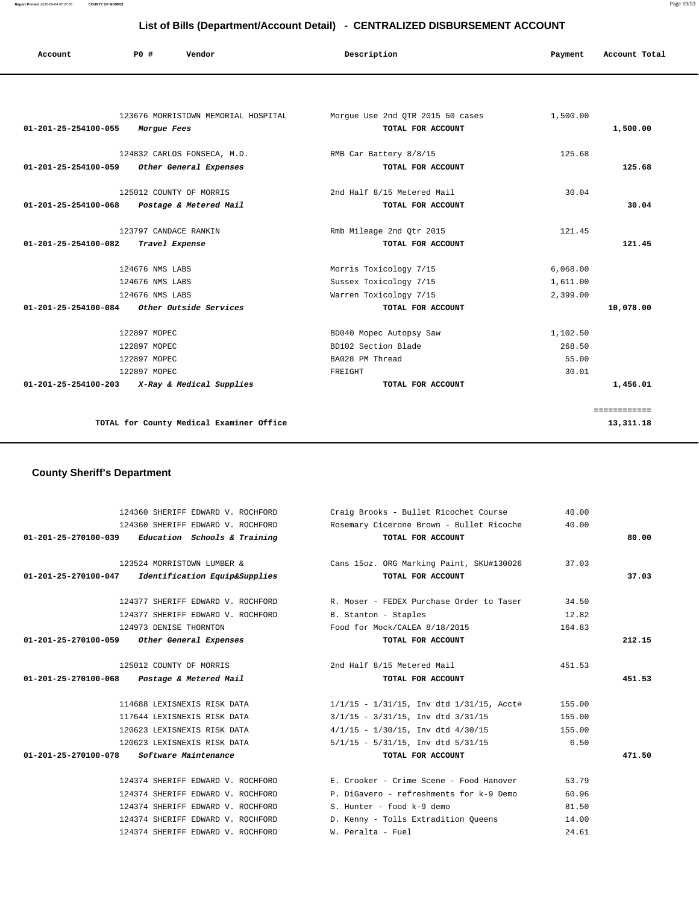# List of Bills (Department/Account Detail) - CENTRALIZED DISBURSEMENT ACCOUNT

| Account | PO # | Vendor | Description | Payment | Account Total |
|---|---|---|---|---|---|
| | 123676 | MORRISTOWN MEMORIAL HOSPITAL | Morgue Use 2nd QTR 2015 50 cases | 1,500.00 | |
| **01-201-25-254100-055** | | *Morgue Fees* | **TOTAL FOR ACCOUNT** | | **1,500.00** |
| | 124832 | CARLOS FONSECA, M.D. | RMB Car Battery 8/8/15 | 125.68 | |
| **01-201-25-254100-059** | | *Other General Expenses* | **TOTAL FOR ACCOUNT** | | **125.68** |
| | 125012 | COUNTY OF MORRIS | 2nd Half 8/15 Metered Mail | 30.04 | |
| **01-201-25-254100-068** | | *Postage & Metered Mail* | **TOTAL FOR ACCOUNT** | | **30.04** |
| | 123797 | CANDACE RANKIN | Rmb Mileage 2nd Qtr 2015 | 121.45 | |
| **01-201-25-254100-082** | | *Travel Expense* | **TOTAL FOR ACCOUNT** | | **121.45** |
| | 124676 | NMS LABS | Morris Toxicology 7/15 | 6,068.00 | |
| | 124676 | NMS LABS | Sussex Toxicology 7/15 | 1,611.00 | |
| | 124676 | NMS LABS | Warren Toxicology 7/15 | 2,399.00 | |
| **01-201-25-254100-084** | | *Other Outside Services* | **TOTAL FOR ACCOUNT** | | **10,078.00** |
| | 122897 | MOPEC | BD040 Mopec Autopsy Saw | 1,102.50 | |
| | 122897 | MOPEC | BD102 Section Blade | 268.50 | |
| | 122897 | MOPEC | BA028 PM Thread | 55.00 | |
| | 122897 | MOPEC | FREIGHT | 30.01 | |
| **01-201-25-254100-203** | | *X-Ray & Medical Supplies* | **TOTAL FOR ACCOUNT** | | **1,456.01** |
| | | **TOTAL for County Medical Examiner Office** | | | **13,311.18** |

## County Sheriff's Department

| Account | PO # | Vendor | Description | Payment | Account Total |
|---|---|---|---|---|---|
| | 124360 | SHERIFF EDWARD V. ROCHFORD | Craig Brooks - Bullet Ricochet Course | 40.00 | |
| | 124360 | SHERIFF EDWARD V. ROCHFORD | Rosemary Cicerone Brown - Bullet Ricoche | 40.00 | |
| **01-201-25-270100-039** | | *Education Schools & Training* | **TOTAL FOR ACCOUNT** | | **80.00** |
| | 123524 | MORRISTOWN LUMBER & | Cans 15oz. ORG Marking Paint, SKU#130026 | 37.03 | |
| **01-201-25-270100-047** | | *Identification Equip&Supplies* | **TOTAL FOR ACCOUNT** | | **37.03** |
| | 124377 | SHERIFF EDWARD V. ROCHFORD | R. Moser - FEDEX Purchase Order to Taser | 34.50 | |
| | 124377 | SHERIFF EDWARD V. ROCHFORD | B. Stanton - Staples | 12.82 | |
| | 124973 | DENISE THORNTON | Food for Mock/CALEA 8/18/2015 | 164.83 | |
| **01-201-25-270100-059** | | *Other General Expenses* | **TOTAL FOR ACCOUNT** | | **212.15** |
| | 125012 | COUNTY OF MORRIS | 2nd Half 8/15 Metered Mail | 451.53 | |
| **01-201-25-270100-068** | | *Postage & Metered Mail* | **TOTAL FOR ACCOUNT** | | **451.53** |
| | 114688 | LEXISNEXIS RISK DATA | 1/1/15 - 1/31/15, Inv dtd 1/31/15, Acct# | 155.00 | |
| | 117644 | LEXISNEXIS RISK DATA | 3/1/15 - 3/31/15, Inv dtd 3/31/15 | 155.00 | |
| | 120623 | LEXISNEXIS RISK DATA | 4/1/15 - 1/30/15, Inv dtd 4/30/15 | 155.00 | |
| | 120623 | LEXISNEXIS RISK DATA | 5/1/15 - 5/31/15, Inv dtd 5/31/15 | 6.50 | |
| **01-201-25-270100-078** | | *Software Maintenance* | **TOTAL FOR ACCOUNT** | | **471.50** |
| | 124374 | SHERIFF EDWARD V. ROCHFORD | E. Crooker - Crime Scene - Food Hanover | 53.79 | |
| | 124374 | SHERIFF EDWARD V. ROCHFORD | P. DiGavero - refreshments for k-9 Demo | 60.96 | |
| | 124374 | SHERIFF EDWARD V. ROCHFORD | S. Hunter - food k-9 demo | 81.50 | |
| | 124374 | SHERIFF EDWARD V. ROCHFORD | D. Kenny - Tolls Extradition Queens | 14.00 | |
| | 124374 | SHERIFF EDWARD V. ROCHFORD | W. Peralta - Fuel | 24.61 | |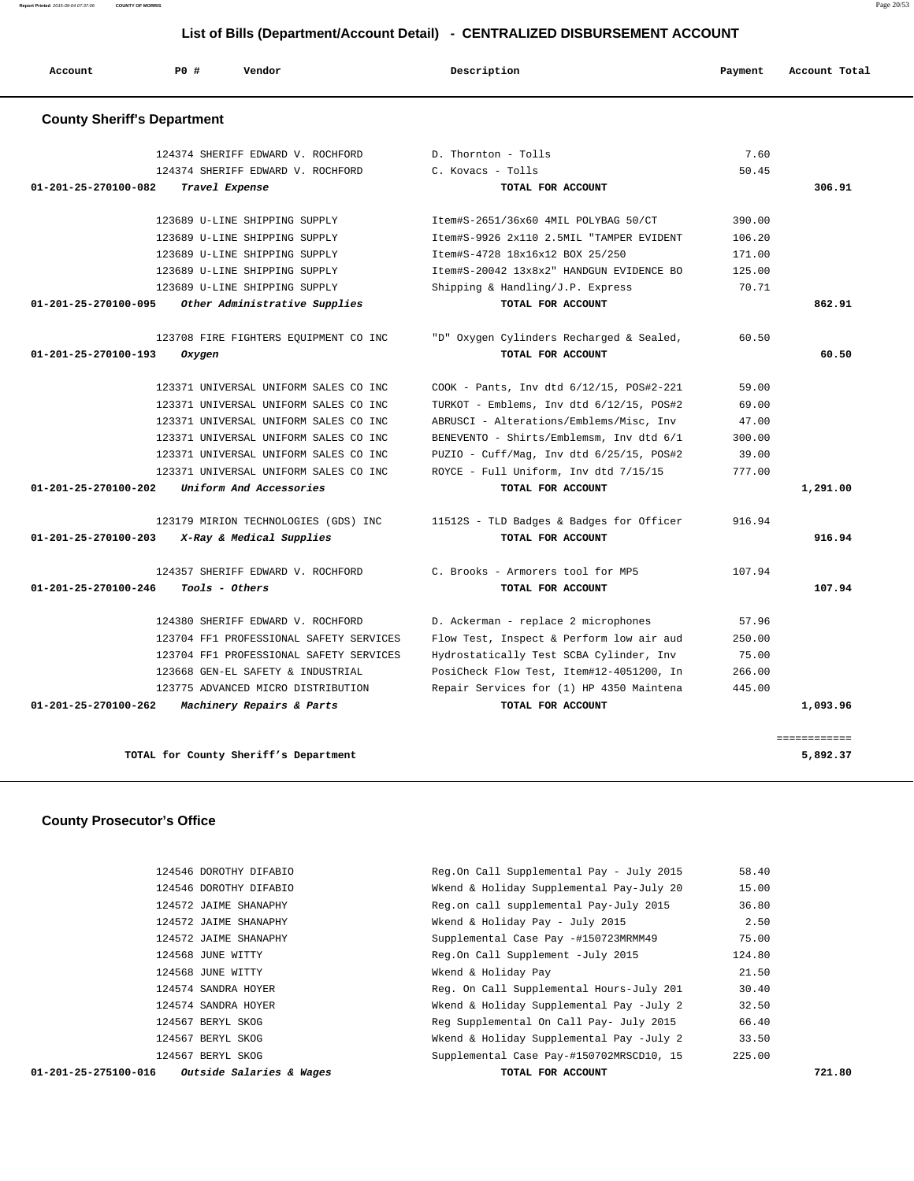# List of Bills (Department/Account Detail) - CENTRALIZED DISBURSEMENT ACCOUNT

| Account | PO # | Vendor | Description | Payment | Account Total |
|---|---|---|---|---|---|

## County Sheriff's Department

| Account | PO # | Vendor | Description | Payment | Account Total |
|---|---|---|---|---|---|
| | 124374 | SHERIFF EDWARD V. ROCHFORD | D. Thornton - Tolls | 7.60 | |
| | 124374 | SHERIFF EDWARD V. ROCHFORD | C. Kovacs - Tolls | 50.45 | |
| **01-201-25-270100-082** | | ***Travel Expense*** | **TOTAL FOR ACCOUNT** | | **306.91** |
| | 123689 | U-LINE SHIPPING SUPPLY | Item#S-2651/36x60 4MIL POLYBAG 50/CT | 390.00 | |
| | 123689 | U-LINE SHIPPING SUPPLY | Item#S-9926 2x110 2.5MIL "TAMPER EVIDENT | 106.20 | |
| | 123689 | U-LINE SHIPPING SUPPLY | Item#S-4728 18x16x12 BOX 25/250 | 171.00 | |
| | 123689 | U-LINE SHIPPING SUPPLY | Item#S-20042 13x8x2" HANDGUN EVIDENCE BO | 125.00 | |
| | 123689 | U-LINE SHIPPING SUPPLY | Shipping & Handling/J.P. Express | 70.71 | |
| **01-201-25-270100-095** | | ***Other Administrative Supplies*** | **TOTAL FOR ACCOUNT** | | **862.91** |
| | 123708 | FIRE FIGHTERS EQUIPMENT CO INC | "D" Oxygen Cylinders Recharged & Sealed, | 60.50 | |
| **01-201-25-270100-193** | | ***Oxygen*** | **TOTAL FOR ACCOUNT** | | **60.50** |
| | 123371 | UNIVERSAL UNIFORM SALES CO INC | COOK - Pants, Inv dtd 6/12/15, POS#2-221 | 59.00 | |
| | 123371 | UNIVERSAL UNIFORM SALES CO INC | TURKOT - Emblems, Inv dtd 6/12/15, POS#2 | 69.00 | |
| | 123371 | UNIVERSAL UNIFORM SALES CO INC | ABRUSCI - Alterations/Emblems/Misc, Inv | 47.00 | |
| | 123371 | UNIVERSAL UNIFORM SALES CO INC | BENEVENTO - Shirts/Emblemsm, Inv dtd 6/1 | 300.00 | |
| | 123371 | UNIVERSAL UNIFORM SALES CO INC | PUZIO - Cuff/Mag, Inv dtd 6/25/15, POS#2 | 39.00 | |
| | 123371 | UNIVERSAL UNIFORM SALES CO INC | ROYCE - Full Uniform, Inv dtd 7/15/15 | 777.00 | |
| **01-201-25-270100-202** | | ***Uniform And Accessories*** | **TOTAL FOR ACCOUNT** | | **1,291.00** |
| | 123179 | MIRION TECHNOLOGIES (GDS) INC | 11512S - TLD Badges & Badges for Officer | 916.94 | |
| **01-201-25-270100-203** | | ***X-Ray & Medical Supplies*** | **TOTAL FOR ACCOUNT** | | **916.94** |
| | 124357 | SHERIFF EDWARD V. ROCHFORD | C. Brooks - Armorers tool for MP5 | 107.94 | |
| **01-201-25-270100-246** | | ***Tools - Others*** | **TOTAL FOR ACCOUNT** | | **107.94** |
| | 124380 | SHERIFF EDWARD V. ROCHFORD | D. Ackerman - replace 2 microphones | 57.96 | |
| | 123704 | FF1 PROFESSIONAL SAFETY SERVICES | Flow Test, Inspect & Perform low air aud | 250.00 | |
| | 123704 | FF1 PROFESSIONAL SAFETY SERVICES | Hydrostatically Test SCBA Cylinder, Inv | 75.00 | |
| | 123668 | GEN-EL SAFETY & INDUSTRIAL | PosiCheck Flow Test, Item#12-4051200, In | 266.00 | |
| | 123775 | ADVANCED MICRO DISTRIBUTION | Repair Services for (1) HP 4350 Maintena | 445.00 | |
| **01-201-25-270100-262** | | ***Machinery Repairs & Parts*** | **TOTAL FOR ACCOUNT** | | **1,093.96** |
| | | | | | ============ |
| | | **TOTAL for County Sheriff's Department** | | | **5,892.37** |

## County Prosecutor's Office

| Account | PO # | Vendor | Description | Payment | Account Total |
|---|---|---|---|---|---|
| | 124546 | DOROTHY DIFABIO | Reg.On Call Supplemental Pay - July 2015 | 58.40 | |
| | 124546 | DOROTHY DIFABIO | Wkend & Holiday Supplemental Pay-July 20 | 15.00 | |
| | 124572 | JAIME SHANAPHY | Reg.on call supplemental Pay-July 2015 | 36.80 | |
| | 124572 | JAIME SHANAPHY | Wkend & Holiday Pay - July 2015 | 2.50 | |
| | 124572 | JAIME SHANAPHY | Supplemental Case Pay -#150723MRMM49 | 75.00 | |
| | 124568 | JUNE WITTY | Reg.On Call Supplement -July 2015 | 124.80 | |
| | 124568 | JUNE WITTY | Wkend & Holiday Pay | 21.50 | |
| | 124574 | SANDRA HOYER | Reg. On Call Supplemental Hours-July 201 | 30.40 | |
| | 124574 | SANDRA HOYER | Wkend & Holiday Supplemental Pay -July 2 | 32.50 | |
| | 124567 | BERYL SKOG | Reg Supplemental On Call Pay- July 2015 | 66.40 | |
| | 124567 | BERYL SKOG | Wkend & Holiday Supplemental Pay -July 2 | 33.50 | |
| | 124567 | BERYL SKOG | Supplemental Case Pay-#150702MRSCD10, 15 | 225.00 | |
| **01-201-25-275100-016** | | ***Outside Salaries & Wages*** | **TOTAL FOR ACCOUNT** | | **721.80** |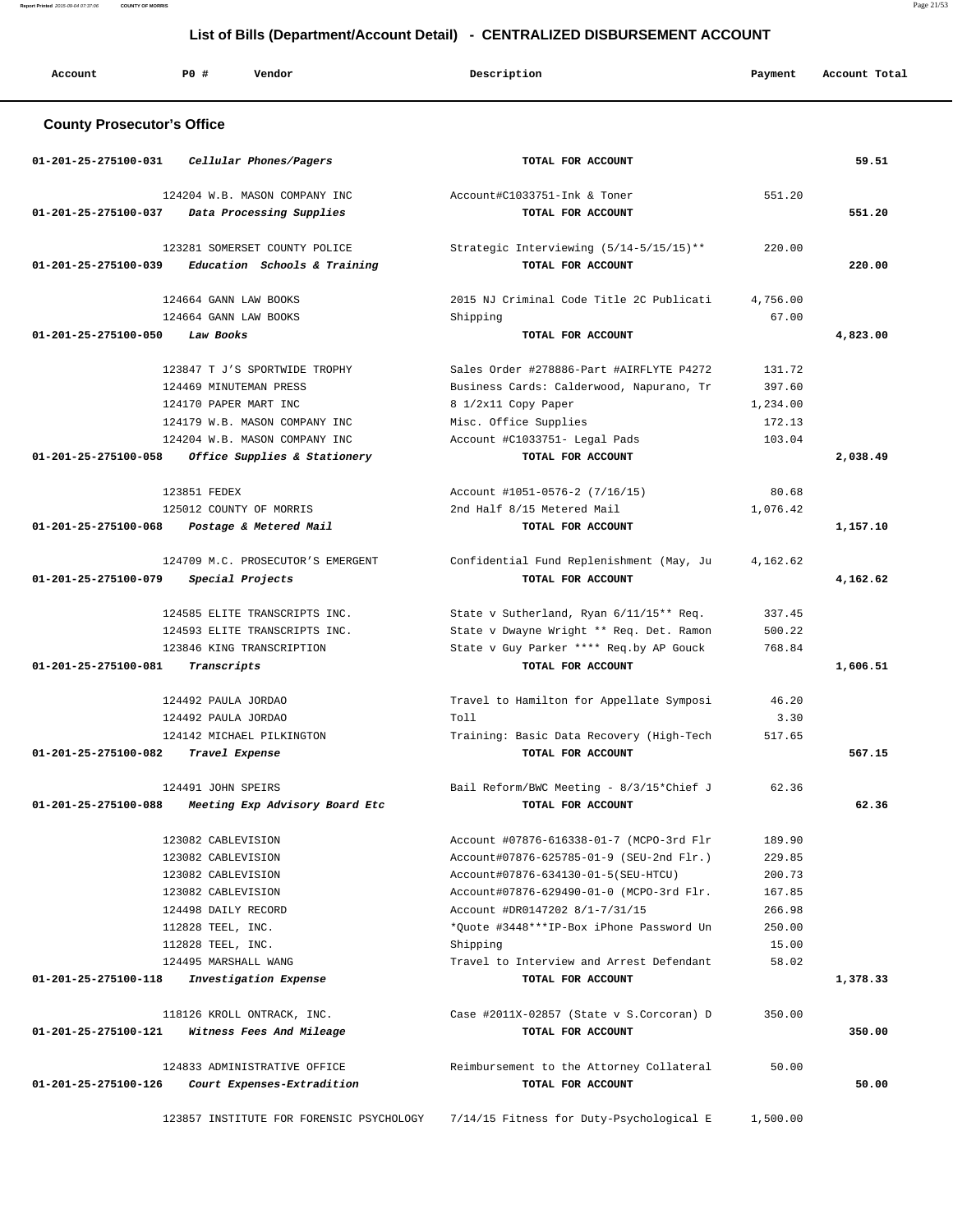## List of Bills (Department/Account Detail) - CENTRALIZED DISBURSEMENT ACCOUNT

| Account | PO # | Vendor | Description | Payment | Account Total |
|---|---|---|---|---|---|

### County Prosecutor's Office

| Account | PO # | Vendor | Description | Payment | Account Total |
|---|---|---|---|---|---|
| 01-201-25-275100-031 | | *Cellular Phones/Pagers* | TOTAL FOR ACCOUNT | | 59.51 |
| | 124204 | W.B. MASON COMPANY INC | Account#C1033751-Ink & Toner | 551.20 | |
| 01-201-25-275100-037 | | *Data Processing Supplies* | TOTAL FOR ACCOUNT | | 551.20 |
| | 123281 | SOMERSET COUNTY POLICE | Strategic Interviewing (5/14-5/15/15)** | 220.00 | |
| 01-201-25-275100-039 | | *Education Schools & Training* | TOTAL FOR ACCOUNT | | 220.00 |
| | 124664 | GANN LAW BOOKS | 2015 NJ Criminal Code Title 2C Publicati | 4,756.00 | |
| | 124664 | GANN LAW BOOKS | Shipping | 67.00 | |
| 01-201-25-275100-050 | | *Law Books* | TOTAL FOR ACCOUNT | | 4,823.00 |
| | 123847 | T J'S SPORTWIDE TROPHY | Sales Order #278886-Part #AIRFLYTE P4272 | 131.72 | |
| | 124469 | MINUTEMAN PRESS | Business Cards: Calderwood, Napurano, Tr | 397.60 | |
| | 124170 | PAPER MART INC | 8 1/2x11 Copy Paper | 1,234.00 | |
| | 124179 | W.B. MASON COMPANY INC | Misc. Office Supplies | 172.13 | |
| | 124204 | W.B. MASON COMPANY INC | Account #C1033751- Legal Pads | 103.04 | |
| 01-201-25-275100-058 | | *Office Supplies & Stationery* | TOTAL FOR ACCOUNT | | 2,038.49 |
| | 123851 | FEDEX | Account #1051-0576-2 (7/16/15) | 80.68 | |
| | 125012 | COUNTY OF MORRIS | 2nd Half 8/15 Metered Mail | 1,076.42 | |
| 01-201-25-275100-068 | | *Postage & Metered Mail* | TOTAL FOR ACCOUNT | | 1,157.10 |
| | 124709 | M.C. PROSECUTOR'S EMERGENT | Confidential Fund Replenishment (May, Ju | 4,162.62 | |
| 01-201-25-275100-079 | | *Special Projects* | TOTAL FOR ACCOUNT | | 4,162.62 |
| | 124585 | ELITE TRANSCRIPTS INC. | State v Sutherland, Ryan 6/11/15** Req. | 337.45 | |
| | 124593 | ELITE TRANSCRIPTS INC. | State v Dwayne Wright ** Req. Det. Ramon | 500.22 | |
| | 123846 | KING TRANSCRIPTION | State v Guy Parker **** Req.by AP Gouck | 768.84 | |
| 01-201-25-275100-081 | | *Transcripts* | TOTAL FOR ACCOUNT | | 1,606.51 |
| | 124492 | PAULA JORDAO | Travel to Hamilton for Appellate Symposi | 46.20 | |
| | 124492 | PAULA JORDAO | Toll | 3.30 | |
| | 124142 | MICHAEL PILKINGTON | Training: Basic Data Recovery (High-Tech | 517.65 | |
| 01-201-25-275100-082 | | *Travel Expense* | TOTAL FOR ACCOUNT | | 567.15 |
| | 124491 | JOHN SPEIRS | Bail Reform/BWC Meeting - 8/3/15*Chief J | 62.36 | |
| 01-201-25-275100-088 | | *Meeting Exp Advisory Board Etc* | TOTAL FOR ACCOUNT | | 62.36 |
| | 123082 | CABLEVISION | Account #07876-616338-01-7 (MCPO-3rd Flr | 189.90 | |
| | 123082 | CABLEVISION | Account#07876-625785-01-9 (SEU-2nd Flr.) | 229.85 | |
| | 123082 | CABLEVISION | Account#07876-634130-01-5(SEU-HTCU) | 200.73 | |
| | 123082 | CABLEVISION | Account#07876-629490-01-0 (MCPO-3rd Flr. | 167.85 | |
| | 124498 | DAILY RECORD | Account #DR0147202 8/1-7/31/15 | 266.98 | |
| | 112828 | TEEL, INC. | *Quote #3448***IP-Box iPhone Password Un | 250.00 | |
| | 112828 | TEEL, INC. | Shipping | 15.00 | |
| | 124495 | MARSHALL WANG | Travel to Interview and Arrest Defendant | 58.02 | |
| 01-201-25-275100-118 | | *Investigation Expense* | TOTAL FOR ACCOUNT | | 1,378.33 |
| | 118126 | KROLL ONTRACK, INC. | Case #2011X-02857 (State v S.Corcoran) D | 350.00 | |
| 01-201-25-275100-121 | | *Witness Fees And Mileage* | TOTAL FOR ACCOUNT | | 350.00 |
| | 124833 | ADMINISTRATIVE OFFICE | Reimbursement to the Attorney Collateral | 50.00 | |
| 01-201-25-275100-126 | | *Court Expenses-Extradition* | TOTAL FOR ACCOUNT | | 50.00 |
| | 123857 | INSTITUTE FOR FORENSIC PSYCHOLOGY | 7/14/15 Fitness for Duty-Psychological E | 1,500.00 | |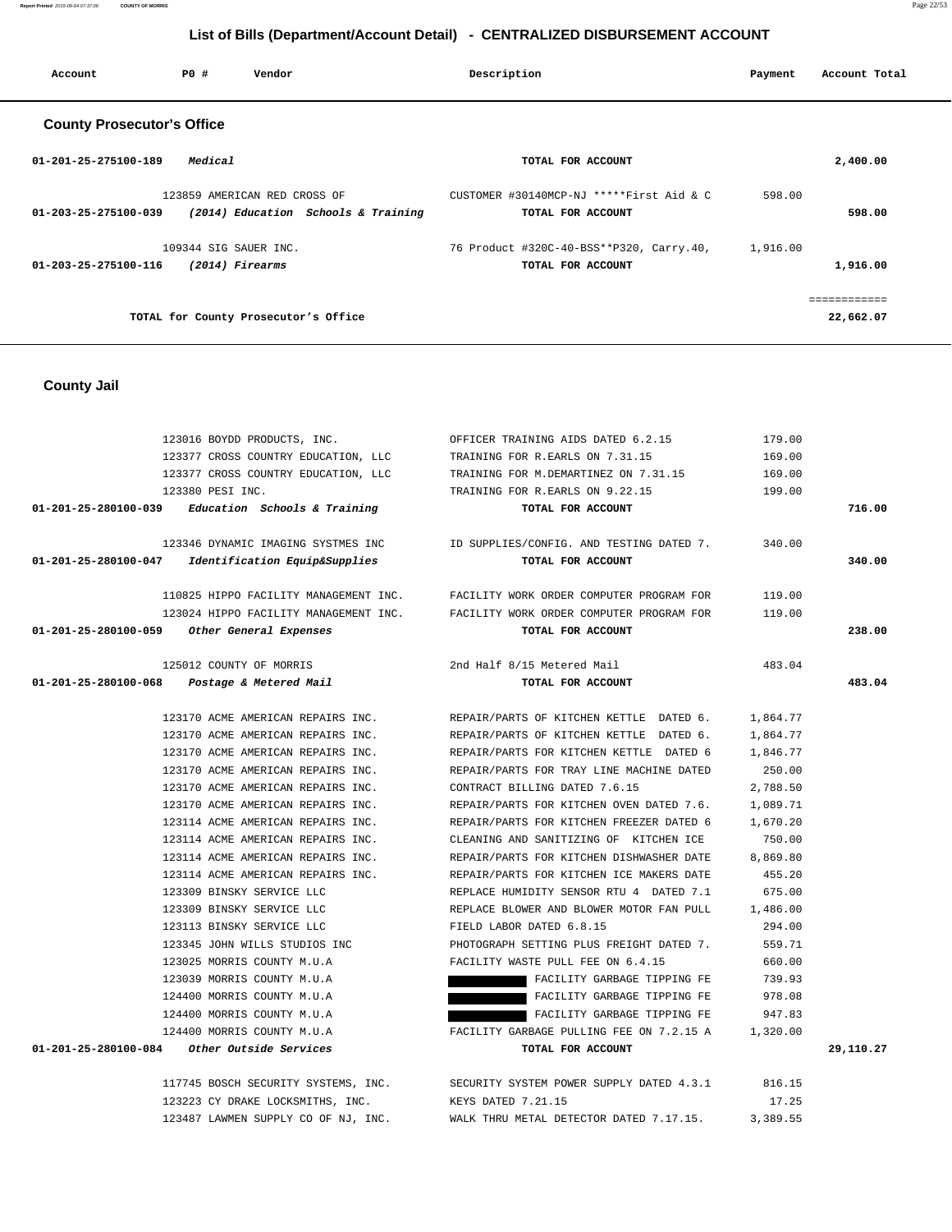# List of Bills (Department/Account Detail) - CENTRALIZED DISBURSEMENT ACCOUNT

| Account | PO # | Vendor | Description | Payment | Account Total |
|---|---|---|---|---|---|

## County Prosecutor's Office

| Account | PO # | Vendor | Description | Payment | Account Total |
|---|---|---|---|---|---|
| 01-201-25-275100-189 | | *Medical* | TOTAL FOR ACCOUNT | | 2,400.00 |
| | 123859 | AMERICAN RED CROSS OF | CUSTOMER #30140MCP-NJ *****First Aid & C | 598.00 | |
| 01-203-25-275100-039 | | *(2014) Education Schools & Training* | TOTAL FOR ACCOUNT | | 598.00 |
| | 109344 | SIG SAUER INC. | 76 Product #320C-40-BSS**P320, Carry.40, | 1,916.00 | |
| 01-203-25-275100-116 | | *(2014) Firearms* | TOTAL FOR ACCOUNT | | 1,916.00 |
| | | | | | ============ |
| | | TOTAL for County Prosecutor's Office | | | 22,662.07 |

## County Jail

| Account | PO # | Vendor | Description | Payment | Account Total |
|---|---|---|---|---|---|
| | 123016 | BOYDD PRODUCTS, INC. | OFFICER TRAINING AIDS DATED 6.2.15 | 179.00 | |
| | 123377 | CROSS COUNTRY EDUCATION, LLC | TRAINING FOR R.EARLS ON 7.31.15 | 169.00 | |
| | 123377 | CROSS COUNTRY EDUCATION, LLC | TRAINING FOR M.DEMARTINEZ ON 7.31.15 | 169.00 | |
| | 123380 | PESI INC. | TRAINING FOR R.EARLS ON 9.22.15 | 199.00 | |
| 01-201-25-280100-039 | | *Education Schools & Training* | TOTAL FOR ACCOUNT | | 716.00 |
| | 123346 | DYNAMIC IMAGING SYSTMES INC | ID SUPPLIES/CONFIG. AND TESTING DATED 7. | 340.00 | |
| 01-201-25-280100-047 | | *Identification Equip&Supplies* | TOTAL FOR ACCOUNT | | 340.00 |
| | 110825 | HIPPO FACILITY MANAGEMENT INC. | FACILITY WORK ORDER COMPUTER PROGRAM FOR | 119.00 | |
| | 123024 | HIPPO FACILITY MANAGEMENT INC. | FACILITY WORK ORDER COMPUTER PROGRAM FOR | 119.00 | |
| 01-201-25-280100-059 | | *Other General Expenses* | TOTAL FOR ACCOUNT | | 238.00 |
| | 125012 | COUNTY OF MORRIS | 2nd Half 8/15 Metered Mail | 483.04 | |
| 01-201-25-280100-068 | | *Postage & Metered Mail* | TOTAL FOR ACCOUNT | | 483.04 |
| | 123170 | ACME AMERICAN REPAIRS INC. | REPAIR/PARTS OF KITCHEN KETTLE DATED 6. | 1,864.77 | |
| | 123170 | ACME AMERICAN REPAIRS INC. | REPAIR/PARTS OF KITCHEN KETTLE DATED 6. | 1,864.77 | |
| | 123170 | ACME AMERICAN REPAIRS INC. | REPAIR/PARTS FOR KITCHEN KETTLE DATED 6 | 1,846.77 | |
| | 123170 | ACME AMERICAN REPAIRS INC. | REPAIR/PARTS FOR TRAY LINE MACHINE DATED | 250.00 | |
| | 123170 | ACME AMERICAN REPAIRS INC. | CONTRACT BILLING DATED 7.6.15 | 2,788.50 | |
| | 123170 | ACME AMERICAN REPAIRS INC. | REPAIR/PARTS FOR KITCHEN OVEN DATED 7.6. | 1,089.71 | |
| | 123114 | ACME AMERICAN REPAIRS INC. | REPAIR/PARTS FOR KITCHEN FREEZER DATED 6 | 1,670.20 | |
| | 123114 | ACME AMERICAN REPAIRS INC. | CLEANING AND SANITIZING OF KITCHEN ICE | 750.00 | |
| | 123114 | ACME AMERICAN REPAIRS INC. | REPAIR/PARTS FOR KITCHEN DISHWASHER DATE | 8,869.80 | |
| | 123114 | ACME AMERICAN REPAIRS INC. | REPAIR/PARTS FOR KITCHEN ICE MAKERS DATE | 455.20 | |
| | 123309 | BINSKY SERVICE LLC | REPLACE HUMIDITY SENSOR RTU 4 DATED 7.1 | 675.00 | |
| | 123309 | BINSKY SERVICE LLC | REPLACE BLOWER AND BLOWER MOTOR FAN PULL | 1,486.00 | |
| | 123113 | BINSKY SERVICE LLC | FIELD LABOR DATED 6.8.15 | 294.00 | |
| | 123345 | JOHN WILLS STUDIOS INC | PHOTOGRAPH SETTING PLUS FREIGHT DATED 7. | 559.71 | |
| | 123025 | MORRIS COUNTY M.U.A | FACILITY WASTE PULL FEE ON 6.4.15 | 660.00 | |
| | 123039 | MORRIS COUNTY M.U.A | FACILITY GARBAGE TIPPING FE | 739.93 | |
| | 124400 | MORRIS COUNTY M.U.A | FACILITY GARBAGE TIPPING FE | 978.08 | |
| | 124400 | MORRIS COUNTY M.U.A | FACILITY GARBAGE TIPPING FE | 947.83 | |
| | 124400 | MORRIS COUNTY M.U.A | FACILITY GARBAGE PULLING FEE ON 7.2.15 A | 1,320.00 | |
| 01-201-25-280100-084 | | *Other Outside Services* | TOTAL FOR ACCOUNT | | 29,110.27 |
| | 117745 | BOSCH SECURITY SYSTEMS, INC. | SECURITY SYSTEM POWER SUPPLY DATED 4.3.1 | 816.15 | |
| | 123223 | CY DRAKE LOCKSMITHS, INC. | KEYS DATED 7.21.15 | 17.25 | |
| | 123487 | LAWMEN SUPPLY CO OF NJ, INC. | WALK THRU METAL DETECTOR DATED 7.17.15. | 3,389.55 | |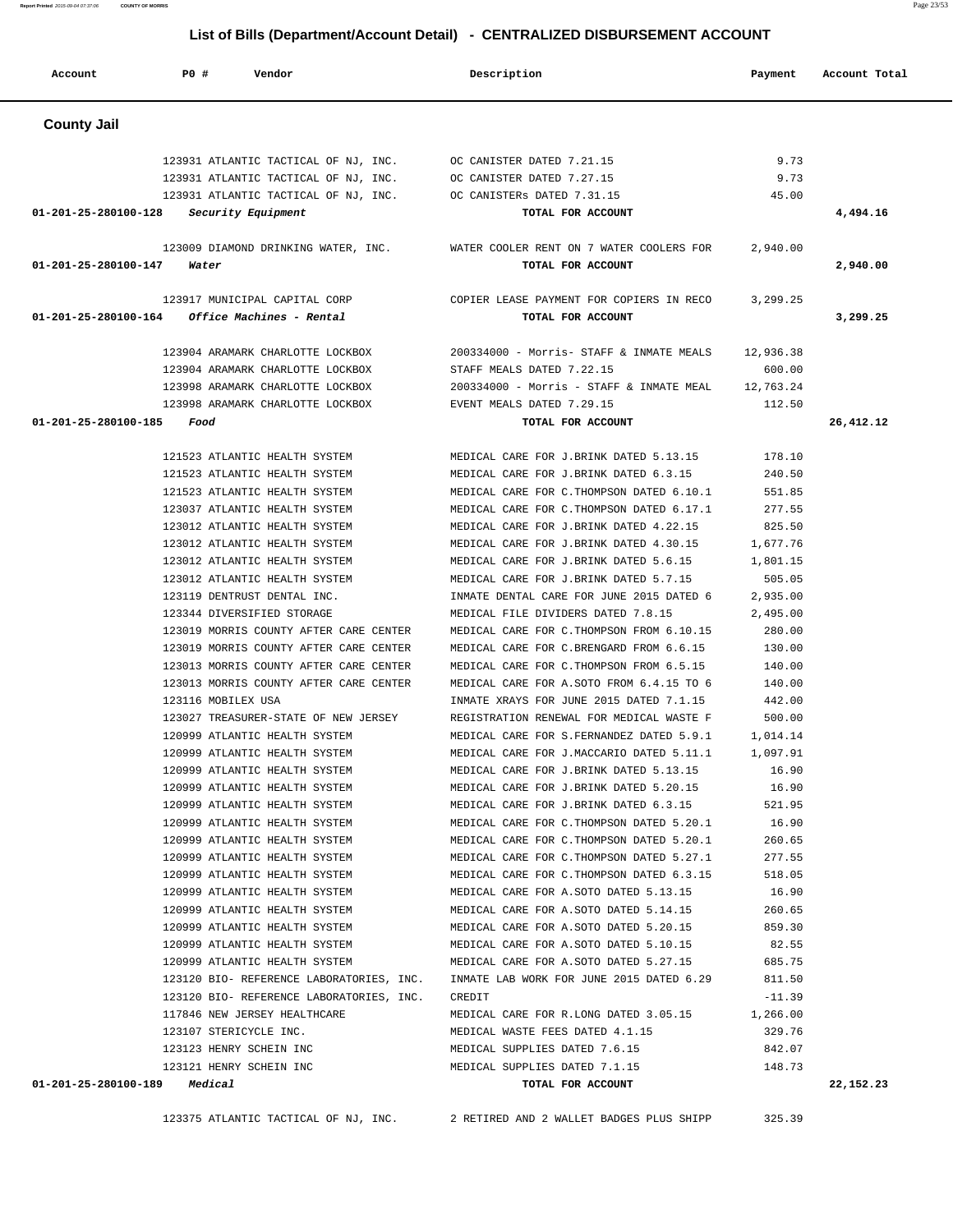# List of Bills (Department/Account Detail) - CENTRALIZED DISBURSEMENT ACCOUNT

## County Jail

| Account | PO # | Vendor | Description | Payment | Account Total |
|---|---|---|---|---|---|
| | 123931 | ATLANTIC TACTICAL OF NJ, INC. | OC CANISTER DATED 7.21.15 | 9.73 | |
| | 123931 | ATLANTIC TACTICAL OF NJ, INC. | OC CANISTER DATED 7.27.15 | 9.73 | |
| | 123931 | ATLANTIC TACTICAL OF NJ, INC. | OC CANISTERs DATED 7.31.15 | 45.00 | |
| **01-201-25-280100-128** | | *Security Equipment* | **TOTAL FOR ACCOUNT** | | **4,494.16** |
| | 123009 | DIAMOND DRINKING WATER, INC. | WATER COOLER RENT ON 7 WATER COOLERS FOR | 2,940.00 | |
| **01-201-25-280100-147** | | *Water* | **TOTAL FOR ACCOUNT** | | **2,940.00** |
| | 123917 | MUNICIPAL CAPITAL CORP | COPIER LEASE PAYMENT FOR COPIERS IN RECO | 3,299.25 | |
| **01-201-25-280100-164** | | *Office Machines - Rental* | **TOTAL FOR ACCOUNT** | | **3,299.25** |
| | 123904 | ARAMARK CHARLOTTE LOCKBOX | 200334000 - Morris- STAFF & INMATE MEALS | 12,936.38 | |
| | 123904 | ARAMARK CHARLOTTE LOCKBOX | STAFF MEALS DATED 7.22.15 | 600.00 | |
| | 123998 | ARAMARK CHARLOTTE LOCKBOX | 200334000 - Morris - STAFF & INMATE MEAL | 12,763.24 | |
| | 123998 | ARAMARK CHARLOTTE LOCKBOX | EVENT MEALS DATED 7.29.15 | 112.50 | |
| **01-201-25-280100-185** | | *Food* | **TOTAL FOR ACCOUNT** | | **26,412.12** |
| | 121523 | ATLANTIC HEALTH SYSTEM | MEDICAL CARE FOR J.BRINK DATED 5.13.15 | 178.10 | |
| | 121523 | ATLANTIC HEALTH SYSTEM | MEDICAL CARE FOR J.BRINK DATED 6.3.15 | 240.50 | |
| | 121523 | ATLANTIC HEALTH SYSTEM | MEDICAL CARE FOR C.THOMPSON DATED 6.10.1 | 551.85 | |
| | 123037 | ATLANTIC HEALTH SYSTEM | MEDICAL CARE FOR C.THOMPSON DATED 6.17.1 | 277.55 | |
| | 123012 | ATLANTIC HEALTH SYSTEM | MEDICAL CARE FOR J.BRINK DATED 4.22.15 | 825.50 | |
| | 123012 | ATLANTIC HEALTH SYSTEM | MEDICAL CARE FOR J.BRINK DATED 4.30.15 | 1,677.76 | |
| | 123012 | ATLANTIC HEALTH SYSTEM | MEDICAL CARE FOR J.BRINK DATED 5.6.15 | 1,801.15 | |
| | 123012 | ATLANTIC HEALTH SYSTEM | MEDICAL CARE FOR J.BRINK DATED 5.7.15 | 505.05 | |
| | 123119 | DENTRUST DENTAL INC. | INMATE DENTAL CARE FOR JUNE 2015 DATED 6 | 2,935.00 | |
| | 123344 | DIVERSIFIED STORAGE | MEDICAL FILE DIVIDERS DATED 7.8.15 | 2,495.00 | |
| | 123019 | MORRIS COUNTY AFTER CARE CENTER | MEDICAL CARE FOR C.THOMPSON FROM 6.10.15 | 280.00 | |
| | 123019 | MORRIS COUNTY AFTER CARE CENTER | MEDICAL CARE FOR C.BRENGARD FROM 6.6.15 | 130.00 | |
| | 123013 | MORRIS COUNTY AFTER CARE CENTER | MEDICAL CARE FOR C.THOMPSON FROM 6.5.15 | 140.00 | |
| | 123013 | MORRIS COUNTY AFTER CARE CENTER | MEDICAL CARE FOR A.SOTO FROM 6.4.15 TO 6 | 140.00 | |
| | 123116 | MOBILEX USA | INMATE XRAYS FOR JUNE 2015 DATED 7.1.15 | 442.00 | |
| | 123027 | TREASURER-STATE OF NEW JERSEY | REGISTRATION RENEWAL FOR MEDICAL WASTE F | 500.00 | |
| | 120999 | ATLANTIC HEALTH SYSTEM | MEDICAL CARE FOR S.FERNANDEZ DATED 5.9.1 | 1,014.14 | |
| | 120999 | ATLANTIC HEALTH SYSTEM | MEDICAL CARE FOR J.MACCARIO DATED 5.11.1 | 1,097.91 | |
| | 120999 | ATLANTIC HEALTH SYSTEM | MEDICAL CARE FOR J.BRINK DATED 5.13.15 | 16.90 | |
| | 120999 | ATLANTIC HEALTH SYSTEM | MEDICAL CARE FOR J.BRINK DATED 5.20.15 | 16.90 | |
| | 120999 | ATLANTIC HEALTH SYSTEM | MEDICAL CARE FOR J.BRINK DATED 6.3.15 | 521.95 | |
| | 120999 | ATLANTIC HEALTH SYSTEM | MEDICAL CARE FOR C.THOMPSON DATED 5.20.1 | 16.90 | |
| | 120999 | ATLANTIC HEALTH SYSTEM | MEDICAL CARE FOR C.THOMPSON DATED 5.20.1 | 260.65 | |
| | 120999 | ATLANTIC HEALTH SYSTEM | MEDICAL CARE FOR C.THOMPSON DATED 5.27.1 | 277.55 | |
| | 120999 | ATLANTIC HEALTH SYSTEM | MEDICAL CARE FOR C.THOMPSON DATED 6.3.15 | 518.05 | |
| | 120999 | ATLANTIC HEALTH SYSTEM | MEDICAL CARE FOR A.SOTO DATED 5.13.15 | 16.90 | |
| | 120999 | ATLANTIC HEALTH SYSTEM | MEDICAL CARE FOR A.SOTO DATED 5.14.15 | 260.65 | |
| | 120999 | ATLANTIC HEALTH SYSTEM | MEDICAL CARE FOR A.SOTO DATED 5.20.15 | 859.30 | |
| | 120999 | ATLANTIC HEALTH SYSTEM | MEDICAL CARE FOR A.SOTO DATED 5.10.15 | 82.55 | |
| | 120999 | ATLANTIC HEALTH SYSTEM | MEDICAL CARE FOR A.SOTO DATED 5.27.15 | 685.75 | |
| | 123120 | BIO- REFERENCE LABORATORIES, INC. | INMATE LAB WORK FOR JUNE 2015 DATED 6.29 | 811.50 | |
| | 123120 | BIO- REFERENCE LABORATORIES, INC. | CREDIT | -11.39 | |
| | 117846 | NEW JERSEY HEALTHCARE | MEDICAL CARE FOR R.LONG DATED 3.05.15 | 1,266.00 | |
| | 123107 | STERICYCLE INC. | MEDICAL WASTE FEES DATED 4.1.15 | 329.76 | |
| | 123123 | HENRY SCHEIN INC | MEDICAL SUPPLIES DATED 7.6.15 | 842.07 | |
| | 123121 | HENRY SCHEIN INC | MEDICAL SUPPLIES DATED 7.1.15 | 148.73 | |
| **01-201-25-280100-189** | | *Medical* | **TOTAL FOR ACCOUNT** | | **22,152.23** |
| | 123375 | ATLANTIC TACTICAL OF NJ, INC. | 2 RETIRED AND 2 WALLET BADGES PLUS SHIPP | 325.39 | |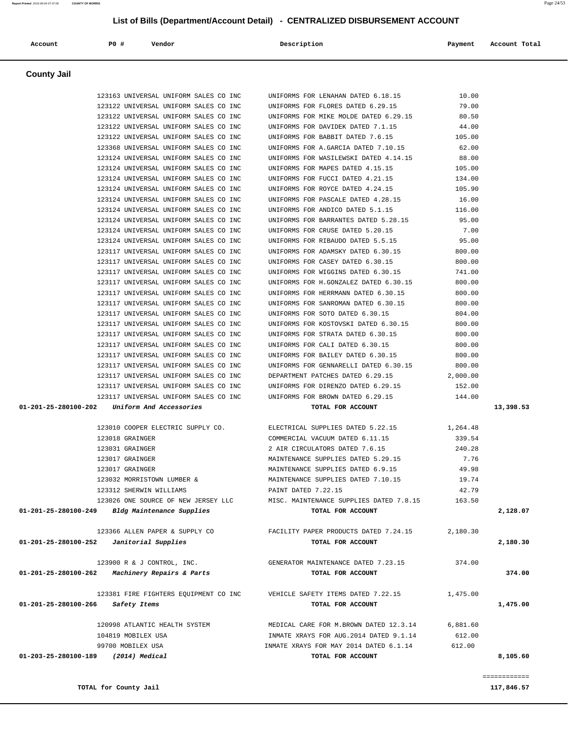# List of Bills (Department/Account Detail) - CENTRALIZED DISBURSEMENT ACCOUNT

| Account | PO # | Vendor | Description | Payment | Account Total |
|---|---|---|---|---|---|

## County Jail

| Account | PO # | Vendor | Description | Payment | Account Total |
|---|---|---|---|---|---|
| | 123163 | UNIVERSAL UNIFORM SALES CO INC | UNIFORMS FOR LENAHAN DATED 6.18.15 | 10.00 | |
| | 123122 | UNIVERSAL UNIFORM SALES CO INC | UNIFORMS FOR FLORES DATED 6.29.15 | 79.00 | |
| | 123122 | UNIVERSAL UNIFORM SALES CO INC | UNIFORMS FOR MIKE MOLDE DATED 6.29.15 | 80.50 | |
| | 123122 | UNIVERSAL UNIFORM SALES CO INC | UNIFORMS FOR DAVIDEK DATED 7.1.15 | 44.00 | |
| | 123122 | UNIVERSAL UNIFORM SALES CO INC | UNIFORMS FOR BABBIT DATED 7.6.15 | 105.00 | |
| | 123368 | UNIVERSAL UNIFORM SALES CO INC | UNIFORMS FOR A.GARCIA DATED 7.10.15 | 62.00 | |
| | 123124 | UNIVERSAL UNIFORM SALES CO INC | UNIFORMS FOR WASILEWSKI DATED 4.14.15 | 88.00 | |
| | 123124 | UNIVERSAL UNIFORM SALES CO INC | UNIFORMS FOR MAPES DATED 4.15.15 | 105.00 | |
| | 123124 | UNIVERSAL UNIFORM SALES CO INC | UNIFORMS FOR FUCCI DATED 4.21.15 | 134.00 | |
| | 123124 | UNIVERSAL UNIFORM SALES CO INC | UNIFORMS FOR ROYCE DATED 4.24.15 | 105.90 | |
| | 123124 | UNIVERSAL UNIFORM SALES CO INC | UNIFORMS FOR PASCALE DATED 4.28.15 | 16.00 | |
| | 123124 | UNIVERSAL UNIFORM SALES CO INC | UNIFORMS FOR ANDICO DATED 5.1.15 | 116.00 | |
| | 123124 | UNIVERSAL UNIFORM SALES CO INC | UNIFORMS FOR BARRANTES DATED 5.28.15 | 95.00 | |
| | 123124 | UNIVERSAL UNIFORM SALES CO INC | UNIFORMS FOR CRUSE DATED 5.20.15 | 7.00 | |
| | 123124 | UNIVERSAL UNIFORM SALES CO INC | UNIFORMS FOR RIBAUDO DATED 5.5.15 | 95.00 | |
| | 123117 | UNIVERSAL UNIFORM SALES CO INC | UNIFORMS FOR ADAMSKY DATED 6.30.15 | 800.00 | |
| | 123117 | UNIVERSAL UNIFORM SALES CO INC | UNIFORMS FOR CASEY DATED 6.30.15 | 800.00 | |
| | 123117 | UNIVERSAL UNIFORM SALES CO INC | UNIFORMS FOR WIGGINS DATED 6.30.15 | 741.00 | |
| | 123117 | UNIVERSAL UNIFORM SALES CO INC | UNIFORMS FOR H.GONZALEZ DATED 6.30.15 | 800.00 | |
| | 123117 | UNIVERSAL UNIFORM SALES CO INC | UNIFORMS FOR HERRMANN DATED 6.30.15 | 800.00 | |
| | 123117 | UNIVERSAL UNIFORM SALES CO INC | UNIFORMS FOR SANROMAN DATED 6.30.15 | 800.00 | |
| | 123117 | UNIVERSAL UNIFORM SALES CO INC | UNIFORMS FOR SOTO DATED 6.30.15 | 804.00 | |
| | 123117 | UNIVERSAL UNIFORM SALES CO INC | UNIFORMS FOR KOSTOVSKI DATED 6.30.15 | 800.00 | |
| | 123117 | UNIVERSAL UNIFORM SALES CO INC | UNIFORMS FOR STRATA DATED 6.30.15 | 800.00 | |
| | 123117 | UNIVERSAL UNIFORM SALES CO INC | UNIFORMS FOR CALI DATED 6.30.15 | 800.00 | |
| | 123117 | UNIVERSAL UNIFORM SALES CO INC | UNIFORMS FOR BAILEY DATED 6.30.15 | 800.00 | |
| | 123117 | UNIVERSAL UNIFORM SALES CO INC | UNIFORMS FOR GENNARELLI DATED 6.30.15 | 800.00 | |
| | 123117 | UNIVERSAL UNIFORM SALES CO INC | DEPARTMENT PATCHES DATED 6.29.15 | 2,000.00 | |
| | 123117 | UNIVERSAL UNIFORM SALES CO INC | UNIFORMS FOR DIRENZO DATED 6.29.15 | 152.00 | |
| | 123117 | UNIVERSAL UNIFORM SALES CO INC | UNIFORMS FOR BROWN DATED 6.29.15 | 144.00 | |
| **01-201-25-280100-202** | | ***Uniform And Accessories*** | **TOTAL FOR ACCOUNT** | | **13,398.53** |
| | 123010 | COOPER ELECTRIC SUPPLY CO. | ELECTRICAL SUPPLIES DATED 5.22.15 | 1,264.48 | |
| | 123018 | GRAINGER | COMMERCIAL VACUUM DATED 6.11.15 | 339.54 | |
| | 123031 | GRAINGER | 2 AIR CIRCULATORS DATED 7.6.15 | 240.28 | |
| | 123017 | GRAINGER | MAINTENANCE SUPPLIES DATED 5.29.15 | 7.76 | |
| | 123017 | GRAINGER | MAINTENANCE SUPPLIES DATED 6.9.15 | 49.98 | |
| | 123032 | MORRISTOWN LUMBER & | MAINTENANCE SUPPLIES DATED 7.10.15 | 19.74 | |
| | 123312 | SHERWIN WILLIAMS | PAINT DATED 7.22.15 | 42.79 | |
| | 123026 | ONE SOURCE OF NEW JERSEY LLC | MISC. MAINTENANCE SUPPLIES DATED 7.8.15 | 163.50 | |
| **01-201-25-280100-249** | | ***Bldg Maintenance Supplies*** | **TOTAL FOR ACCOUNT** | | **2,128.07** |
| | 123366 | ALLEN PAPER & SUPPLY CO | FACILITY PAPER PRODUCTS DATED 7.24.15 | 2,180.30 | |
| **01-201-25-280100-252** | | ***Janitorial Supplies*** | **TOTAL FOR ACCOUNT** | | **2,180.30** |
| | 123900 | R & J CONTROL, INC. | GENERATOR MAINTENANCE DATED 7.23.15 | 374.00 | |
| **01-201-25-280100-262** | | ***Machinery Repairs & Parts*** | **TOTAL FOR ACCOUNT** | | **374.00** |
| | 123381 | FIRE FIGHTERS EQUIPMENT CO INC | VEHICLE SAFETY ITEMS DATED 7.22.15 | 1,475.00 | |
| **01-201-25-280100-266** | | ***Safety Items*** | **TOTAL FOR ACCOUNT** | | **1,475.00** |
| | 120998 | ATLANTIC HEALTH SYSTEM | MEDICAL CARE FOR M.BROWN DATED 12.3.14 | 6,881.60 | |
| | 104819 | MOBILEX USA | INMATE XRAYS FOR AUG.2014 DATED 9.1.14 | 612.00 | |
| | 99700 | MOBILEX USA | INMATE XRAYS FOR MAY 2014 DATED 6.1.14 | 612.00 | |
| **01-203-25-280100-189** | | ***(2014) Medical*** | **TOTAL FOR ACCOUNT** | | **8,105.60** |

============

**TOTAL for County Jail** **117,846.57**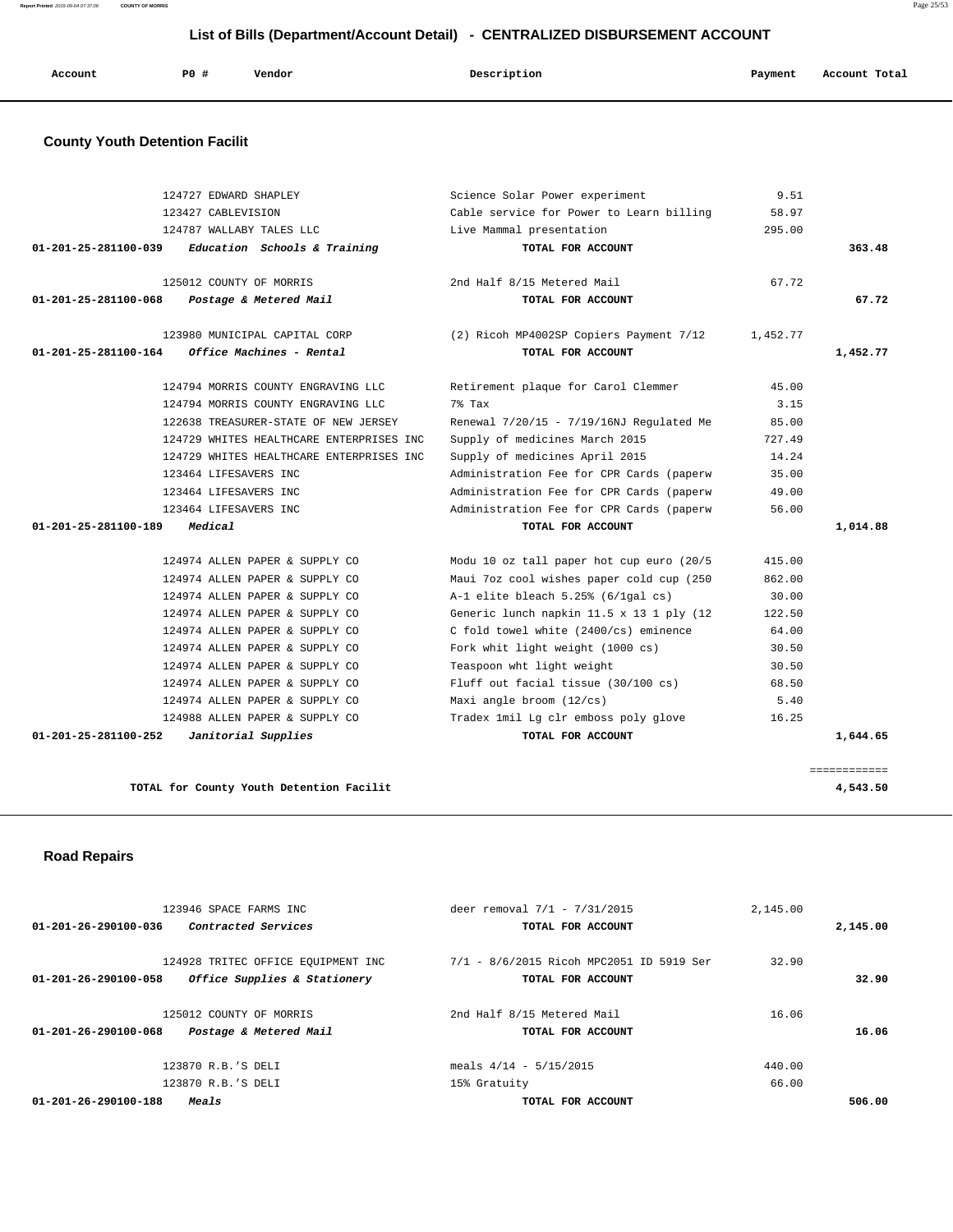# List of Bills (Department/Account Detail) - CENTRALIZED DISBURSEMENT ACCOUNT

| Account | PO # | Vendor | Description | Payment | Account Total |
|---|---|---|---|---|---|

## County Youth Detention Facilit

| Account | PO # | Vendor | Description | Payment | Account Total |
|---|---|---|---|---|---|
| | 124727 | EDWARD SHAPLEY | Science Solar Power experiment | 9.51 | |
| | 123427 | CABLEVISION | Cable service for Power to Learn billing | 58.97 | |
| | 124787 | WALLABY TALES LLC | Live Mammal presentation | 295.00 | |
| 01-201-25-281100-039 | | *Education Schools & Training* | TOTAL FOR ACCOUNT | | 363.48 |
| | 125012 | COUNTY OF MORRIS | 2nd Half 8/15 Metered Mail | 67.72 | |
| 01-201-25-281100-068 | | *Postage & Metered Mail* | TOTAL FOR ACCOUNT | | 67.72 |
| | 123980 | MUNICIPAL CAPITAL CORP | (2) Ricoh MP4002SP Copiers Payment 7/12 | 1,452.77 | |
| 01-201-25-281100-164 | | *Office Machines - Rental* | TOTAL FOR ACCOUNT | | 1,452.77 |
| | 124794 | MORRIS COUNTY ENGRAVING LLC | Retirement plaque for Carol Clemmer | 45.00 | |
| | 124794 | MORRIS COUNTY ENGRAVING LLC | 7% Tax | 3.15 | |
| | 122638 | TREASURER-STATE OF NEW JERSEY | Renewal 7/20/15 - 7/19/16NJ Regulated Me | 85.00 | |
| | 124729 | WHITES HEALTHCARE ENTERPRISES INC | Supply of medicines March 2015 | 727.49 | |
| | 124729 | WHITES HEALTHCARE ENTERPRISES INC | Supply of medicines April 2015 | 14.24 | |
| | 123464 | LIFESAVERS INC | Administration Fee for CPR Cards (paperw | 35.00 | |
| | 123464 | LIFESAVERS INC | Administration Fee for CPR Cards (paperw | 49.00 | |
| | 123464 | LIFESAVERS INC | Administration Fee for CPR Cards (paperw | 56.00 | |
| 01-201-25-281100-189 | | *Medical* | TOTAL FOR ACCOUNT | | 1,014.88 |
| | 124974 | ALLEN PAPER & SUPPLY CO | Modu 10 oz tall paper hot cup euro (20/5 | 415.00 | |
| | 124974 | ALLEN PAPER & SUPPLY CO | Maui 7oz cool wishes paper cold cup (250 | 862.00 | |
| | 124974 | ALLEN PAPER & SUPPLY CO | A-1 elite bleach 5.25% (6/1gal cs) | 30.00 | |
| | 124974 | ALLEN PAPER & SUPPLY CO | Generic lunch napkin 11.5 x 13 1 ply (12 | 122.50 | |
| | 124974 | ALLEN PAPER & SUPPLY CO | C fold towel white (2400/cs) eminence | 64.00 | |
| | 124974 | ALLEN PAPER & SUPPLY CO | Fork whit light weight (1000 cs) | 30.50 | |
| | 124974 | ALLEN PAPER & SUPPLY CO | Teaspoon wht light weight | 30.50 | |
| | 124974 | ALLEN PAPER & SUPPLY CO | Fluff out facial tissue (30/100 cs) | 68.50 | |
| | 124974 | ALLEN PAPER & SUPPLY CO | Maxi angle broom (12/cs) | 5.40 | |
| | 124988 | ALLEN PAPER & SUPPLY CO | Tradex 1mil Lg clr emboss poly glove | 16.25 | |
| 01-201-25-281100-252 | | *Janitorial Supplies* | TOTAL FOR ACCOUNT | | 1,644.65 |
| | | TOTAL for County Youth Detention Facilit | | | 4,543.50 |

## Road Repairs

| Account | PO # | Vendor | Description | Payment | Account Total |
|---|---|---|---|---|---|
| | 123946 | SPACE FARMS INC | deer removal 7/1 - 7/31/2015 | 2,145.00 | |
| 01-201-26-290100-036 | | *Contracted Services* | TOTAL FOR ACCOUNT | | 2,145.00 |
| | 124928 | TRITEC OFFICE EQUIPMENT INC | 7/1 - 8/6/2015 Ricoh MPC2051 ID 5919 Ser | 32.90 | |
| 01-201-26-290100-058 | | *Office Supplies & Stationery* | TOTAL FOR ACCOUNT | | 32.90 |
| | 125012 | COUNTY OF MORRIS | 2nd Half 8/15 Metered Mail | 16.06 | |
| 01-201-26-290100-068 | | *Postage & Metered Mail* | TOTAL FOR ACCOUNT | | 16.06 |
| | 123870 | R.B.'S DELI | meals 4/14 - 5/15/2015 | 440.00 | |
| | 123870 | R.B.'S DELI | 15% Gratuity | 66.00 | |
| 01-201-26-290100-188 | | *Meals* | TOTAL FOR ACCOUNT | | 506.00 |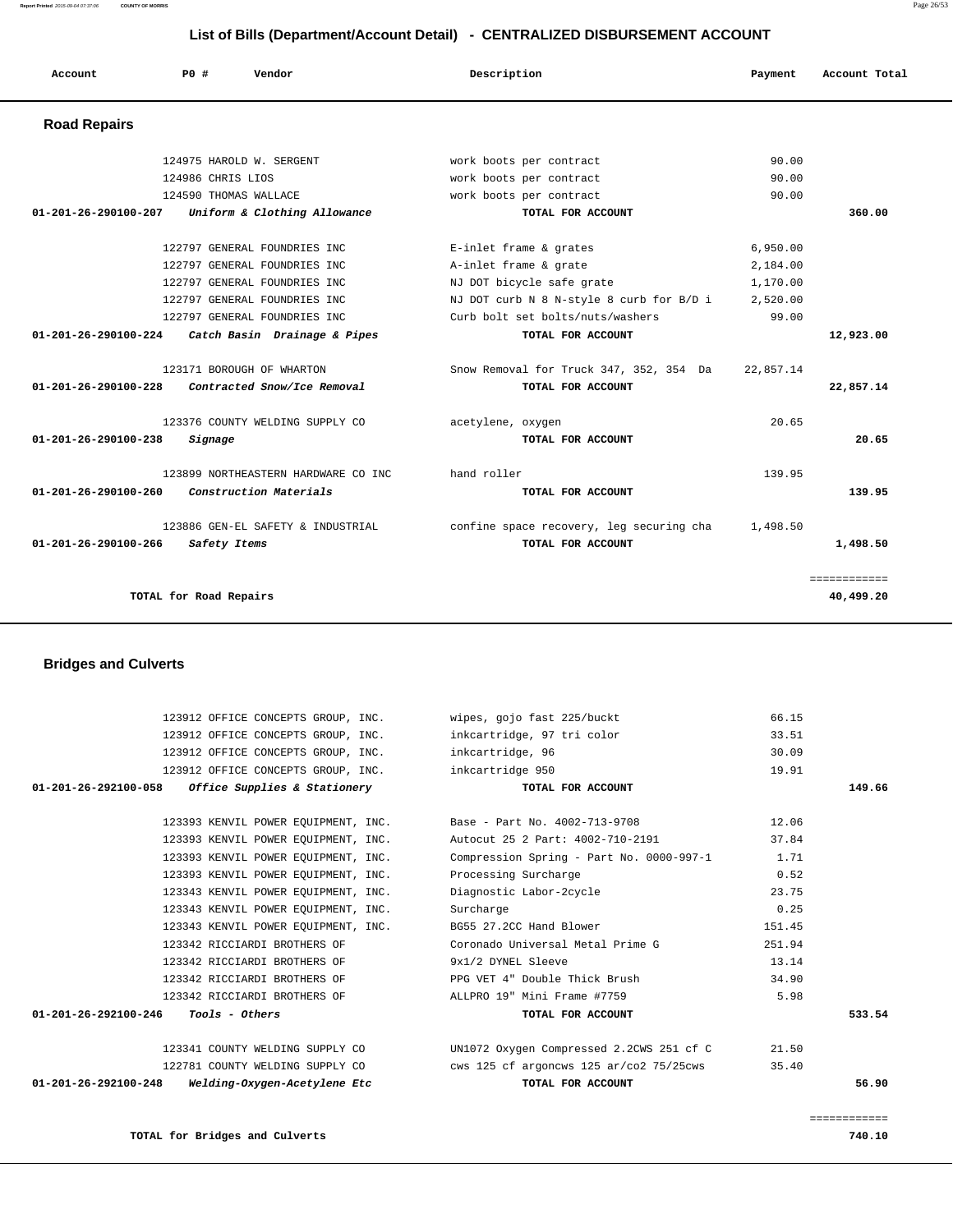## List of Bills (Department/Account Detail) - CENTRALIZED DISBURSEMENT ACCOUNT

| Account | PO # | Vendor | Description | Payment | Account Total |
|---|---|---|---|---|---|

### Road Repairs

| Account | PO # | Vendor | Description | Payment | Account Total |
|---|---|---|---|---|---|
| | 124975 | HAROLD W. SERGENT | work boots per contract | 90.00 | |
| | 124986 | CHRIS LIOS | work boots per contract | 90.00 | |
| | 124590 | THOMAS WALLACE | work boots per contract | 90.00 | |
| **01-201-26-290100-207** | | ***Uniform & Clothing Allowance*** | **TOTAL FOR ACCOUNT** | | **360.00** |
| | 122797 | GENERAL FOUNDRIES INC | E-inlet frame & grates | 6,950.00 | |
| | 122797 | GENERAL FOUNDRIES INC | A-inlet frame & grate | 2,184.00 | |
| | 122797 | GENERAL FOUNDRIES INC | NJ DOT bicycle safe grate | 1,170.00 | |
| | 122797 | GENERAL FOUNDRIES INC | NJ DOT curb N 8 N-style 8 curb for B/D i | 2,520.00 | |
| | 122797 | GENERAL FOUNDRIES INC | Curb bolt set bolts/nuts/washers | 99.00 | |
| **01-201-26-290100-224** | | ***Catch Basin Drainage & Pipes*** | **TOTAL FOR ACCOUNT** | | **12,923.00** |
| | 123171 | BOROUGH OF WHARTON | Snow Removal for Truck 347, 352, 354 Da | 22,857.14 | |
| **01-201-26-290100-228** | | ***Contracted Snow/Ice Removal*** | **TOTAL FOR ACCOUNT** | | **22,857.14** |
| | 123376 | COUNTY WELDING SUPPLY CO | acetylene, oxygen | 20.65 | |
| **01-201-26-290100-238** | | ***Signage*** | **TOTAL FOR ACCOUNT** | | **20.65** |
| | 123899 | NORTHEASTERN HARDWARE CO INC | hand roller | 139.95 | |
| **01-201-26-290100-260** | | ***Construction Materials*** | **TOTAL FOR ACCOUNT** | | **139.95** |
| | 123886 | GEN-EL SAFETY & INDUSTRIAL | confine space recovery, leg securing cha | 1,498.50 | |
| **01-201-26-290100-266** | | ***Safety Items*** | **TOTAL FOR ACCOUNT** | | **1,498.50** |
| | | | | | ============ |
| | | **TOTAL for Road Repairs** | | | **40,499.20** |

### Bridges and Culverts

| Account | PO # | Vendor | Description | Payment | Account Total |
|---|---|---|---|---|---|
| | 123912 | OFFICE CONCEPTS GROUP, INC. | wipes, gojo fast 225/buckt | 66.15 | |
| | 123912 | OFFICE CONCEPTS GROUP, INC. | inkcartridge, 97 tri color | 33.51 | |
| | 123912 | OFFICE CONCEPTS GROUP, INC. | inkcartridge, 96 | 30.09 | |
| | 123912 | OFFICE CONCEPTS GROUP, INC. | inkcartridge 950 | 19.91 | |
| **01-201-26-292100-058** | | ***Office Supplies & Stationery*** | **TOTAL FOR ACCOUNT** | | **149.66** |
| | 123393 | KENVIL POWER EQUIPMENT, INC. | Base - Part No. 4002-713-9708 | 12.06 | |
| | 123393 | KENVIL POWER EQUIPMENT, INC. | Autocut 25 2 Part: 4002-710-2191 | 37.84 | |
| | 123393 | KENVIL POWER EQUIPMENT, INC. | Compression Spring - Part No. 0000-997-1 | 1.71 | |
| | 123393 | KENVIL POWER EQUIPMENT, INC. | Processing Surcharge | 0.52 | |
| | 123343 | KENVIL POWER EQUIPMENT, INC. | Diagnostic Labor-2cycle | 23.75 | |
| | 123343 | KENVIL POWER EQUIPMENT, INC. | Surcharge | 0.25 | |
| | 123343 | KENVIL POWER EQUIPMENT, INC. | BG55 27.2CC Hand Blower | 151.45 | |
| | 123342 | RICCIARDI BROTHERS OF | Coronado Universal Metal Prime G | 251.94 | |
| | 123342 | RICCIARDI BROTHERS OF | 9x1/2 DYNEL Sleeve | 13.14 | |
| | 123342 | RICCIARDI BROTHERS OF | PPG VET 4" Double Thick Brush | 34.90 | |
| | 123342 | RICCIARDI BROTHERS OF | ALLPRO 19" Mini Frame #7759 | 5.98 | |
| **01-201-26-292100-246** | | ***Tools - Others*** | **TOTAL FOR ACCOUNT** | | **533.54** |
| | 123341 | COUNTY WELDING SUPPLY CO | UN1072 Oxygen Compressed 2.2CWS 251 cf C | 21.50 | |
| | 122781 | COUNTY WELDING SUPPLY CO | cws 125 cf argoncws 125 ar/co2 75/25cws | 35.40 | |
| **01-201-26-292100-248** | | ***Welding-Oxygen-Acetylene Etc*** | **TOTAL FOR ACCOUNT** | | **56.90** |
| | | | | | ============ |
| | | **TOTAL for Bridges and Culverts** | | | **740.10** |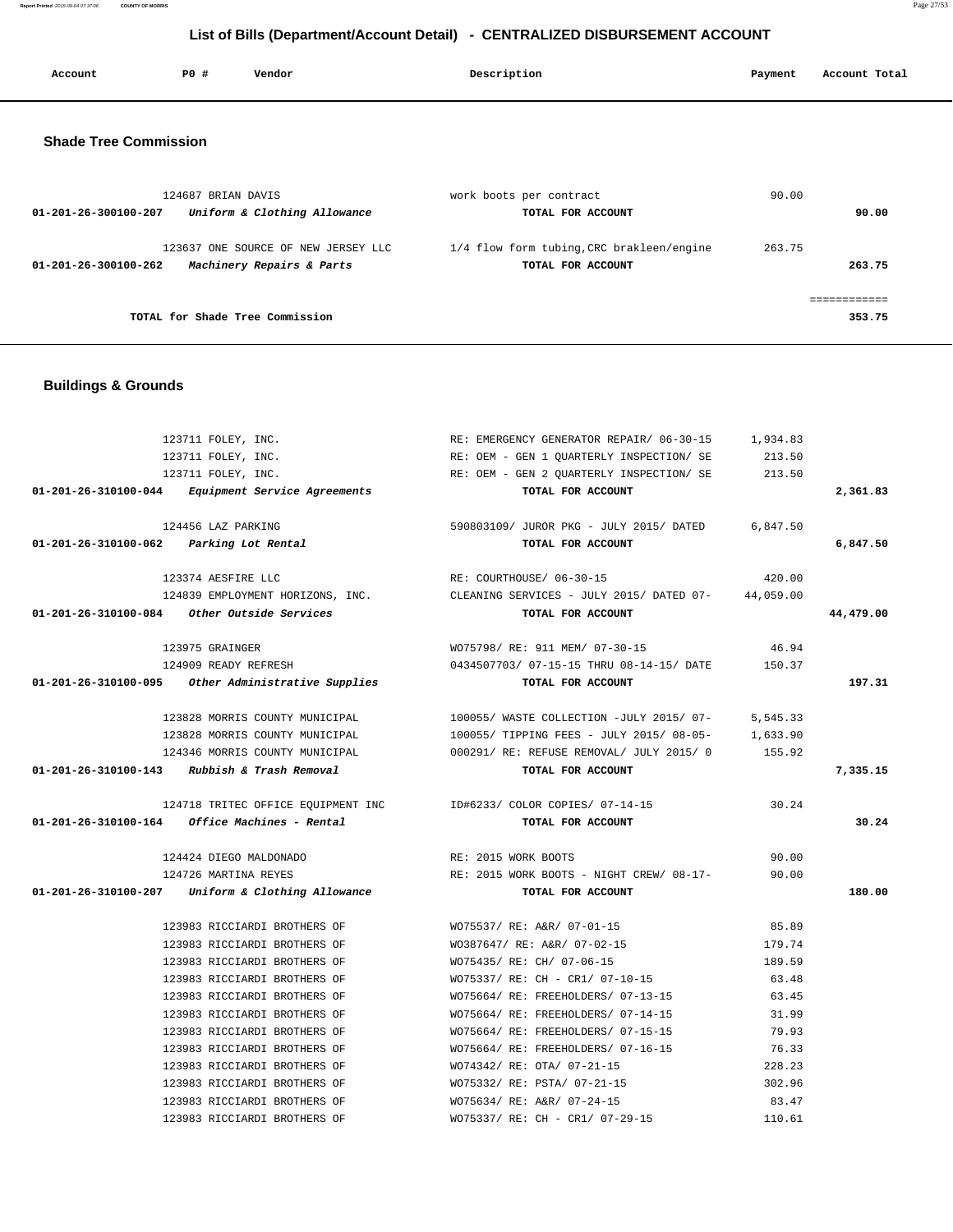# List of Bills (Department/Account Detail) - CENTRALIZED DISBURSEMENT ACCOUNT

| Account | PO # | Vendor | Description | Payment | Account Total |
|---|---|---|---|---|---|

## Shade Tree Commission

| Account | PO # | Vendor | Description | Payment | Account Total |
|---|---|---|---|---|---|
| | 124687 | BRIAN DAVIS | work boots per contract | 90.00 | |
| **01-201-26-300100-207** | | *Uniform & Clothing Allowance* | **TOTAL FOR ACCOUNT** | | **90.00** |
| | 123637 | ONE SOURCE OF NEW JERSEY LLC | 1/4 flow form tubing,CRC brakleen/engine | 263.75 | |
| **01-201-26-300100-262** | | *Machinery Repairs & Parts* | **TOTAL FOR ACCOUNT** | | **263.75** |
| | | **TOTAL for Shade Tree Commission** | | | **353.75** |

## Buildings & Grounds

| Account | PO # | Vendor | Description | Payment | Account Total |
|---|---|---|---|---|---|
| | 123711 | FOLEY, INC. | RE: EMERGENCY GENERATOR REPAIR/ 06-30-15 | 1,934.83 | |
| | 123711 | FOLEY, INC. | RE: OEM - GEN 1 QUARTERLY INSPECTION/ SE | 213.50 | |
| | 123711 | FOLEY, INC. | RE: OEM - GEN 2 QUARTERLY INSPECTION/ SE | 213.50 | |
| **01-201-26-310100-044** | | *Equipment Service Agreements* | **TOTAL FOR ACCOUNT** | | **2,361.83** |
| | 124456 | LAZ PARKING | 590803109/ JUROR PKG - JULY 2015/ DATED | 6,847.50 | |
| **01-201-26-310100-062** | | *Parking Lot Rental* | **TOTAL FOR ACCOUNT** | | **6,847.50** |
| | 123374 | AESFIRE LLC | RE: COURTHOUSE/ 06-30-15 | 420.00 | |
| | 124839 | EMPLOYMENT HORIZONS, INC. | CLEANING SERVICES - JULY 2015/ DATED 07- | 44,059.00 | |
| **01-201-26-310100-084** | | *Other Outside Services* | **TOTAL FOR ACCOUNT** | | **44,479.00** |
| | 123975 | GRAINGER | WO75798/ RE: 911 MEM/ 07-30-15 | 46.94 | |
| | 124909 | READY REFRESH | 0434507703/ 07-15-15 THRU 08-14-15/ DATE | 150.37 | |
| **01-201-26-310100-095** | | *Other Administrative Supplies* | **TOTAL FOR ACCOUNT** | | **197.31** |
| | 123828 | MORRIS COUNTY MUNICIPAL | 100055/ WASTE COLLECTION -JULY 2015/ 07- | 5,545.33 | |
| | 123828 | MORRIS COUNTY MUNICIPAL | 100055/ TIPPING FEES - JULY 2015/ 08-05- | 1,633.90 | |
| | 124346 | MORRIS COUNTY MUNICIPAL | 000291/ RE: REFUSE REMOVAL/ JULY 2015/ 0 | 155.92 | |
| **01-201-26-310100-143** | | *Rubbish & Trash Removal* | **TOTAL FOR ACCOUNT** | | **7,335.15** |
| | 124718 | TRITEC OFFICE EQUIPMENT INC | ID#6233/ COLOR COPIES/ 07-14-15 | 30.24 | |
| **01-201-26-310100-164** | | *Office Machines - Rental* | **TOTAL FOR ACCOUNT** | | **30.24** |
| | 124424 | DIEGO MALDONADO | RE: 2015 WORK BOOTS | 90.00 | |
| | 124726 | MARTINA REYES | RE: 2015 WORK BOOTS - NIGHT CREW/ 08-17- | 90.00 | |
| **01-201-26-310100-207** | | *Uniform & Clothing Allowance* | **TOTAL FOR ACCOUNT** | | **180.00** |
| | 123983 | RICCIARDI BROTHERS OF | WO75537/ RE: A&R/ 07-01-15 | 85.89 | |
| | 123983 | RICCIARDI BROTHERS OF | WO387647/ RE: A&R/ 07-02-15 | 179.74 | |
| | 123983 | RICCIARDI BROTHERS OF | WO75435/ RE: CH/ 07-06-15 | 189.59 | |
| | 123983 | RICCIARDI BROTHERS OF | WO75337/ RE: CH - CR1/ 07-10-15 | 63.48 | |
| | 123983 | RICCIARDI BROTHERS OF | WO75664/ RE: FREEHOLDERS/ 07-13-15 | 63.45 | |
| | 123983 | RICCIARDI BROTHERS OF | WO75664/ RE: FREEHOLDERS/ 07-14-15 | 31.99 | |
| | 123983 | RICCIARDI BROTHERS OF | WO75664/ RE: FREEHOLDERS/ 07-15-15 | 79.93 | |
| | 123983 | RICCIARDI BROTHERS OF | WO75664/ RE: FREEHOLDERS/ 07-16-15 | 76.33 | |
| | 123983 | RICCIARDI BROTHERS OF | WO74342/ RE: OTA/ 07-21-15 | 228.23 | |
| | 123983 | RICCIARDI BROTHERS OF | WO75332/ RE: PSTA/ 07-21-15 | 302.96 | |
| | 123983 | RICCIARDI BROTHERS OF | WO75634/ RE: A&R/ 07-24-15 | 83.47 | |
| | 123983 | RICCIARDI BROTHERS OF | WO75337/ RE: CH - CR1/ 07-29-15 | 110.61 | |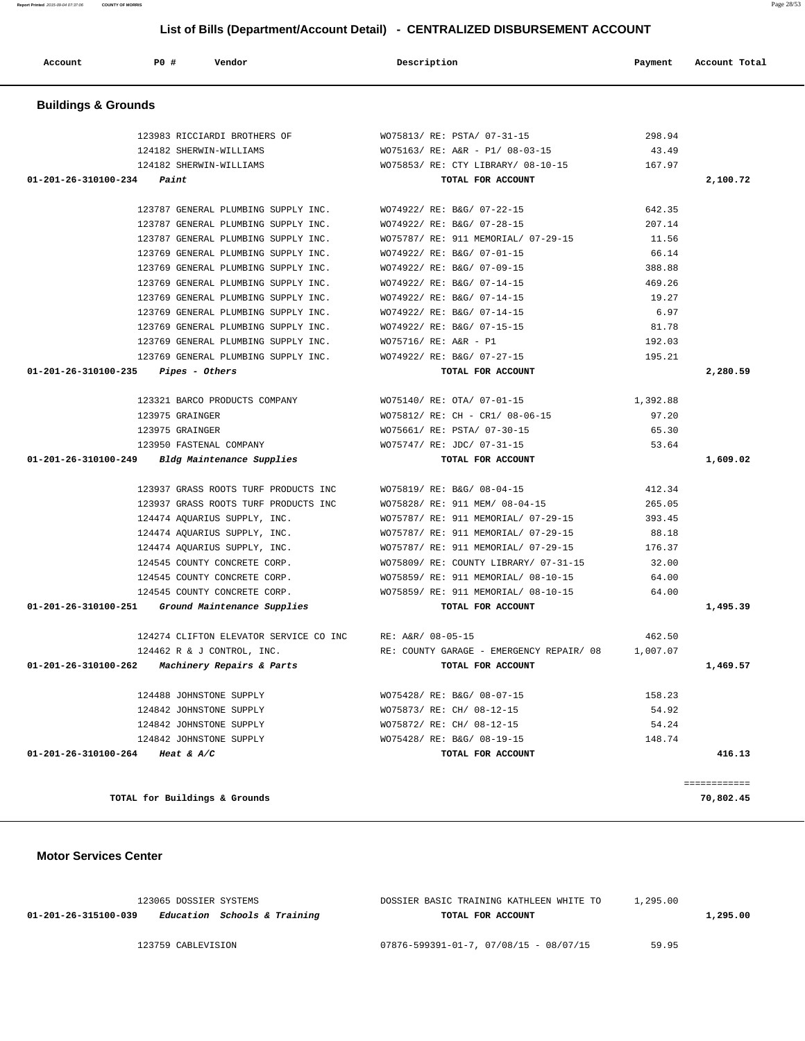## List of Bills (Department/Account Detail) - CENTRALIZED DISBURSEMENT ACCOUNT

| Account | PO # | Vendor | Description | Payment | Account Total |
|---|---|---|---|---|---|

### Buildings & Grounds

| Account | PO # | Vendor | Description | Payment | Account Total |
|---|---|---|---|---|---|
| | 123983 | RICCIARDI BROTHERS OF | WO75813/ RE: PSTA/ 07-31-15 | 298.94 | |
| | 124182 | SHERWIN-WILLIAMS | WO75163/ RE: A&R - P1/ 08-03-15 | 43.49 | |
| | 124182 | SHERWIN-WILLIAMS | WO75853/ RE: CTY LIBRARY/ 08-10-15 | 167.97 | |
| 01-201-26-310100-234 | | *Paint* | TOTAL FOR ACCOUNT | | 2,100.72 |
| | 123787 | GENERAL PLUMBING SUPPLY INC. | WO74922/ RE: B&G/ 07-22-15 | 642.35 | |
| | 123787 | GENERAL PLUMBING SUPPLY INC. | WO74922/ RE: B&G/ 07-28-15 | 207.14 | |
| | 123787 | GENERAL PLUMBING SUPPLY INC. | WO75787/ RE: 911 MEMORIAL/ 07-29-15 | 11.56 | |
| | 123769 | GENERAL PLUMBING SUPPLY INC. | WO74922/ RE: B&G/ 07-01-15 | 66.14 | |
| | 123769 | GENERAL PLUMBING SUPPLY INC. | WO74922/ RE: B&G/ 07-09-15 | 388.88 | |
| | 123769 | GENERAL PLUMBING SUPPLY INC. | WO74922/ RE: B&G/ 07-14-15 | 469.26 | |
| | 123769 | GENERAL PLUMBING SUPPLY INC. | WO74922/ RE: B&G/ 07-14-15 | 19.27 | |
| | 123769 | GENERAL PLUMBING SUPPLY INC. | WO74922/ RE: B&G/ 07-14-15 | 6.97 | |
| | 123769 | GENERAL PLUMBING SUPPLY INC. | WO74922/ RE: B&G/ 07-15-15 | 81.78 | |
| | 123769 | GENERAL PLUMBING SUPPLY INC. | WO75716/ RE: A&R - P1 | 192.03 | |
| | 123769 | GENERAL PLUMBING SUPPLY INC. | WO74922/ RE: B&G/ 07-27-15 | 195.21 | |
| 01-201-26-310100-235 | | *Pipes - Others* | TOTAL FOR ACCOUNT | | 2,280.59 |
| | 123321 | BARCO PRODUCTS COMPANY | WO75140/ RE: OTA/ 07-01-15 | 1,392.88 | |
| | 123975 | GRAINGER | WO75812/ RE: CH - CR1/ 08-06-15 | 97.20 | |
| | 123975 | GRAINGER | WO75661/ RE: PSTA/ 07-30-15 | 65.30 | |
| | 123950 | FASTENAL COMPANY | WO75747/ RE: JDC/ 07-31-15 | 53.64 | |
| 01-201-26-310100-249 | | *Bldg Maintenance Supplies* | TOTAL FOR ACCOUNT | | 1,609.02 |
| | 123937 | GRASS ROOTS TURF PRODUCTS INC | WO75819/ RE: B&G/ 08-04-15 | 412.34 | |
| | 123937 | GRASS ROOTS TURF PRODUCTS INC | WO75828/ RE: 911 MEM/ 08-04-15 | 265.05 | |
| | 124474 | AQUARIUS SUPPLY, INC. | WO75787/ RE: 911 MEMORIAL/ 07-29-15 | 393.45 | |
| | 124474 | AQUARIUS SUPPLY, INC. | WO75787/ RE: 911 MEMORIAL/ 07-29-15 | 88.18 | |
| | 124474 | AQUARIUS SUPPLY, INC. | WO75787/ RE: 911 MEMORIAL/ 07-29-15 | 176.37 | |
| | 124545 | COUNTY CONCRETE CORP. | WO75809/ RE: COUNTY LIBRARY/ 07-31-15 | 32.00 | |
| | 124545 | COUNTY CONCRETE CORP. | WO75859/ RE: 911 MEMORIAL/ 08-10-15 | 64.00 | |
| | 124545 | COUNTY CONCRETE CORP. | WO75859/ RE: 911 MEMORIAL/ 08-10-15 | 64.00 | |
| 01-201-26-310100-251 | | *Ground Maintenance Supplies* | TOTAL FOR ACCOUNT | | 1,495.39 |
| | 124274 | CLIFTON ELEVATOR SERVICE CO INC | RE: A&R/ 08-05-15 | 462.50 | |
| | 124462 | R & J CONTROL, INC. | RE: COUNTY GARAGE - EMERGENCY REPAIR/ 08 | 1,007.07 | |
| 01-201-26-310100-262 | | *Machinery Repairs & Parts* | TOTAL FOR ACCOUNT | | 1,469.57 |
| | 124488 | JOHNSTONE SUPPLY | WO75428/ RE: B&G/ 08-07-15 | 158.23 | |
| | 124842 | JOHNSTONE SUPPLY | WO75873/ RE: CH/ 08-12-15 | 54.92 | |
| | 124842 | JOHNSTONE SUPPLY | WO75872/ RE: CH/ 08-12-15 | 54.24 | |
| | 124842 | JOHNSTONE SUPPLY | WO75428/ RE: B&G/ 08-19-15 | 148.74 | |
| 01-201-26-310100-264 | | *Heat & A/C* | TOTAL FOR ACCOUNT | | 416.13 |
| | | | | | ============ |
| | | TOTAL for Buildings & Grounds | | | 70,802.45 |

### Motor Services Center

| Account | PO # | Vendor | Description | Payment | Account Total |
|---|---|---|---|---|---|
| | 123065 | DOSSIER SYSTEMS | DOSSIER BASIC TRAINING KATHLEEN WHITE TO | 1,295.00 | |
| 01-201-26-315100-039 | | *Education Schools & Training* | TOTAL FOR ACCOUNT | | 1,295.00 |
| | 123759 | CABLEVISION | 07876-599391-01-7, 07/08/15 - 08/07/15 | 59.95 | |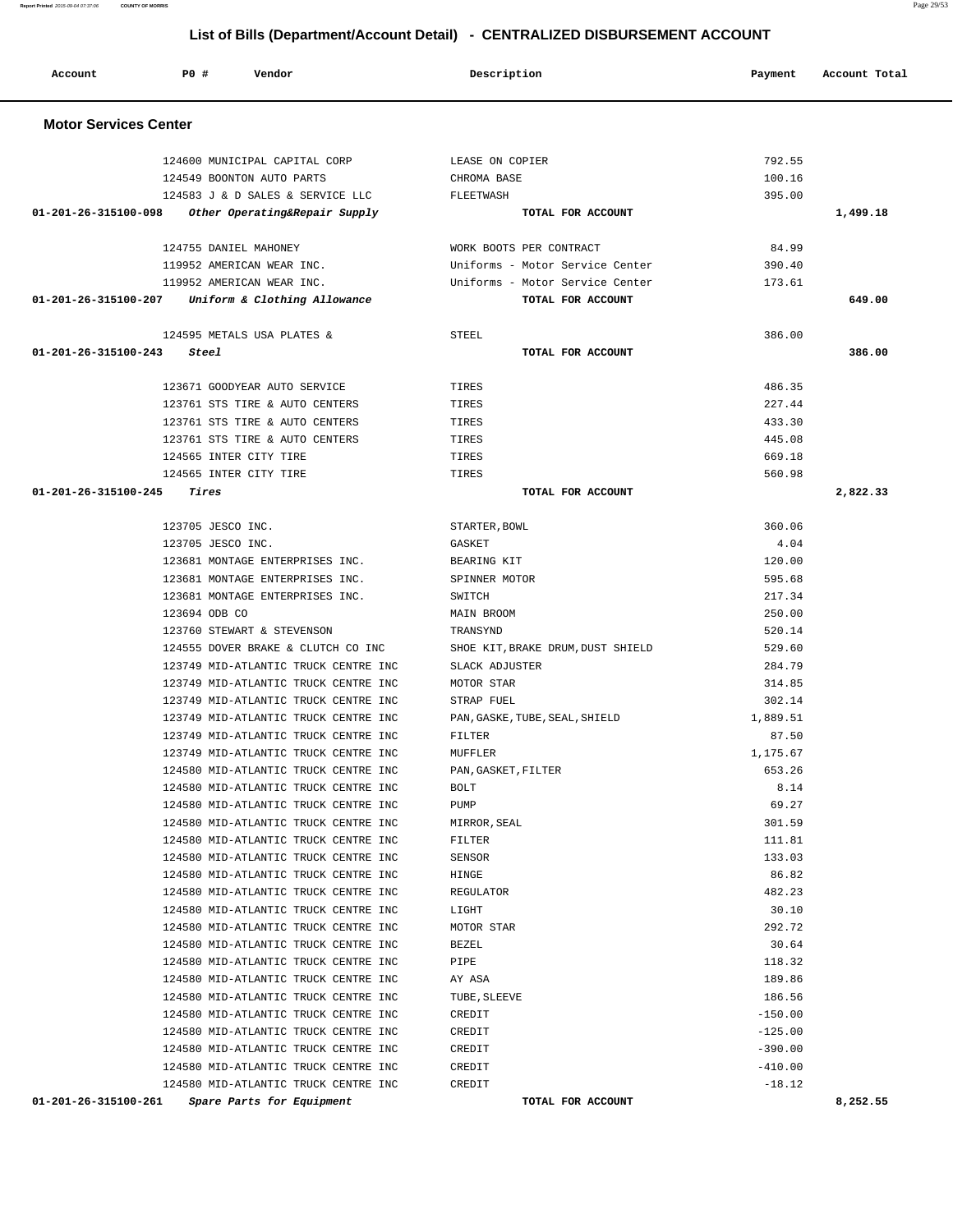# List of Bills (Department/Account Detail) - CENTRALIZED DISBURSEMENT ACCOUNT

| Account | PO # | Vendor | Description | Payment | Account Total |
|---|---|---|---|---|---|

## Motor Services Center

| Account | PO # | Vendor | Description | Payment | Account Total |
|---|---|---|---|---|---|
| | 124600 | MUNICIPAL CAPITAL CORP | LEASE ON COPIER | 792.55 | |
| | 124549 | BOONTON AUTO PARTS | CHROMA BASE | 100.16 | |
| | 124583 | J & D SALES & SERVICE LLC | FLEETWASH | 395.00 | |
| 01-201-26-315100-098 | | *Other Operating&Repair Supply* | TOTAL FOR ACCOUNT | | 1,499.18 |
| | 124755 | DANIEL MAHONEY | WORK BOOTS PER CONTRACT | 84.99 | |
| | 119952 | AMERICAN WEAR INC. | Uniforms - Motor Service Center | 390.40 | |
| | 119952 | AMERICAN WEAR INC. | Uniforms - Motor Service Center | 173.61 | |
| 01-201-26-315100-207 | | *Uniform & Clothing Allowance* | TOTAL FOR ACCOUNT | | 649.00 |
| | 124595 | METALS USA PLATES & | STEEL | 386.00 | |
| 01-201-26-315100-243 | | *Steel* | TOTAL FOR ACCOUNT | | 386.00 |
| | 123671 | GOODYEAR AUTO SERVICE | TIRES | 486.35 | |
| | 123761 | STS TIRE & AUTO CENTERS | TIRES | 227.44 | |
| | 123761 | STS TIRE & AUTO CENTERS | TIRES | 433.30 | |
| | 123761 | STS TIRE & AUTO CENTERS | TIRES | 445.08 | |
| | 124565 | INTER CITY TIRE | TIRES | 669.18 | |
| | 124565 | INTER CITY TIRE | TIRES | 560.98 | |
| 01-201-26-315100-245 | | *Tires* | TOTAL FOR ACCOUNT | | 2,822.33 |
| | 123705 | JESCO INC. | STARTER,BOWL | 360.06 | |
| | 123705 | JESCO INC. | GASKET | 4.04 | |
| | 123681 | MONTAGE ENTERPRISES INC. | BEARING KIT | 120.00 | |
| | 123681 | MONTAGE ENTERPRISES INC. | SPINNER MOTOR | 595.68 | |
| | 123681 | MONTAGE ENTERPRISES INC. | SWITCH | 217.34 | |
| | 123694 | ODB CO | MAIN BROOM | 250.00 | |
| | 123760 | STEWART & STEVENSON | TRANSYND | 520.14 | |
| | 124555 | DOVER BRAKE & CLUTCH CO INC | SHOE KIT,BRAKE DRUM,DUST SHIELD | 529.60 | |
| | 123749 | MID-ATLANTIC TRUCK CENTRE INC | SLACK ADJUSTER | 284.79 | |
| | 123749 | MID-ATLANTIC TRUCK CENTRE INC | MOTOR STAR | 314.85 | |
| | 123749 | MID-ATLANTIC TRUCK CENTRE INC | STRAP FUEL | 302.14 | |
| | 123749 | MID-ATLANTIC TRUCK CENTRE INC | PAN,GASKE,TUBE,SEAL,SHIELD | 1,889.51 | |
| | 123749 | MID-ATLANTIC TRUCK CENTRE INC | FILTER | 87.50 | |
| | 123749 | MID-ATLANTIC TRUCK CENTRE INC | MUFFLER | 1,175.67 | |
| | 124580 | MID-ATLANTIC TRUCK CENTRE INC | PAN,GASKET,FILTER | 653.26 | |
| | 124580 | MID-ATLANTIC TRUCK CENTRE INC | BOLT | 8.14 | |
| | 124580 | MID-ATLANTIC TRUCK CENTRE INC | PUMP | 69.27 | |
| | 124580 | MID-ATLANTIC TRUCK CENTRE INC | MIRROR,SEAL | 301.59 | |
| | 124580 | MID-ATLANTIC TRUCK CENTRE INC | FILTER | 111.81 | |
| | 124580 | MID-ATLANTIC TRUCK CENTRE INC | SENSOR | 133.03 | |
| | 124580 | MID-ATLANTIC TRUCK CENTRE INC | HINGE | 86.82 | |
| | 124580 | MID-ATLANTIC TRUCK CENTRE INC | REGULATOR | 482.23 | |
| | 124580 | MID-ATLANTIC TRUCK CENTRE INC | LIGHT | 30.10 | |
| | 124580 | MID-ATLANTIC TRUCK CENTRE INC | MOTOR STAR | 292.72 | |
| | 124580 | MID-ATLANTIC TRUCK CENTRE INC | BEZEL | 30.64 | |
| | 124580 | MID-ATLANTIC TRUCK CENTRE INC | PIPE | 118.32 | |
| | 124580 | MID-ATLANTIC TRUCK CENTRE INC | AY ASA | 189.86 | |
| | 124580 | MID-ATLANTIC TRUCK CENTRE INC | TUBE,SLEEVE | 186.56 | |
| | 124580 | MID-ATLANTIC TRUCK CENTRE INC | CREDIT | -150.00 | |
| | 124580 | MID-ATLANTIC TRUCK CENTRE INC | CREDIT | -125.00 | |
| | 124580 | MID-ATLANTIC TRUCK CENTRE INC | CREDIT | -390.00 | |
| | 124580 | MID-ATLANTIC TRUCK CENTRE INC | CREDIT | -410.00 | |
| | 124580 | MID-ATLANTIC TRUCK CENTRE INC | CREDIT | -18.12 | |
| 01-201-26-315100-261 | | *Spare Parts for Equipment* | TOTAL FOR ACCOUNT | | 8,252.55 |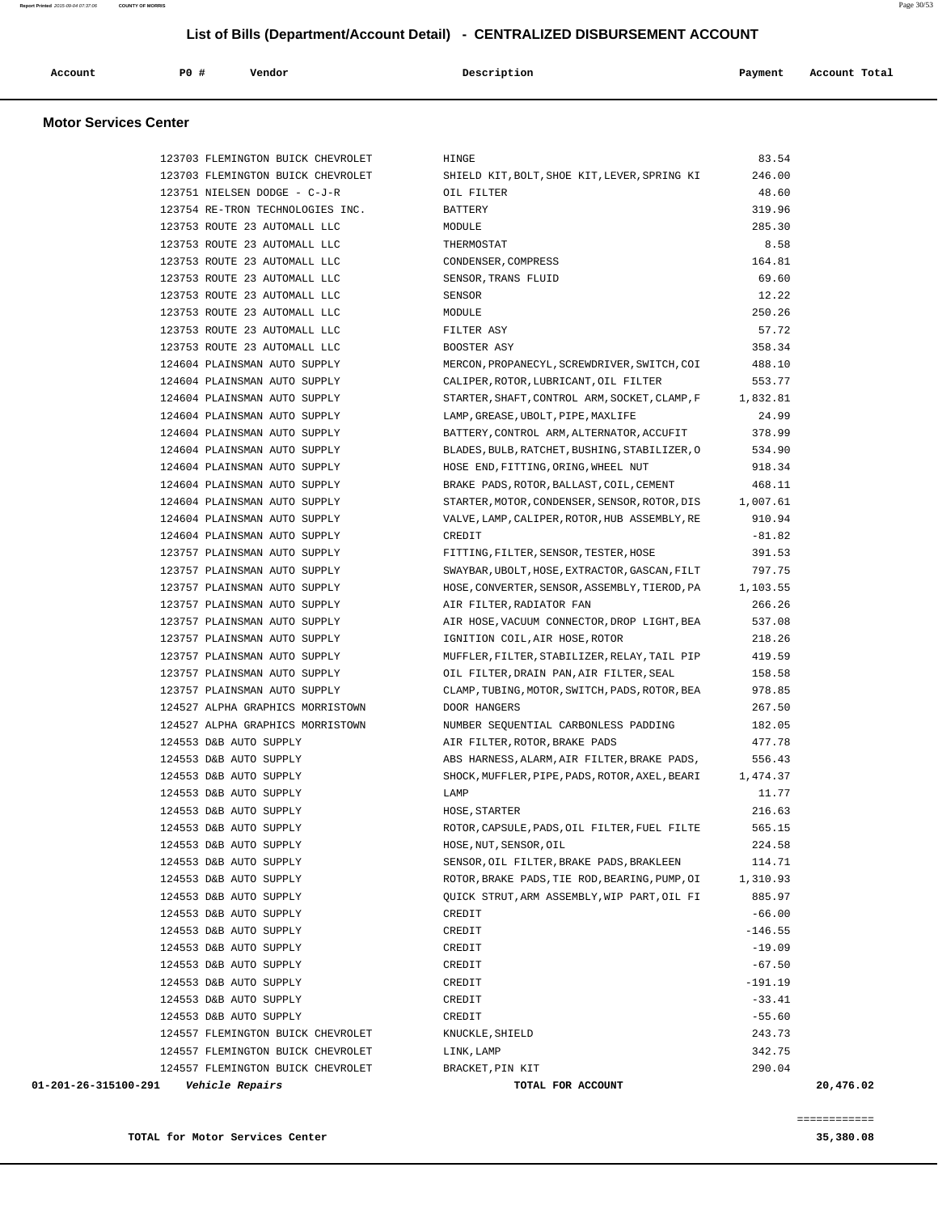## List of Bills (Department/Account Detail) - CENTRALIZED DISBURSEMENT ACCOUNT

### Motor Services Center

| Account | PO # | Vendor | Description | Payment | Account Total |
|---|---|---|---|---|---|
| | 123703 | FLEMINGTON BUICK CHEVROLET | HINGE | 83.54 | |
| | 123703 | FLEMINGTON BUICK CHEVROLET | SHIELD KIT,BOLT,SHOE KIT,LEVER,SPRING KI | 246.00 | |
| | 123751 | NIELSEN DODGE - C-J-R | OIL FILTER | 48.60 | |
| | 123754 | RE-TRON TECHNOLOGIES INC. | BATTERY | 319.96 | |
| | 123753 | ROUTE 23 AUTOMALL LLC | MODULE | 285.30 | |
| | 123753 | ROUTE 23 AUTOMALL LLC | THERMOSTAT | 8.58 | |
| | 123753 | ROUTE 23 AUTOMALL LLC | CONDENSER,COMPRESS | 164.81 | |
| | 123753 | ROUTE 23 AUTOMALL LLC | SENSOR,TRANS FLUID | 69.60 | |
| | 123753 | ROUTE 23 AUTOMALL LLC | SENSOR | 12.22 | |
| | 123753 | ROUTE 23 AUTOMALL LLC | MODULE | 250.26 | |
| | 123753 | ROUTE 23 AUTOMALL LLC | FILTER ASY | 57.72 | |
| | 123753 | ROUTE 23 AUTOMALL LLC | BOOSTER ASY | 358.34 | |
| | 124604 | PLAINSMAN AUTO SUPPLY | MERCON,PROPANECYL,SCREWDRIVER,SWITCH,COI | 488.10 | |
| | 124604 | PLAINSMAN AUTO SUPPLY | CALIPER,ROTOR,LUBRICANT,OIL FILTER | 553.77 | |
| | 124604 | PLAINSMAN AUTO SUPPLY | STARTER,SHAFT,CONTROL ARM,SOCKET,CLAMP,F | 1,832.81 | |
| | 124604 | PLAINSMAN AUTO SUPPLY | LAMP,GREASE,UBOLT,PIPE,MAXLIFE | 24.99 | |
| | 124604 | PLAINSMAN AUTO SUPPLY | BATTERY,CONTROL ARM,ALTERNATOR,ACCUFIT | 378.99 | |
| | 124604 | PLAINSMAN AUTO SUPPLY | BLADES,BULB,RATCHET,BUSHING,STABILIZER,O | 534.90 | |
| | 124604 | PLAINSMAN AUTO SUPPLY | HOSE END,FITTING,ORING,WHEEL NUT | 918.34 | |
| | 124604 | PLAINSMAN AUTO SUPPLY | BRAKE PADS,ROTOR,BALLAST,COIL,CEMENT | 468.11 | |
| | 124604 | PLAINSMAN AUTO SUPPLY | STARTER,MOTOR,CONDENSER,SENSOR,ROTOR,DIS | 1,007.61 | |
| | 124604 | PLAINSMAN AUTO SUPPLY | VALVE,LAMP,CALIPER,ROTOR,HUB ASSEMBLY,RE | 910.94 | |
| | 124604 | PLAINSMAN AUTO SUPPLY | CREDIT | -81.82 | |
| | 123757 | PLAINSMAN AUTO SUPPLY | FITTING,FILTER,SENSOR,TESTER,HOSE | 391.53 | |
| | 123757 | PLAINSMAN AUTO SUPPLY | SWAYBAR,UBOLT,HOSE,EXTRACTOR,GASCAN,FILT | 797.75 | |
| | 123757 | PLAINSMAN AUTO SUPPLY | HOSE,CONVERTER,SENSOR,ASSEMBLY,TIEROD,PA | 1,103.55 | |
| | 123757 | PLAINSMAN AUTO SUPPLY | AIR FILTER,RADIATOR FAN | 266.26 | |
| | 123757 | PLAINSMAN AUTO SUPPLY | AIR HOSE,VACUUM CONNECTOR,DROP LIGHT,BEA | 537.08 | |
| | 123757 | PLAINSMAN AUTO SUPPLY | IGNITION COIL,AIR HOSE,ROTOR | 218.26 | |
| | 123757 | PLAINSMAN AUTO SUPPLY | MUFFLER,FILTER,STABILIZER,RELAY,TAIL PIP | 419.59 | |
| | 123757 | PLAINSMAN AUTO SUPPLY | OIL FILTER,DRAIN PAN,AIR FILTER,SEAL | 158.58 | |
| | 123757 | PLAINSMAN AUTO SUPPLY | CLAMP,TUBING,MOTOR,SWITCH,PADS,ROTOR,BEA | 978.85 | |
| | 124527 | ALPHA GRAPHICS MORRISTOWN | DOOR HANGERS | 267.50 | |
| | 124527 | ALPHA GRAPHICS MORRISTOWN | NUMBER SEQUENTIAL CARBONLESS PADDING | 182.05 | |
| | 124553 | D&B AUTO SUPPLY | AIR FILTER,ROTOR,BRAKE PADS | 477.78 | |
| | 124553 | D&B AUTO SUPPLY | ABS HARNESS,ALARM,AIR FILTER,BRAKE PADS, | 556.43 | |
| | 124553 | D&B AUTO SUPPLY | SHOCK,MUFFLER,PIPE,PADS,ROTOR,AXEL,BEARI | 1,474.37 | |
| | 124553 | D&B AUTO SUPPLY | LAMP | 11.77 | |
| | 124553 | D&B AUTO SUPPLY | HOSE,STARTER | 216.63 | |
| | 124553 | D&B AUTO SUPPLY | ROTOR,CAPSULE,PADS,OIL FILTER,FUEL FILTE | 565.15 | |
| | 124553 | D&B AUTO SUPPLY | HOSE,NUT,SENSOR,OIL | 224.58 | |
| | 124553 | D&B AUTO SUPPLY | SENSOR,OIL FILTER,BRAKE PADS,BRAKLEEN | 114.71 | |
| | 124553 | D&B AUTO SUPPLY | ROTOR,BRAKE PADS,TIE ROD,BEARING,PUMP,OI | 1,310.93 | |
| | 124553 | D&B AUTO SUPPLY | QUICK STRUT,ARM ASSEMBLY,WIP PART,OIL FI | 885.97 | |
| | 124553 | D&B AUTO SUPPLY | CREDIT | -66.00 | |
| | 124553 | D&B AUTO SUPPLY | CREDIT | -146.55 | |
| | 124553 | D&B AUTO SUPPLY | CREDIT | -19.09 | |
| | 124553 | D&B AUTO SUPPLY | CREDIT | -67.50 | |
| | 124553 | D&B AUTO SUPPLY | CREDIT | -191.19 | |
| | 124553 | D&B AUTO SUPPLY | CREDIT | -33.41 | |
| | 124553 | D&B AUTO SUPPLY | CREDIT | -55.60 | |
| | 124557 | FLEMINGTON BUICK CHEVROLET | KNUCKLE,SHIELD | 243.73 | |
| | 124557 | FLEMINGTON BUICK CHEVROLET | LINK,LAMP | 342.75 | |
| | 124557 | FLEMINGTON BUICK CHEVROLET | BRACKET,PIN KIT | 290.04 | |
| **01-201-26-315100-291** | | ***Vehicle Repairs*** | **TOTAL FOR ACCOUNT** | | **20,476.02** |

**TOTAL for Motor Services Center** **35,380.08**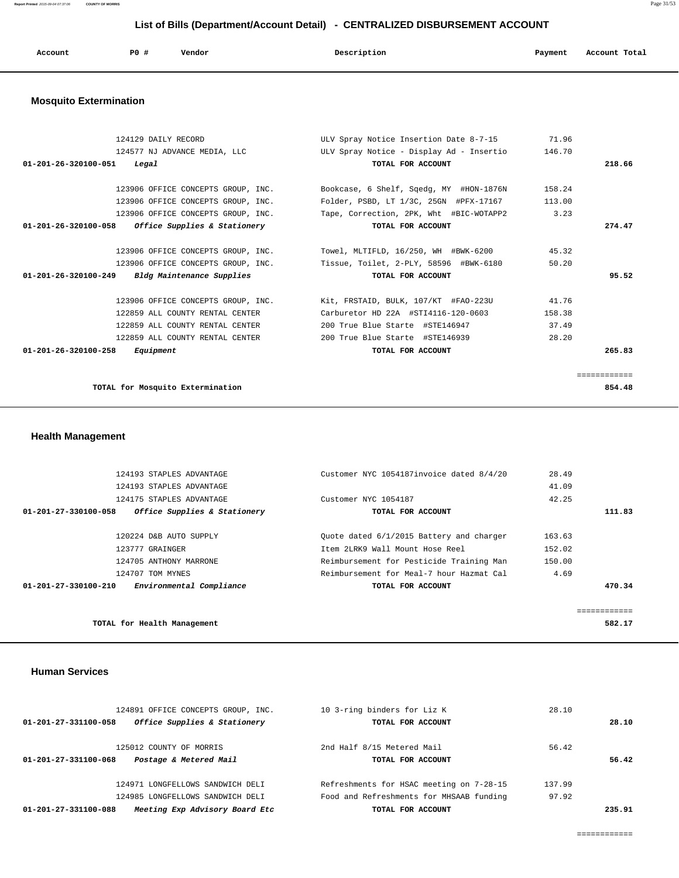## List of Bills (Department/Account Detail) - CENTRALIZED DISBURSEMENT ACCOUNT

| Account | PO # | Vendor | Description | Payment | Account Total |
|---|---|---|---|---|---|

### Mosquito Extermination

| Account | PO # | Vendor | Description | Payment | Account Total |
|---|---|---|---|---|---|
| | 124129 | DAILY RECORD | ULV Spray Notice Insertion Date 8-7-15 | 71.96 | |
| | 124577 | NJ ADVANCE MEDIA, LLC | ULV Spray Notice - Display Ad - Insertio | 146.70 | |
| 01-201-26-320100-051 | | *Legal* | TOTAL FOR ACCOUNT | | 218.66 |
| | 123906 | OFFICE CONCEPTS GROUP, INC. | Bookcase, 6 Shelf, Sqedg, MY #HON-1876N | 158.24 | |
| | 123906 | OFFICE CONCEPTS GROUP, INC. | Folder, PSBD, LT 1/3C, 25GN #PFX-17167 | 113.00 | |
| | 123906 | OFFICE CONCEPTS GROUP, INC. | Tape, Correction, 2PK, Wht #BIC-WOTAPP2 | 3.23 | |
| 01-201-26-320100-058 | | *Office Supplies & Stationery* | TOTAL FOR ACCOUNT | | 274.47 |
| | 123906 | OFFICE CONCEPTS GROUP, INC. | Towel, MLTIFLD, 16/250, WH #BWK-6200 | 45.32 | |
| | 123906 | OFFICE CONCEPTS GROUP, INC. | Tissue, Toilet, 2-PLY, 58596 #BWK-6180 | 50.20 | |
| 01-201-26-320100-249 | | *Bldg Maintenance Supplies* | TOTAL FOR ACCOUNT | | 95.52 |
| | 123906 | OFFICE CONCEPTS GROUP, INC. | Kit, FRSTAID, BULK, 107/KT #FAO-223U | 41.76 | |
| | 122859 | ALL COUNTY RENTAL CENTER | Carburetor HD 22A #STI4116-120-0603 | 158.38 | |
| | 122859 | ALL COUNTY RENTAL CENTER | 200 True Blue Starte #STE146947 | 37.49 | |
| | 122859 | ALL COUNTY RENTAL CENTER | 200 True Blue Starte #STE146939 | 28.20 | |
| 01-201-26-320100-258 | | *Equipment* | TOTAL FOR ACCOUNT | | 265.83 |
| | | TOTAL for Mosquito Extermination | | | 854.48 |

### Health Management

| Account | PO # | Vendor | Description | Payment | Account Total |
|---|---|---|---|---|---|
| | 124193 | STAPLES ADVANTAGE | Customer NYC 1054187invoice dated 8/4/20 | 28.49 | |
| | 124193 | STAPLES ADVANTAGE | | 41.09 | |
| | 124175 | STAPLES ADVANTAGE | Customer NYC 1054187 | 42.25 | |
| 01-201-27-330100-058 | | *Office Supplies & Stationery* | TOTAL FOR ACCOUNT | | 111.83 |
| | 120224 | D&B AUTO SUPPLY | Quote dated 6/1/2015 Battery and charger | 163.63 | |
| | 123777 | GRAINGER | Item 2LRK9 Wall Mount Hose Reel | 152.02 | |
| | 124705 | ANTHONY MARRONE | Reimbursement for Pesticide Training Man | 150.00 | |
| | 124707 | TOM MYNES | Reimbursement for Meal-7 hour Hazmat Cal | 4.69 | |
| 01-201-27-330100-210 | | *Environmental Compliance* | TOTAL FOR ACCOUNT | | 470.34 |
| | | TOTAL for Health Management | | | 582.17 |

### Human Services

| Account | PO # | Vendor | Description | Payment | Account Total |
|---|---|---|---|---|---|
| | 124891 | OFFICE CONCEPTS GROUP, INC. | 10 3-ring binders for Liz K | 28.10 | |
| 01-201-27-331100-058 | | *Office Supplies & Stationery* | TOTAL FOR ACCOUNT | | 28.10 |
| | 125012 | COUNTY OF MORRIS | 2nd Half 8/15 Metered Mail | 56.42 | |
| 01-201-27-331100-068 | | *Postage & Metered Mail* | TOTAL FOR ACCOUNT | | 56.42 |
| | 124971 | LONGFELLOWS SANDWICH DELI | Refreshments for HSAC meeting on 7-28-15 | 137.99 | |
| | 124985 | LONGFELLOWS SANDWICH DELI | Food and Refreshments for MHSAAB funding | 97.92 | |
| 01-201-27-331100-088 | | *Meeting Exp Advisory Board Etc* | TOTAL FOR ACCOUNT | | 235.91 |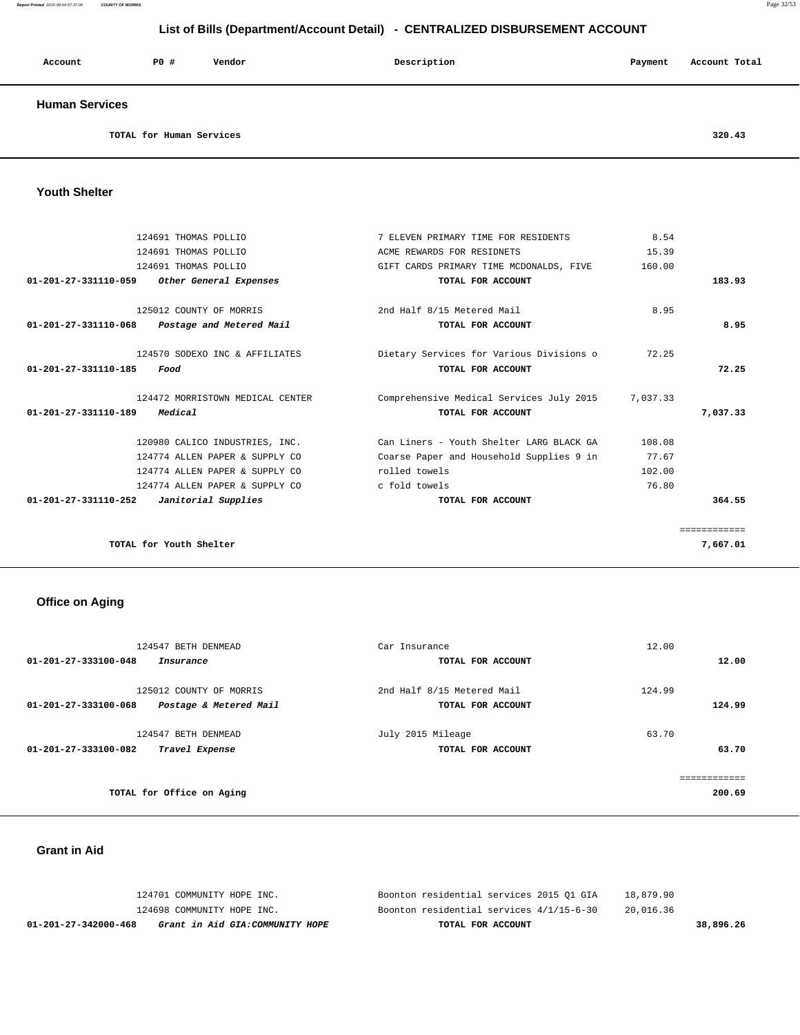# List of Bills (Department/Account Detail) - CENTRALIZED DISBURSEMENT ACCOUNT

| Account | PO # | Vendor | Description | Payment | Account Total |
|---|---|---|---|---|---|

## Human Services

| | | | | | |
|---|---|---|---|---|---|
| **TOTAL for Human Services** | | | | | **320.43** |

## Youth Shelter

| Account | PO # | Vendor | Description | Payment | Account Total |
|---|---|---|---|---|---|
| | 124691 | THOMAS POLLIO | 7 ELEVEN PRIMARY TIME FOR RESIDENTS | 8.54 | |
| | 124691 | THOMAS POLLIO | ACME REWARDS FOR RESIDNETS | 15.39 | |
| | 124691 | THOMAS POLLIO | GIFT CARDS PRIMARY TIME MCDONALDS, FIVE | 160.00 | |
| **01-201-27-331110-059** | | ***Other General Expenses*** | **TOTAL FOR ACCOUNT** | | **183.93** |
| | 125012 | COUNTY OF MORRIS | 2nd Half 8/15 Metered Mail | 8.95 | |
| **01-201-27-331110-068** | | ***Postage and Metered Mail*** | **TOTAL FOR ACCOUNT** | | **8.95** |
| | 124570 | SODEXO INC & AFFILIATES | Dietary Services for Various Divisions o | 72.25 | |
| **01-201-27-331110-185** | | ***Food*** | **TOTAL FOR ACCOUNT** | | **72.25** |
| | 124472 | MORRISTOWN MEDICAL CENTER | Comprehensive Medical Services July 2015 | 7,037.33 | |
| **01-201-27-331110-189** | | ***Medical*** | **TOTAL FOR ACCOUNT** | | **7,037.33** |
| | 120980 | CALICO INDUSTRIES, INC. | Can Liners - Youth Shelter LARG BLACK GA | 108.08 | |
| | 124774 | ALLEN PAPER & SUPPLY CO | Coarse Paper and Household Supplies 9 in | 77.67 | |
| | 124774 | ALLEN PAPER & SUPPLY CO | rolled towels | 102.00 | |
| | 124774 | ALLEN PAPER & SUPPLY CO | c fold towels | 76.80 | |
| **01-201-27-331110-252** | | ***Janitorial Supplies*** | **TOTAL FOR ACCOUNT** | | **364.55** |
| | | | | | ============ |
| **TOTAL for Youth Shelter** | | | | | **7,667.01** |

## Office on Aging

| Account | PO # | Vendor | Description | Payment | Account Total |
|---|---|---|---|---|---|
| | 124547 | BETH DENMEAD | Car Insurance | 12.00 | |
| **01-201-27-333100-048** | | ***Insurance*** | **TOTAL FOR ACCOUNT** | | **12.00** |
| | 125012 | COUNTY OF MORRIS | 2nd Half 8/15 Metered Mail | 124.99 | |
| **01-201-27-333100-068** | | ***Postage & Metered Mail*** | **TOTAL FOR ACCOUNT** | | **124.99** |
| | 124547 | BETH DENMEAD | July 2015 Mileage | 63.70 | |
| **01-201-27-333100-082** | | ***Travel Expense*** | **TOTAL FOR ACCOUNT** | | **63.70** |
| | | | | | ============ |
| **TOTAL for Office on Aging** | | | | | **200.69** |

## Grant in Aid

| Account | PO # | Vendor | Description | Payment | Account Total |
|---|---|---|---|---|---|
| | 124701 | COMMUNITY HOPE INC. | Boonton residential services 2015 Q1 GIA | 18,879.90 | |
| | 124698 | COMMUNITY HOPE INC. | Boonton residential services 4/1/15-6-30 | 20,016.36 | |
| **01-201-27-342000-468** | | ***Grant in Aid GIA:COMMUNITY HOPE*** | **TOTAL FOR ACCOUNT** | | **38,896.26** |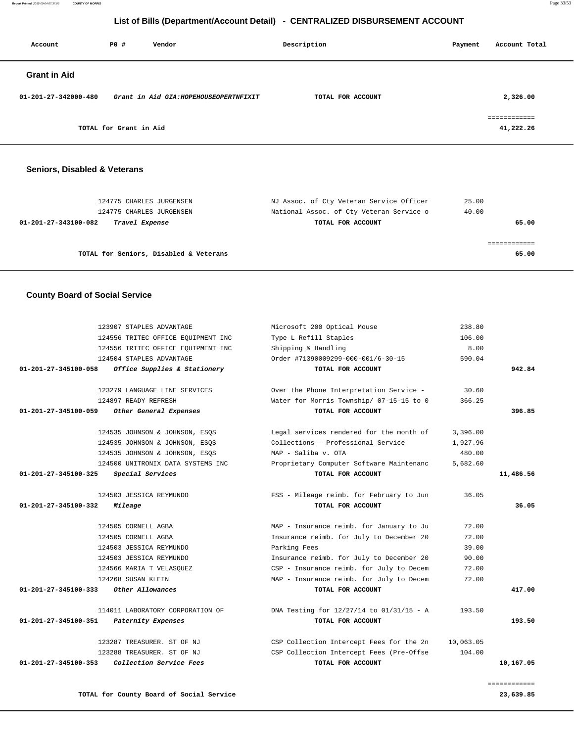## List of Bills (Department/Account Detail) - CENTRALIZED DISBURSEMENT ACCOUNT

| Account | PO # | Vendor | Description | Payment | Account Total |
|---|---|---|---|---|---|

### Grant in Aid

| Account | PO # | Vendor | Description | Payment | Account Total |
|---|---|---|---|---|---|
| 01-201-27-342000-480 | | *Grant in Aid GIA:HOPEHOUSEOPERTNFIXIT* | TOTAL FOR ACCOUNT | | 2,326.00 |
| | | | | | ============ |
| | | TOTAL for Grant in Aid | | | 41,222.26 |

### Seniors, Disabled & Veterans

| Account | PO # | Vendor | Description | Payment | Account Total |
|---|---|---|---|---|---|
| | 124775 | CHARLES JURGENSEN | NJ Assoc. of Cty Veteran Service Officer | 25.00 | |
| | 124775 | CHARLES JURGENSEN | National Assoc. of Cty Veteran Service o | 40.00 | |
| 01-201-27-343100-082 | | *Travel Expense* | TOTAL FOR ACCOUNT | | 65.00 |
| | | | | | ============ |
| | | TOTAL for Seniors, Disabled & Veterans | | | 65.00 |

### County Board of Social Service

| Account | PO # | Vendor | Description | Payment | Account Total |
|---|---|---|---|---|---|
| | 123907 | STAPLES ADVANTAGE | Microsoft 200 Optical Mouse | 238.80 | |
| | 124556 | TRITEC OFFICE EQUIPMENT INC | Type L Refill Staples | 106.00 | |
| | 124556 | TRITEC OFFICE EQUIPMENT INC | Shipping & Handling | 8.00 | |
| | 124504 | STAPLES ADVANTAGE | Order #71390009299-000-001/6-30-15 | 590.04 | |
| 01-201-27-345100-058 | | *Office Supplies & Stationery* | TOTAL FOR ACCOUNT | | 942.84 |
| | 123279 | LANGUAGE LINE SERVICES | Over the Phone Interpretation Service - | 30.60 | |
| | 124897 | READY REFRESH | Water for Morris Township/ 07-15-15 to 0 | 366.25 | |
| 01-201-27-345100-059 | | *Other General Expenses* | TOTAL FOR ACCOUNT | | 396.85 |
| | 124535 | JOHNSON & JOHNSON, ESQS | Legal services rendered for the month of | 3,396.00 | |
| | 124535 | JOHNSON & JOHNSON, ESQS | Collections - Professional Service | 1,927.96 | |
| | 124535 | JOHNSON & JOHNSON, ESQS | MAP - Saliba v. OTA | 480.00 | |
| | 124500 | UNITRONIX DATA SYSTEMS INC | Proprietary Computer Software Maintenanc | 5,682.60 | |
| 01-201-27-345100-325 | | *Special Services* | TOTAL FOR ACCOUNT | | 11,486.56 |
| | 124503 | JESSICA REYMUNDO | FSS - Mileage reimb. for February to Jun | 36.05 | |
| 01-201-27-345100-332 | | *Mileage* | TOTAL FOR ACCOUNT | | 36.05 |
| | 124505 | CORNELL AGBA | MAP - Insurance reimb. for January to Ju | 72.00 | |
| | 124505 | CORNELL AGBA | Insurance reimb. for July to December 20 | 72.00 | |
| | 124503 | JESSICA REYMUNDO | Parking Fees | 39.00 | |
| | 124503 | JESSICA REYMUNDO | Insurance reimb. for July to December 20 | 90.00 | |
| | 124566 | MARIA T VELASQUEZ | CSP - Insurance reimb. for July to Decem | 72.00 | |
| | 124268 | SUSAN KLEIN | MAP - Insurance reimb. for July to Decem | 72.00 | |
| 01-201-27-345100-333 | | *Other Allowances* | TOTAL FOR ACCOUNT | | 417.00 |
| | 114011 | LABORATORY CORPORATION OF | DNA Testing for 12/27/14 to 01/31/15 - A | 193.50 | |
| 01-201-27-345100-351 | | *Paternity Expenses* | TOTAL FOR ACCOUNT | | 193.50 |
| | 123287 | TREASURER. ST OF NJ | CSP Collection Intercept Fees for the 2n | 10,063.05 | |
| | 123288 | TREASURER. ST OF NJ | CSP Collection Intercept Fees (Pre-Offse | 104.00 | |
| 01-201-27-345100-353 | | *Collection Service Fees* | TOTAL FOR ACCOUNT | | 10,167.05 |
| | | | | | ============ |
| | | TOTAL for County Board of Social Service | | | 23,639.85 |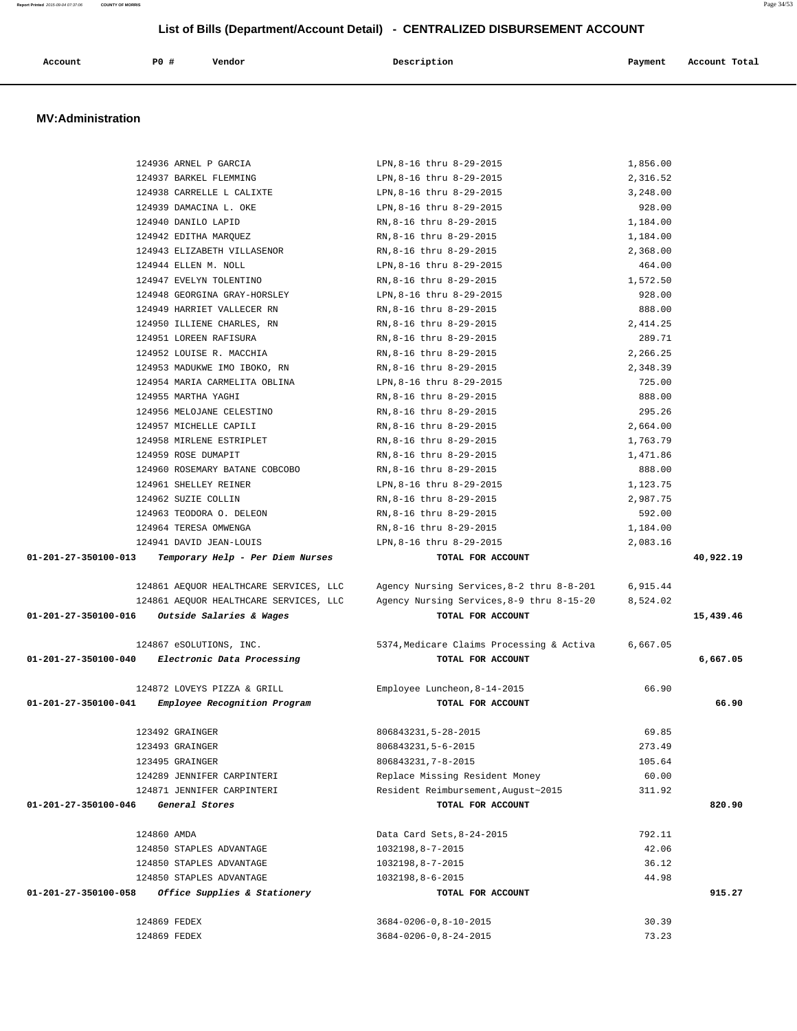# List of Bills (Department/Account Detail) - CENTRALIZED DISBURSEMENT ACCOUNT

## MV:Administration

| Account | PO # | Vendor | Description | Payment | Account Total |
|---|---|---|---|---|---|
| | 124936 | ARNEL P GARCIA | LPN,8-16 thru 8-29-2015 | 1,856.00 | |
| | 124937 | BARKEL FLEMMING | LPN,8-16 thru 8-29-2015 | 2,316.52 | |
| | 124938 | CARRELLE L CALIXTE | LPN,8-16 thru 8-29-2015 | 3,248.00 | |
| | 124939 | DAMACINA L. OKE | LPN,8-16 thru 8-29-2015 | 928.00 | |
| | 124940 | DANILO LAPID | RN,8-16 thru 8-29-2015 | 1,184.00 | |
| | 124942 | EDITHA MARQUEZ | RN,8-16 thru 8-29-2015 | 1,184.00 | |
| | 124943 | ELIZABETH VILLASENOR | RN,8-16 thru 8-29-2015 | 2,368.00 | |
| | 124944 | ELLEN M. NOLL | LPN,8-16 thru 8-29-2015 | 464.00 | |
| | 124947 | EVELYN TOLENTINO | RN,8-16 thru 8-29-2015 | 1,572.50 | |
| | 124948 | GEORGINA GRAY-HORSLEY | LPN,8-16 thru 8-29-2015 | 928.00 | |
| | 124949 | HARRIET VALLECER RN | RN,8-16 thru 8-29-2015 | 888.00 | |
| | 124950 | ILLIENE CHARLES, RN | RN,8-16 thru 8-29-2015 | 2,414.25 | |
| | 124951 | LOREEN RAFISURA | RN,8-16 thru 8-29-2015 | 289.71 | |
| | 124952 | LOUISE R. MACCHIA | RN,8-16 thru 8-29-2015 | 2,266.25 | |
| | 124953 | MADUKWE IMO IBOKO, RN | RN,8-16 thru 8-29-2015 | 2,348.39 | |
| | 124954 | MARIA CARMELITA OBLINA | LPN,8-16 thru 8-29-2015 | 725.00 | |
| | 124955 | MARTHA YAGHI | RN,8-16 thru 8-29-2015 | 888.00 | |
| | 124956 | MELOJANE CELESTINO | RN,8-16 thru 8-29-2015 | 295.26 | |
| | 124957 | MICHELLE CAPILI | RN,8-16 thru 8-29-2015 | 2,664.00 | |
| | 124958 | MIRLENE ESTRIPLET | RN,8-16 thru 8-29-2015 | 1,763.79 | |
| | 124959 | ROSE DUMAPIT | RN,8-16 thru 8-29-2015 | 1,471.86 | |
| | 124960 | ROSEMARY BATANE COBCOBO | RN,8-16 thru 8-29-2015 | 888.00 | |
| | 124961 | SHELLEY REINER | LPN,8-16 thru 8-29-2015 | 1,123.75 | |
| | 124962 | SUZIE COLLIN | RN,8-16 thru 8-29-2015 | 2,987.75 | |
| | 124963 | TEODORA O. DELEON | RN,8-16 thru 8-29-2015 | 592.00 | |
| | 124964 | TERESA OMWENGA | RN,8-16 thru 8-29-2015 | 1,184.00 | |
| | 124941 | DAVID JEAN-LOUIS | LPN,8-16 thru 8-29-2015 | 2,083.16 | |
| **01-201-27-350100-013** | | *Temporary Help - Per Diem Nurses* | **TOTAL FOR ACCOUNT** | | **40,922.19** |
| | 124861 | AEQUOR HEALTHCARE SERVICES, LLC | Agency Nursing Services,8-2 thru 8-8-201 | 6,915.44 | |
| | 124861 | AEQUOR HEALTHCARE SERVICES, LLC | Agency Nursing Services,8-9 thru 8-15-20 | 8,524.02 | |
| **01-201-27-350100-016** | | *Outside Salaries & Wages* | **TOTAL FOR ACCOUNT** | | **15,439.46** |
| | 124867 | eSOLUTIONS, INC. | 5374,Medicare Claims Processing & Activa | 6,667.05 | |
| **01-201-27-350100-040** | | *Electronic Data Processing* | **TOTAL FOR ACCOUNT** | | **6,667.05** |
| | 124872 | LOVEYS PIZZA & GRILL | Employee Luncheon,8-14-2015 | 66.90 | |
| **01-201-27-350100-041** | | *Employee Recognition Program* | **TOTAL FOR ACCOUNT** | | **66.90** |
| | 123492 | GRAINGER | 806843231,5-28-2015 | 69.85 | |
| | 123493 | GRAINGER | 806843231,5-6-2015 | 273.49 | |
| | 123495 | GRAINGER | 806843231,7-8-2015 | 105.64 | |
| | 124289 | JENNIFER CARPINTERI | Replace Missing Resident Money | 60.00 | |
| | 124871 | JENNIFER CARPINTERI | Resident Reimbursement,August~2015 | 311.92 | |
| **01-201-27-350100-046** | | *General Stores* | **TOTAL FOR ACCOUNT** | | **820.90** |
| | 124860 | AMDA | Data Card Sets,8-24-2015 | 792.11 | |
| | 124850 | STAPLES ADVANTAGE | 1032198,8-7-2015 | 42.06 | |
| | 124850 | STAPLES ADVANTAGE | 1032198,8-7-2015 | 36.12 | |
| | 124850 | STAPLES ADVANTAGE | 1032198,8-6-2015 | 44.98 | |
| **01-201-27-350100-058** | | *Office Supplies & Stationery* | **TOTAL FOR ACCOUNT** | | **915.27** |
| | 124869 | FEDEX | 3684-0206-0,8-10-2015 | 30.39 | |
| | 124869 | FEDEX | 3684-0206-0,8-24-2015 | 73.23 | |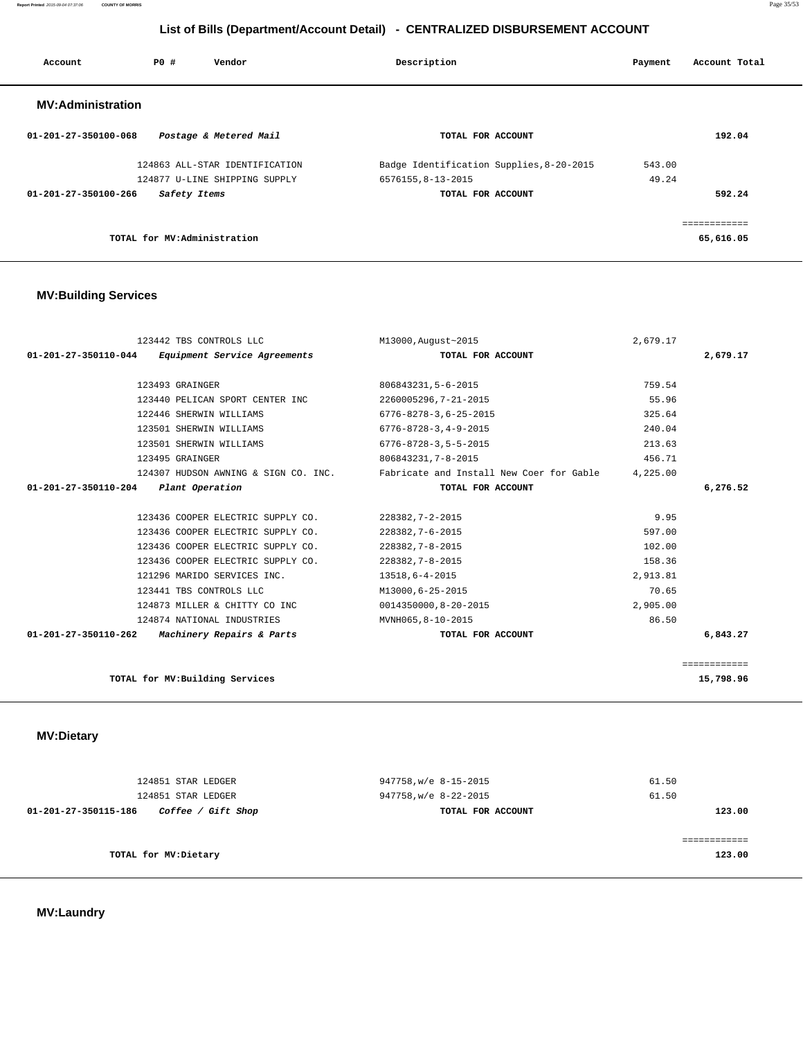## List of Bills (Department/Account Detail) - CENTRALIZED DISBURSEMENT ACCOUNT

| Account | PO # | Vendor | Description | Payment | Account Total |
|---|---|---|---|---|---|

### MV:Administration

| Account | PO # | Vendor | Description | Payment | Account Total |
|---|---|---|---|---|---|
| 01-201-27-350100-068 | | *Postage & Metered Mail* | TOTAL FOR ACCOUNT | | 192.04 |
| | 124863 | ALL-STAR IDENTIFICATION | Badge Identification Supplies,8-20-2015 | 543.00 | |
| | 124877 | U-LINE SHIPPING SUPPLY | 6576155,8-13-2015 | 49.24 | |
| 01-201-27-350100-266 | | *Safety Items* | TOTAL FOR ACCOUNT | | 592.24 |
| | | | | | ============ |
| | | TOTAL for MV:Administration | | | 65,616.05 |

### MV:Building Services

| Account | PO # | Vendor | Description | Payment | Account Total |
|---|---|---|---|---|---|
| | 123442 | TBS CONTROLS LLC | M13000,August~2015 | 2,679.17 | |
| 01-201-27-350110-044 | | *Equipment Service Agreements* | TOTAL FOR ACCOUNT | | 2,679.17 |
| | 123493 | GRAINGER | 806843231,5-6-2015 | 759.54 | |
| | 123440 | PELICAN SPORT CENTER INC | 2260005296,7-21-2015 | 55.96 | |
| | 122446 | SHERWIN WILLIAMS | 6776-8278-3,6-25-2015 | 325.64 | |
| | 123501 | SHERWIN WILLIAMS | 6776-8728-3,4-9-2015 | 240.04 | |
| | 123501 | SHERWIN WILLIAMS | 6776-8728-3,5-5-2015 | 213.63 | |
| | 123495 | GRAINGER | 806843231,7-8-2015 | 456.71 | |
| | 124307 | HUDSON AWNING & SIGN CO. INC. | Fabricate and Install New Coer for Gable | 4,225.00 | |
| 01-201-27-350110-204 | | *Plant Operation* | TOTAL FOR ACCOUNT | | 6,276.52 |
| | 123436 | COOPER ELECTRIC SUPPLY CO. | 228382,7-2-2015 | 9.95 | |
| | 123436 | COOPER ELECTRIC SUPPLY CO. | 228382,7-6-2015 | 597.00 | |
| | 123436 | COOPER ELECTRIC SUPPLY CO. | 228382,7-8-2015 | 102.00 | |
| | 123436 | COOPER ELECTRIC SUPPLY CO. | 228382,7-8-2015 | 158.36 | |
| | 121296 | MARIDO SERVICES INC. | 13518,6-4-2015 | 2,913.81 | |
| | 123441 | TBS CONTROLS LLC | M13000,6-25-2015 | 70.65 | |
| | 124873 | MILLER & CHITTY CO INC | 0014350000,8-20-2015 | 2,905.00 | |
| | 124874 | NATIONAL INDUSTRIES | MVNH065,8-10-2015 | 86.50 | |
| 01-201-27-350110-262 | | *Machinery Repairs & Parts* | TOTAL FOR ACCOUNT | | 6,843.27 |
| | | | | | ============ |
| | | TOTAL for MV:Building Services | | | 15,798.96 |

### MV:Dietary

| Account | PO # | Vendor | Description | Payment | Account Total |
|---|---|---|---|---|---|
| | 124851 | STAR LEDGER | 947758,w/e 8-15-2015 | 61.50 | |
| | 124851 | STAR LEDGER | 947758,w/e 8-22-2015 | 61.50 | |
| 01-201-27-350115-186 | | *Coffee / Gift Shop* | TOTAL FOR ACCOUNT | | 123.00 |
| | | | | | ============ |
| | | TOTAL for MV:Dietary | | | 123.00 |

### MV:Laundry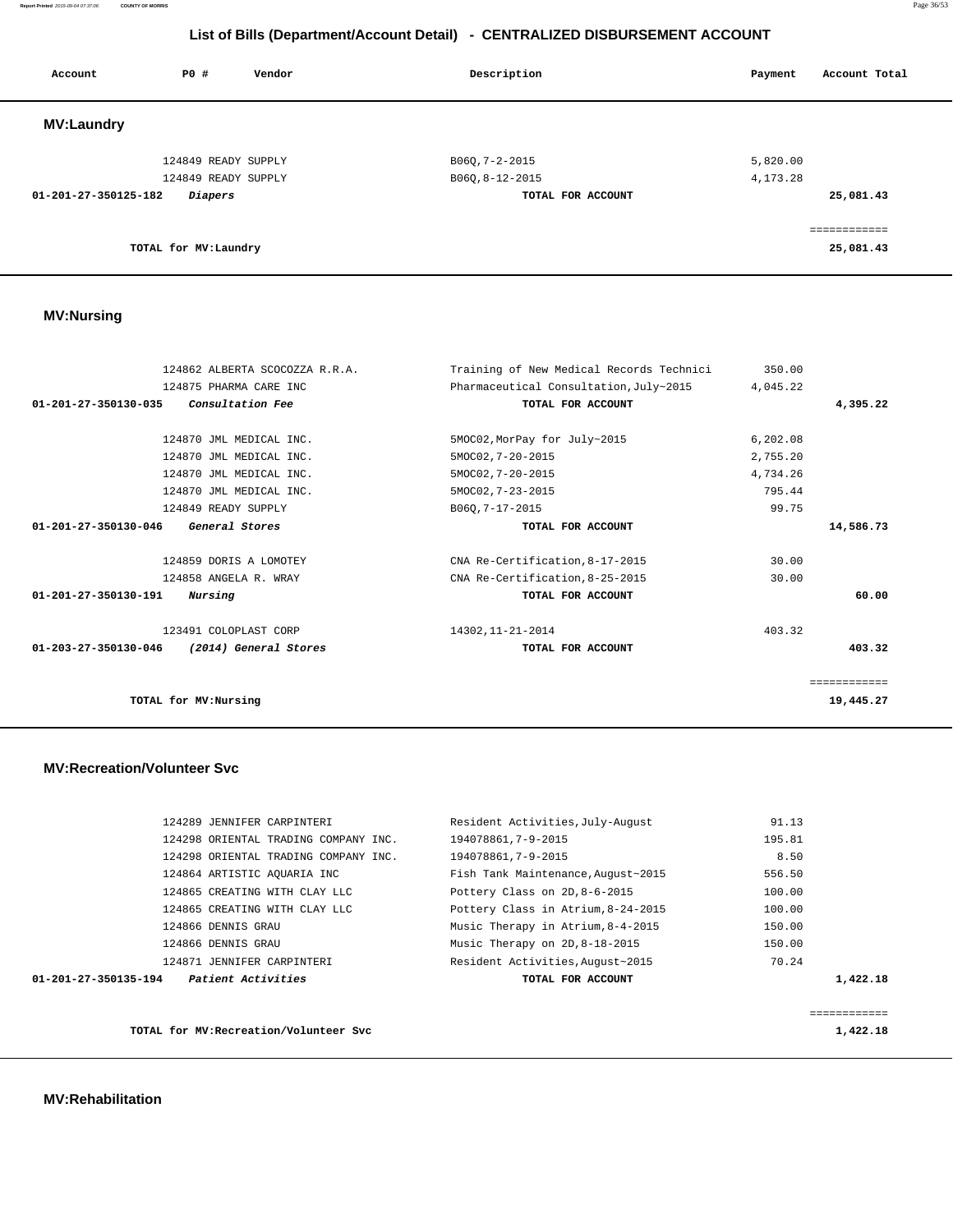## List of Bills (Department/Account Detail) - CENTRALIZED DISBURSEMENT ACCOUNT

| Account | PO # | Vendor | Description | Payment | Account Total |
|---|---|---|---|---|---|

### MV:Laundry

| Account | PO # | Vendor | Description | Payment | Account Total |
|---|---|---|---|---|---|
| | 124849 | READY SUPPLY | B06Q,7-2-2015 | 5,820.00 | |
| | 124849 | READY SUPPLY | B06Q,8-12-2015 | 4,173.28 | |
| **01-201-27-350125-182** | | ***Diapers*** | **TOTAL FOR ACCOUNT** | | **25,081.43** |
| | | | | | ============ |
| | **TOTAL for MV:Laundry** | | | | **25,081.43** |

### MV:Nursing

| Account | PO # | Vendor | Description | Payment | Account Total |
|---|---|---|---|---|---|
| | 124862 | ALBERTA SCOCOZZA R.R.A. | Training of New Medical Records Technici | 350.00 | |
| | 124875 | PHARMA CARE INC | Pharmaceutical Consultation,July~2015 | 4,045.22 | |
| **01-201-27-350130-035** | | ***Consultation Fee*** | **TOTAL FOR ACCOUNT** | | **4,395.22** |
| | 124870 | JML MEDICAL INC. | 5MOC02,MorPay for July~2015 | 6,202.08 | |
| | 124870 | JML MEDICAL INC. | 5MOC02,7-20-2015 | 2,755.20 | |
| | 124870 | JML MEDICAL INC. | 5MOC02,7-20-2015 | 4,734.26 | |
| | 124870 | JML MEDICAL INC. | 5MOC02,7-23-2015 | 795.44 | |
| | 124849 | READY SUPPLY | B06Q,7-17-2015 | 99.75 | |
| **01-201-27-350130-046** | | ***General Stores*** | **TOTAL FOR ACCOUNT** | | **14,586.73** |
| | 124859 | DORIS A LOMOTEY | CNA Re-Certification,8-17-2015 | 30.00 | |
| | 124858 | ANGELA R. WRAY | CNA Re-Certification,8-25-2015 | 30.00 | |
| **01-201-27-350130-191** | | ***Nursing*** | **TOTAL FOR ACCOUNT** | | **60.00** |
| | 123491 | COLOPLAST CORP | 14302,11-21-2014 | 403.32 | |
| **01-203-27-350130-046** | | ***(2014) General Stores*** | **TOTAL FOR ACCOUNT** | | **403.32** |
| | | | | | ============ |
| | **TOTAL for MV:Nursing** | | | | **19,445.27** |

### MV:Recreation/Volunteer Svc

| Account | PO # | Vendor | Description | Payment | Account Total |
|---|---|---|---|---|---|
| | 124289 | JENNIFER CARPINTERI | Resident Activities,July-August | 91.13 | |
| | 124298 | ORIENTAL TRADING COMPANY INC. | 194078861,7-9-2015 | 195.81 | |
| | 124298 | ORIENTAL TRADING COMPANY INC. | 194078861,7-9-2015 | 8.50 | |
| | 124864 | ARTISTIC AQUARIA INC | Fish Tank Maintenance,August~2015 | 556.50 | |
| | 124865 | CREATING WITH CLAY LLC | Pottery Class on 2D,8-6-2015 | 100.00 | |
| | 124865 | CREATING WITH CLAY LLC | Pottery Class in Atrium,8-24-2015 | 100.00 | |
| | 124866 | DENNIS GRAU | Music Therapy in Atrium,8-4-2015 | 150.00 | |
| | 124866 | DENNIS GRAU | Music Therapy on 2D,8-18-2015 | 150.00 | |
| | 124871 | JENNIFER CARPINTERI | Resident Activities,August~2015 | 70.24 | |
| **01-201-27-350135-194** | | ***Patient Activities*** | **TOTAL FOR ACCOUNT** | | **1,422.18** |
| | | | | | ============ |
| | **TOTAL for MV:Recreation/Volunteer Svc** | | | | **1,422.18** |

### MV:Rehabilitation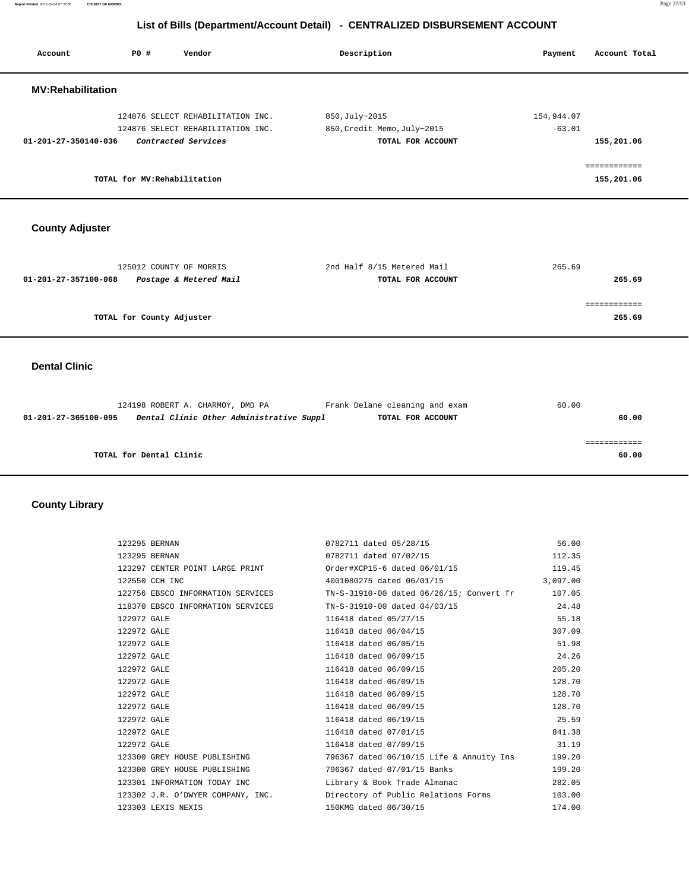## List of Bills (Department/Account Detail) - CENTRALIZED DISBURSEMENT ACCOUNT

| Account | PO # | Vendor | Description | Payment | Account Total |
|---|---|---|---|---|---|

### MV:Rehabilitation

| Account | PO # | Vendor | Description | Payment | Account Total |
|---|---|---|---|---|---|
| | 124876 | SELECT REHABILITATION INC. | 850,July~2015 | 154,944.07 | |
| | 124876 | SELECT REHABILITATION INC. | 850,Credit Memo,July~2015 | -63.01 | |
| **01-201-27-350140-036** | | ***Contracted Services*** | **TOTAL FOR ACCOUNT** | | **155,201.06** |
| | | | | | ============ |
| | | **TOTAL for MV:Rehabilitation** | | | **155,201.06** |

### County Adjuster

| Account | PO # | Vendor | Description | Payment | Account Total |
|---|---|---|---|---|---|
| | 125012 | COUNTY OF MORRIS | 2nd Half 8/15 Metered Mail | 265.69 | |
| **01-201-27-357100-068** | | ***Postage & Metered Mail*** | **TOTAL FOR ACCOUNT** | | **265.69** |
| | | | | | ============ |
| | | **TOTAL for County Adjuster** | | | **265.69** |

### Dental Clinic

| Account | PO # | Vendor | Description | Payment | Account Total |
|---|---|---|---|---|---|
| | 124198 | ROBERT A. CHARMOY, DMD PA | Frank Delane cleaning and exam | 60.00 | |
| **01-201-27-365100-095** | | ***Dental Clinic Other Administrative Suppl*** | **TOTAL FOR ACCOUNT** | | **60.00** |
| | | | | | ============ |
| | | **TOTAL for Dental Clinic** | | | **60.00** |

### County Library

| Account | PO # | Vendor | Description | Payment | Account Total |
|---|---|---|---|---|---|
| | 123295 | BERNAN | 0782711 dated 05/28/15 | 56.00 | |
| | 123295 | BERNAN | 0782711 dated 07/02/15 | 112.35 | |
| | 123297 | CENTER POINT LARGE PRINT | Order#XCP15-6 dated 06/01/15 | 119.45 | |
| | 122550 | CCH INC | 4001080275 dated 06/01/15 | 3,097.00 | |
| | 122756 | EBSCO INFORMATION SERVICES | TN-S-31910-00 dated 06/26/15; Convert fr | 107.05 | |
| | 118370 | EBSCO INFORMATION SERVICES | TN-S-31910-00 dated 04/03/15 | 24.48 | |
| | 122972 | GALE | 116418 dated 05/27/15 | 55.18 | |
| | 122972 | GALE | 116418 dated 06/04/15 | 307.09 | |
| | 122972 | GALE | 116418 dated 06/05/15 | 51.98 | |
| | 122972 | GALE | 116418 dated 06/09/15 | 24.26 | |
| | 122972 | GALE | 116418 dated 06/09/15 | 205.20 | |
| | 122972 | GALE | 116418 dated 06/09/15 | 128.70 | |
| | 122972 | GALE | 116418 dated 06/09/15 | 128.70 | |
| | 122972 | GALE | 116418 dated 06/09/15 | 128.70 | |
| | 122972 | GALE | 116418 dated 06/19/15 | 25.59 | |
| | 122972 | GALE | 116418 dated 07/01/15 | 841.38 | |
| | 122972 | GALE | 116418 dated 07/09/15 | 31.19 | |
| | 123300 | GREY HOUSE PUBLISHING | 796367 dated 06/10/15 Life & Annuity Ins | 199.20 | |
| | 123300 | GREY HOUSE PUBLISHING | 796367 dated 07/01/15 Banks | 199.20 | |
| | 123301 | INFORMATION TODAY INC | Library & Book Trade Almanac | 282.05 | |
| | 123302 | J.R. O'DWYER COMPANY, INC. | Directory of Public Relations Forms | 103.00 | |
| | 123303 | LEXIS NEXIS | 150KMG dated 06/30/15 | 174.00 | |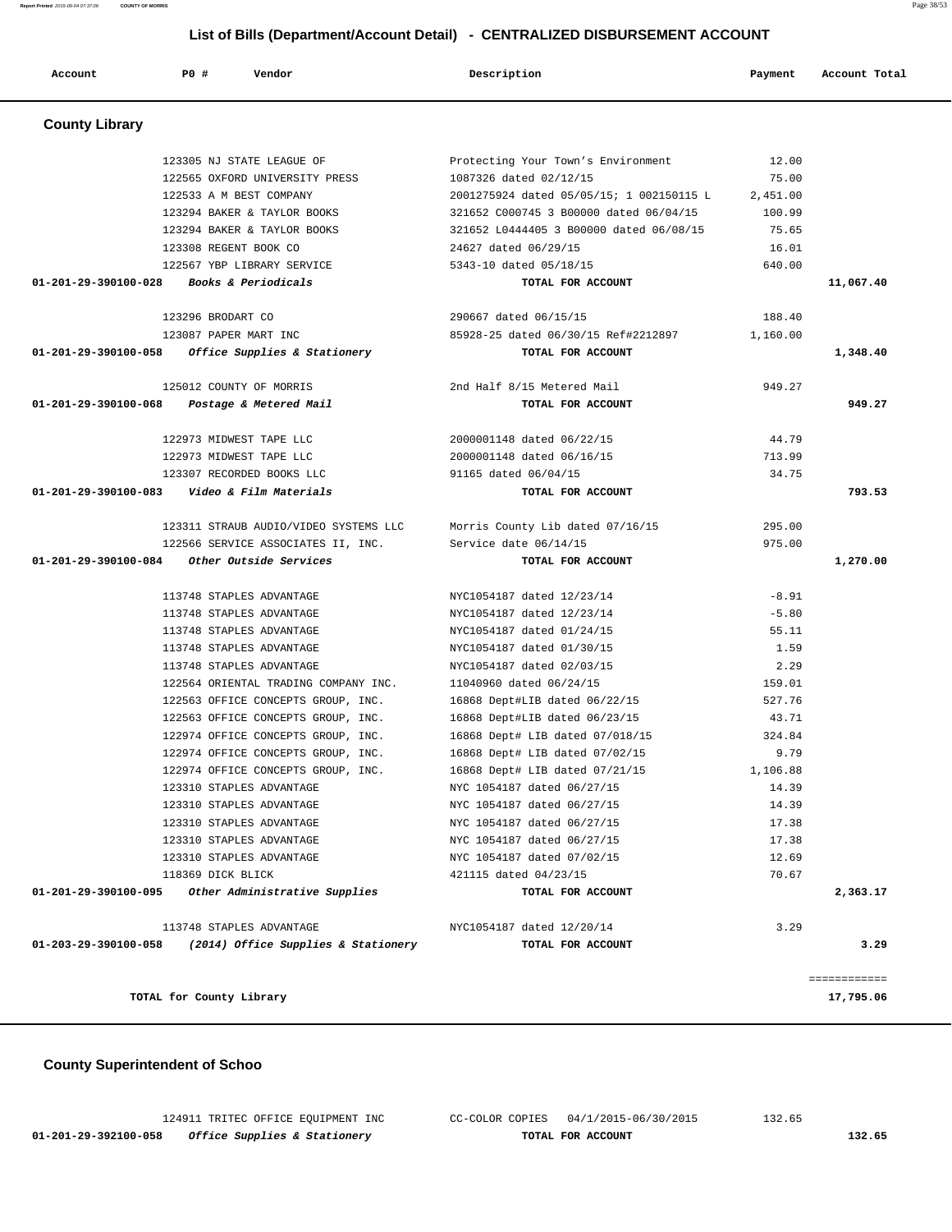## List of Bills (Department/Account Detail) - CENTRALIZED DISBURSEMENT ACCOUNT

| Account | PO # | Vendor | Description | Payment | Account Total |
|---|---|---|---|---|---|

### County Library

| Account | PO # | Vendor | Description | Payment | Account Total |
|---|---|---|---|---|---|
| | 123305 | NJ STATE LEAGUE OF | Protecting Your Town's Environment | 12.00 | |
| | 122565 | OXFORD UNIVERSITY PRESS | 1087326 dated 02/12/15 | 75.00 | |
| | 122533 | A M BEST COMPANY | 2001275924 dated 05/05/15; 1 002150115 L | 2,451.00 | |
| | 123294 | BAKER & TAYLOR BOOKS | 321652 C000745 3 B00000 dated 06/04/15 | 100.99 | |
| | 123294 | BAKER & TAYLOR BOOKS | 321652 L0444405 3 B00000 dated 06/08/15 | 75.65 | |
| | 123308 | REGENT BOOK CO | 24627 dated 06/29/15 | 16.01 | |
| | 122567 | YBP LIBRARY SERVICE | 5343-10 dated 05/18/15 | 640.00 | |
| **01-201-29-390100-028** | | ***Books & Periodicals*** | **TOTAL FOR ACCOUNT** | | **11,067.40** |
| | 123296 | BRODART CO | 290667 dated 06/15/15 | 188.40 | |
| | 123087 | PAPER MART INC | 85928-25 dated 06/30/15 Ref#2212897 | 1,160.00 | |
| **01-201-29-390100-058** | | ***Office Supplies & Stationery*** | **TOTAL FOR ACCOUNT** | | **1,348.40** |
| | 125012 | COUNTY OF MORRIS | 2nd Half 8/15 Metered Mail | 949.27 | |
| **01-201-29-390100-068** | | ***Postage & Metered Mail*** | **TOTAL FOR ACCOUNT** | | **949.27** |
| | 122973 | MIDWEST TAPE LLC | 2000001148 dated 06/22/15 | 44.79 | |
| | 122973 | MIDWEST TAPE LLC | 2000001148 dated 06/16/15 | 713.99 | |
| | 123307 | RECORDED BOOKS LLC | 91165 dated 06/04/15 | 34.75 | |
| **01-201-29-390100-083** | | ***Video & Film Materials*** | **TOTAL FOR ACCOUNT** | | **793.53** |
| | 123311 | STRAUB AUDIO/VIDEO SYSTEMS LLC | Morris County Lib dated 07/16/15 | 295.00 | |
| | 122566 | SERVICE ASSOCIATES II, INC. | Service date 06/14/15 | 975.00 | |
| **01-201-29-390100-084** | | ***Other Outside Services*** | **TOTAL FOR ACCOUNT** | | **1,270.00** |
| | 113748 | STAPLES ADVANTAGE | NYC1054187 dated 12/23/14 | -8.91 | |
| | 113748 | STAPLES ADVANTAGE | NYC1054187 dated 12/23/14 | -5.80 | |
| | 113748 | STAPLES ADVANTAGE | NYC1054187 dated 01/24/15 | 55.11 | |
| | 113748 | STAPLES ADVANTAGE | NYC1054187 dated 01/30/15 | 1.59 | |
| | 113748 | STAPLES ADVANTAGE | NYC1054187 dated 02/03/15 | 2.29 | |
| | 122564 | ORIENTAL TRADING COMPANY INC. | 11040960 dated 06/24/15 | 159.01 | |
| | 122563 | OFFICE CONCEPTS GROUP, INC. | 16868 Dept#LIB dated 06/22/15 | 527.76 | |
| | 122563 | OFFICE CONCEPTS GROUP, INC. | 16868 Dept#LIB dated 06/23/15 | 43.71 | |
| | 122974 | OFFICE CONCEPTS GROUP, INC. | 16868 Dept# LIB dated 07/018/15 | 324.84 | |
| | 122974 | OFFICE CONCEPTS GROUP, INC. | 16868 Dept# LIB dated 07/02/15 | 9.79 | |
| | 122974 | OFFICE CONCEPTS GROUP, INC. | 16868 Dept# LIB dated 07/21/15 | 1,106.88 | |
| | 123310 | STAPLES ADVANTAGE | NYC 1054187 dated 06/27/15 | 14.39 | |
| | 123310 | STAPLES ADVANTAGE | NYC 1054187 dated 06/27/15 | 14.39 | |
| | 123310 | STAPLES ADVANTAGE | NYC 1054187 dated 06/27/15 | 17.38 | |
| | 123310 | STAPLES ADVANTAGE | NYC 1054187 dated 06/27/15 | 17.38 | |
| | 123310 | STAPLES ADVANTAGE | NYC 1054187 dated 07/02/15 | 12.69 | |
| | 118369 | DICK BLICK | 421115 dated 04/23/15 | 70.67 | |
| **01-201-29-390100-095** | | ***Other Administrative Supplies*** | **TOTAL FOR ACCOUNT** | | **2,363.17** |
| | 113748 | STAPLES ADVANTAGE | NYC1054187 dated 12/20/14 | 3.29 | |
| **01-203-29-390100-058** | | ***(2014) Office Supplies & Stationery*** | **TOTAL FOR ACCOUNT** | | **3.29** |
| | | | | | ============ |
| | | **TOTAL for County Library** | | | **17,795.06** |

### County Superintendent of Schoo

| Account | PO # | Vendor | Description | Payment | Account Total |
|---|---|---|---|---|---|
| | 124911 | TRITEC OFFICE EQUIPMENT INC | CC-COLOR COPIES 04/1/2015-06/30/2015 | 132.65 | |
| **01-201-29-392100-058** | | ***Office Supplies & Stationery*** | **TOTAL FOR ACCOUNT** | | **132.65** |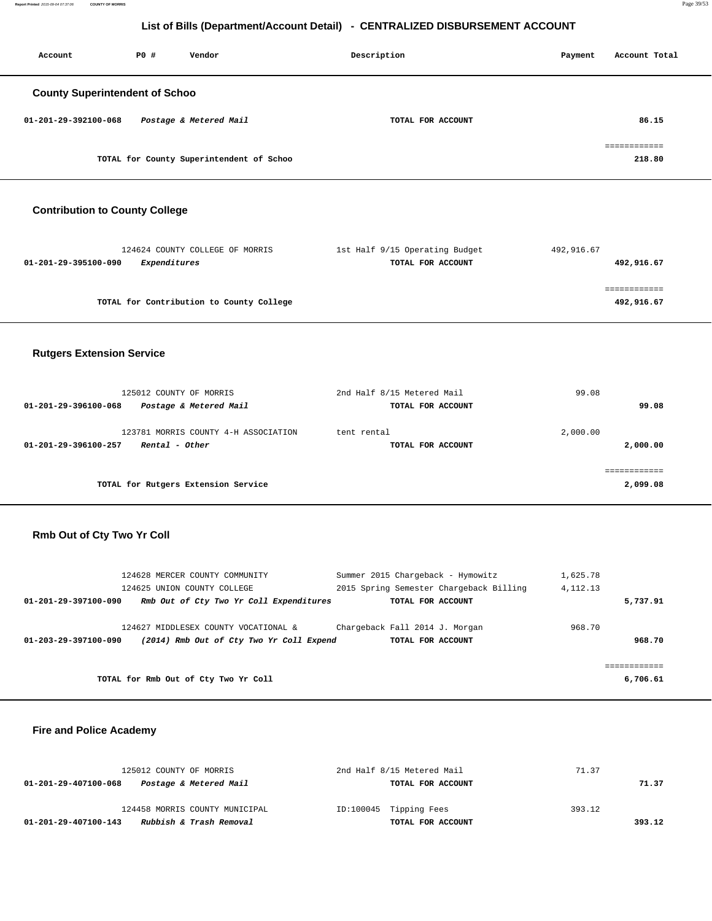## List of Bills (Department/Account Detail) - CENTRALIZED DISBURSEMENT ACCOUNT

| Account | PO # | Vendor | Description | Payment | Account Total |
|---|---|---|---|---|---|

### County Superintendent of Schoo

| Account | PO # | Vendor | Description | Payment | Account Total |
|---|---|---|---|---|---|
| **01-201-29-392100-068** | | ***Postage & Metered Mail*** | **TOTAL FOR ACCOUNT** | | **86.15** |
| | | **TOTAL for County Superintendent of Schoo** | | | ============ **218.80** |

### Contribution to County College

| Account | PO # | Vendor | Description | Payment | Account Total |
|---|---|---|---|---|---|
| | 124624 | COUNTY COLLEGE OF MORRIS | 1st Half 9/15 Operating Budget | 492,916.67 | |
| **01-201-29-395100-090** | | ***Expenditures*** | **TOTAL FOR ACCOUNT** | | **492,916.67** |
| | | **TOTAL for Contribution to County College** | | | ============ **492,916.67** |

### Rutgers Extension Service

| Account | PO # | Vendor | Description | Payment | Account Total |
|---|---|---|---|---|---|
| | 125012 | COUNTY OF MORRIS | 2nd Half 8/15 Metered Mail | 99.08 | |
| **01-201-29-396100-068** | | ***Postage & Metered Mail*** | **TOTAL FOR ACCOUNT** | | **99.08** |
| | 123781 | MORRIS COUNTY 4-H ASSOCIATION | tent rental | 2,000.00 | |
| **01-201-29-396100-257** | | ***Rental - Other*** | **TOTAL FOR ACCOUNT** | | **2,000.00** |
| | | **TOTAL for Rutgers Extension Service** | | | ============ **2,099.08** |

### Rmb Out of Cty Two Yr Coll

| Account | PO # | Vendor | Description | Payment | Account Total |
|---|---|---|---|---|---|
| | 124628 | MERCER COUNTY COMMUNITY | Summer 2015 Chargeback - Hymowitz | 1,625.78 | |
| | 124625 | UNION COUNTY COLLEGE | 2015 Spring Semester Chargeback Billing | 4,112.13 | |
| **01-201-29-397100-090** | | ***Rmb Out of Cty Two Yr Coll Expenditures*** | **TOTAL FOR ACCOUNT** | | **5,737.91** |
| | 124627 | MIDDLESEX COUNTY VOCATIONAL & | Chargeback Fall 2014 J. Morgan | 968.70 | |
| **01-203-29-397100-090** | | ***(2014) Rmb Out of Cty Two Yr Coll Expend*** | **TOTAL FOR ACCOUNT** | | **968.70** |
| | | **TOTAL for Rmb Out of Cty Two Yr Coll** | | | ============ **6,706.61** |

### Fire and Police Academy

| Account | PO # | Vendor | Description | Payment | Account Total |
|---|---|---|---|---|---|
| | 125012 | COUNTY OF MORRIS | 2nd Half 8/15 Metered Mail | 71.37 | |
| **01-201-29-407100-068** | | ***Postage & Metered Mail*** | **TOTAL FOR ACCOUNT** | | **71.37** |
| | 124458 | MORRIS COUNTY MUNICIPAL | ID:100045 Tipping Fees | 393.12 | |
| **01-201-29-407100-143** | | ***Rubbish & Trash Removal*** | **TOTAL FOR ACCOUNT** | | **393.12** |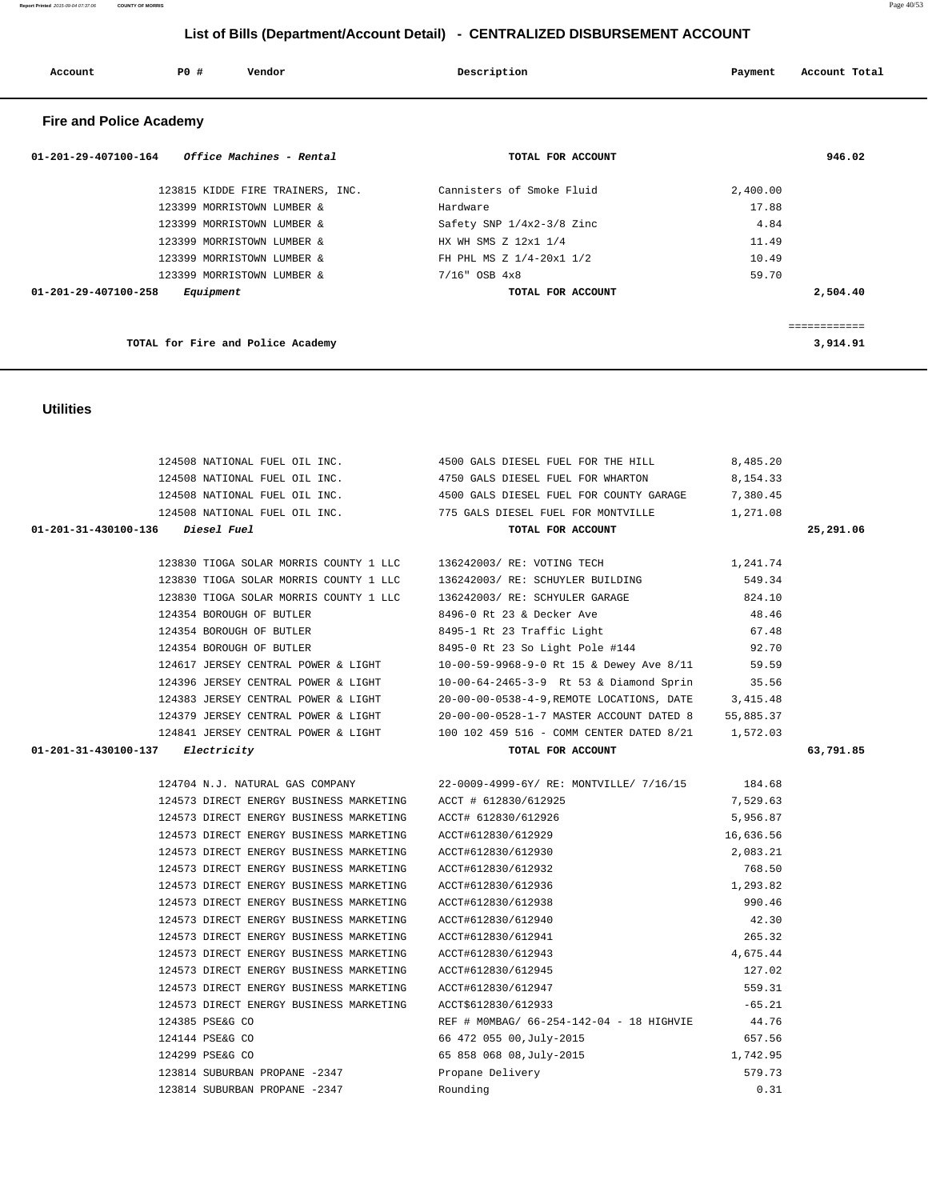# List of Bills (Department/Account Detail) - CENTRALIZED DISBURSEMENT ACCOUNT

| Account | PO # | Vendor | Description | Payment | Account Total |
|---|---|---|---|---|---|

## Fire and Police Academy

| Account | PO # | Vendor | Description | Payment | Account Total |
|---|---|---|---|---|---|
| 01-201-29-407100-164 | | *Office Machines - Rental* | TOTAL FOR ACCOUNT | | 946.02 |
| | 123815 | KIDDE FIRE TRAINERS, INC. | Cannisters of Smoke Fluid | 2,400.00 | |
| | 123399 | MORRISTOWN LUMBER & | Hardware | 17.88 | |
| | 123399 | MORRISTOWN LUMBER & | Safety SNP 1/4x2-3/8 Zinc | 4.84 | |
| | 123399 | MORRISTOWN LUMBER & | HX WH SMS Z 12x1 1/4 | 11.49 | |
| | 123399 | MORRISTOWN LUMBER & | FH PHL MS Z 1/4-20x1 1/2 | 10.49 | |
| | 123399 | MORRISTOWN LUMBER & | 7/16" OSB 4x8 | 59.70 | |
| 01-201-29-407100-258 | | *Equipment* | TOTAL FOR ACCOUNT | | 2,504.40 |
| | | TOTAL for Fire and Police Academy | | | 3,914.91 |

## Utilities

| Account | PO # | Vendor | Description | Payment | Account Total |
|---|---|---|---|---|---|
| | 124508 | NATIONAL FUEL OIL INC. | 4500 GALS DIESEL FUEL FOR THE HILL | 8,485.20 | |
| | 124508 | NATIONAL FUEL OIL INC. | 4750 GALS DIESEL FUEL FOR WHARTON | 8,154.33 | |
| | 124508 | NATIONAL FUEL OIL INC. | 4500 GALS DIESEL FUEL FOR COUNTY GARAGE | 7,380.45 | |
| | 124508 | NATIONAL FUEL OIL INC. | 775 GALS DIESEL FUEL FOR MONTVILLE | 1,271.08 | |
| 01-201-31-430100-136 | | *Diesel Fuel* | TOTAL FOR ACCOUNT | | 25,291.06 |
| | 123830 | TIOGA SOLAR MORRIS COUNTY 1 LLC | 136242003/ RE: VOTING TECH | 1,241.74 | |
| | 123830 | TIOGA SOLAR MORRIS COUNTY 1 LLC | 136242003/ RE: SCHUYLER BUILDING | 549.34 | |
| | 123830 | TIOGA SOLAR MORRIS COUNTY 1 LLC | 136242003/ RE: SCHYULER GARAGE | 824.10 | |
| | 124354 | BOROUGH OF BUTLER | 8496-0 Rt 23 & Decker Ave | 48.46 | |
| | 124354 | BOROUGH OF BUTLER | 8495-1 Rt 23 Traffic Light | 67.48 | |
| | 124354 | BOROUGH OF BUTLER | 8495-0 Rt 23 So Light Pole #144 | 92.70 | |
| | 124617 | JERSEY CENTRAL POWER & LIGHT | 10-00-59-9968-9-0 Rt 15 & Dewey Ave 8/11 | 59.59 | |
| | 124396 | JERSEY CENTRAL POWER & LIGHT | 10-00-64-2465-3-9 Rt 53 & Diamond Sprin | 35.56 | |
| | 124383 | JERSEY CENTRAL POWER & LIGHT | 20-00-00-0538-4-9,REMOTE LOCATIONS, DATE | 3,415.48 | |
| | 124379 | JERSEY CENTRAL POWER & LIGHT | 20-00-00-0528-1-7 MASTER ACCOUNT DATED 8 | 55,885.37 | |
| | 124841 | JERSEY CENTRAL POWER & LIGHT | 100 102 459 516 - COMM CENTER DATED 8/21 | 1,572.03 | |
| 01-201-31-430100-137 | | *Electricity* | TOTAL FOR ACCOUNT | | 63,791.85 |
| | 124704 | N.J. NATURAL GAS COMPANY | 22-0009-4999-6Y/ RE: MONTVILLE/ 7/16/15 | 184.68 | |
| | 124573 | DIRECT ENERGY BUSINESS MARKETING | ACCT # 612830/612925 | 7,529.63 | |
| | 124573 | DIRECT ENERGY BUSINESS MARKETING | ACCT# 612830/612926 | 5,956.87 | |
| | 124573 | DIRECT ENERGY BUSINESS MARKETING | ACCT#612830/612929 | 16,636.56 | |
| | 124573 | DIRECT ENERGY BUSINESS MARKETING | ACCT#612830/612930 | 2,083.21 | |
| | 124573 | DIRECT ENERGY BUSINESS MARKETING | ACCT#612830/612932 | 768.50 | |
| | 124573 | DIRECT ENERGY BUSINESS MARKETING | ACCT#612830/612936 | 1,293.82 | |
| | 124573 | DIRECT ENERGY BUSINESS MARKETING | ACCT#612830/612938 | 990.46 | |
| | 124573 | DIRECT ENERGY BUSINESS MARKETING | ACCT#612830/612940 | 42.30 | |
| | 124573 | DIRECT ENERGY BUSINESS MARKETING | ACCT#612830/612941 | 265.32 | |
| | 124573 | DIRECT ENERGY BUSINESS MARKETING | ACCT#612830/612943 | 4,675.44 | |
| | 124573 | DIRECT ENERGY BUSINESS MARKETING | ACCT#612830/612945 | 127.02 | |
| | 124573 | DIRECT ENERGY BUSINESS MARKETING | ACCT#612830/612947 | 559.31 | |
| | 124573 | DIRECT ENERGY BUSINESS MARKETING | ACCT$612830/612933 | -65.21 | |
| | 124385 | PSE&G CO | REF # M0MBAG/ 66-254-142-04 - 18 HIGHVIE | 44.76 | |
| | 124144 | PSE&G CO | 66 472 055 00,July-2015 | 657.56 | |
| | 124299 | PSE&G CO | 65 858 068 08,July-2015 | 1,742.95 | |
| | 123814 | SUBURBAN PROPANE -2347 | Propane Delivery | 579.73 | |
| | 123814 | SUBURBAN PROPANE -2347 | Rounding | 0.31 | |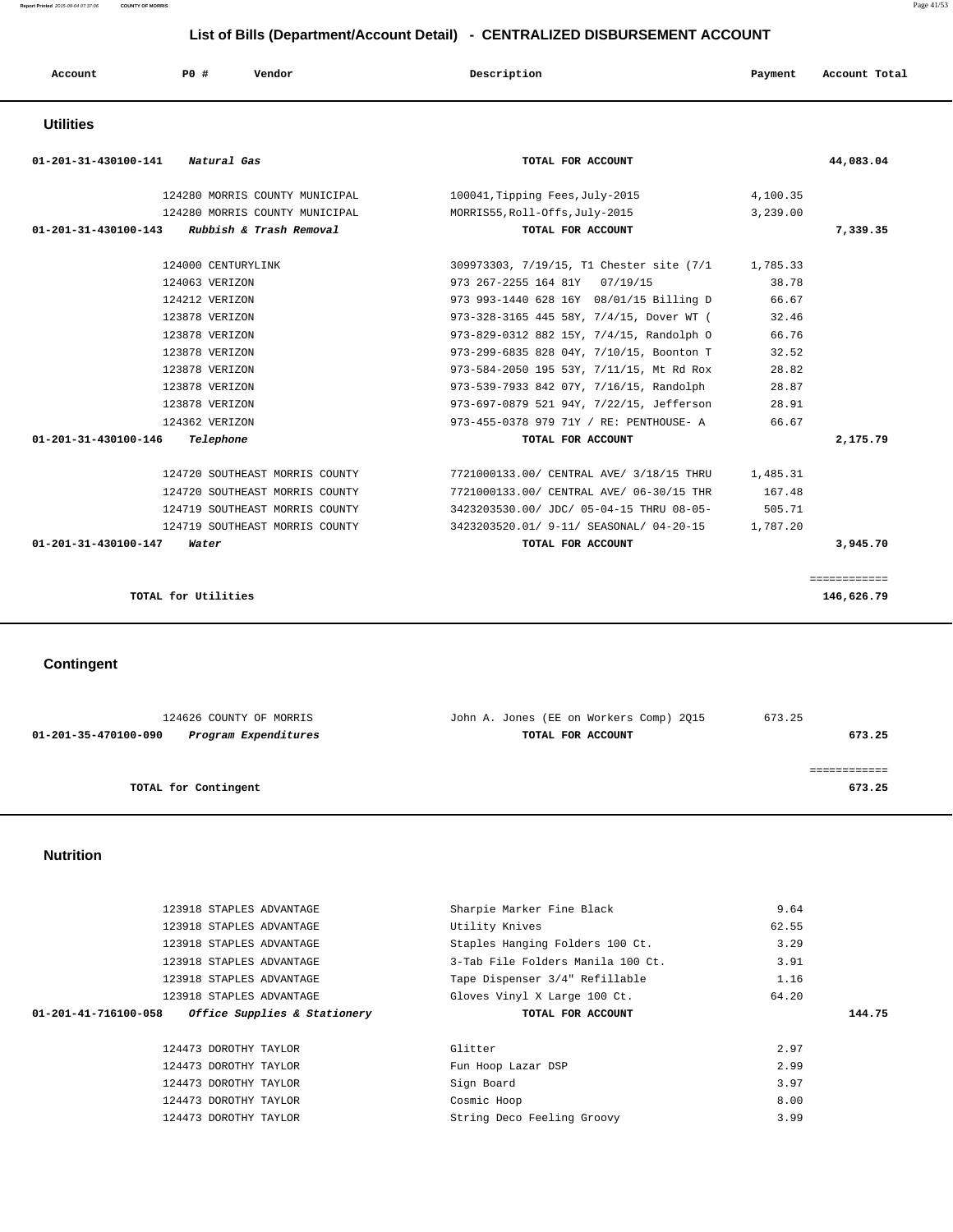## List of Bills (Department/Account Detail) - CENTRALIZED DISBURSEMENT ACCOUNT

| Account | PO # | Vendor | Description | Payment | Account Total |
|---|---|---|---|---|---|

### Utilities

| Account | PO # | Vendor | Description | Payment | Account Total |
|---|---|---|---|---|---|
| 01-201-31-430100-141 *Natural Gas* | | | TOTAL FOR ACCOUNT | | 44,083.04 |
| | 124280 | MORRIS COUNTY MUNICIPAL | 100041,Tipping Fees,July-2015 | 4,100.35 | |
| | 124280 | MORRIS COUNTY MUNICIPAL | MORRIS55,Roll-Offs,July-2015 | 3,239.00 | |
| 01-201-31-430100-143 *Rubbish & Trash Removal* | | | TOTAL FOR ACCOUNT | | 7,339.35 |
| | 124000 | CENTURYLINK | 309973303, 7/19/15, T1 Chester site (7/1 | 1,785.33 | |
| | 124063 | VERIZON | 973 267-2255 164 81Y 07/19/15 | 38.78 | |
| | 124212 | VERIZON | 973 993-1440 628 16Y 08/01/15 Billing D | 66.67 | |
| | 123878 | VERIZON | 973-328-3165 445 58Y, 7/4/15, Dover WT ( | 32.46 | |
| | 123878 | VERIZON | 973-829-0312 882 15Y, 7/4/15, Randolph O | 66.76 | |
| | 123878 | VERIZON | 973-299-6835 828 04Y, 7/10/15, Boonton T | 32.52 | |
| | 123878 | VERIZON | 973-584-2050 195 53Y, 7/11/15, Mt Rd Rox | 28.82 | |
| | 123878 | VERIZON | 973-539-7933 842 07Y, 7/16/15, Randolph | 28.87 | |
| | 123878 | VERIZON | 973-697-0879 521 94Y, 7/22/15, Jefferson | 28.91 | |
| | 124362 | VERIZON | 973-455-0378 979 71Y / RE: PENTHOUSE- A | 66.67 | |
| 01-201-31-430100-146 *Telephone* | | | TOTAL FOR ACCOUNT | | 2,175.79 |
| | 124720 | SOUTHEAST MORRIS COUNTY | 7721000133.00/ CENTRAL AVE/ 3/18/15 THRU | 1,485.31 | |
| | 124720 | SOUTHEAST MORRIS COUNTY | 7721000133.00/ CENTRAL AVE/ 06-30/15 THR | 167.48 | |
| | 124719 | SOUTHEAST MORRIS COUNTY | 3423203530.00/ JDC/ 05-04-15 THRU 08-05- | 505.71 | |
| | 124719 | SOUTHEAST MORRIS COUNTY | 3423203520.01/ 9-11/ SEASONAL/ 04-20-15 | 1,787.20 | |
| 01-201-31-430100-147 *Water* | | | TOTAL FOR ACCOUNT | | 3,945.70 |
| TOTAL for Utilities | | | | | 146,626.79 |

### Contingent

| Account | PO # | Vendor | Description | Payment | Account Total |
|---|---|---|---|---|---|
| | 124626 | COUNTY OF MORRIS | John A. Jones (EE on Workers Comp) 2Q15 | 673.25 | |
| 01-201-35-470100-090 *Program Expenditures* | | | TOTAL FOR ACCOUNT | | 673.25 |
| TOTAL for Contingent | | | | | 673.25 |

### Nutrition

| Account | PO # | Vendor | Description | Payment | Account Total |
|---|---|---|---|---|---|
| | 123918 | STAPLES ADVANTAGE | Sharpie Marker Fine Black | 9.64 | |
| | 123918 | STAPLES ADVANTAGE | Utility Knives | 62.55 | |
| | 123918 | STAPLES ADVANTAGE | Staples Hanging Folders 100 Ct. | 3.29 | |
| | 123918 | STAPLES ADVANTAGE | 3-Tab File Folders Manila 100 Ct. | 3.91 | |
| | 123918 | STAPLES ADVANTAGE | Tape Dispenser 3/4" Refillable | 1.16 | |
| | 123918 | STAPLES ADVANTAGE | Gloves Vinyl X Large 100 Ct. | 64.20 | |
| 01-201-41-716100-058 *Office Supplies & Stationery* | | | TOTAL FOR ACCOUNT | | 144.75 |
| | 124473 | DOROTHY TAYLOR | Glitter | 2.97 | |
| | 124473 | DOROTHY TAYLOR | Fun Hoop Lazar DSP | 2.99 | |
| | 124473 | DOROTHY TAYLOR | Sign Board | 3.97 | |
| | 124473 | DOROTHY TAYLOR | Cosmic Hoop | 8.00 | |
| | 124473 | DOROTHY TAYLOR | String Deco Feeling Groovy | 3.99 | |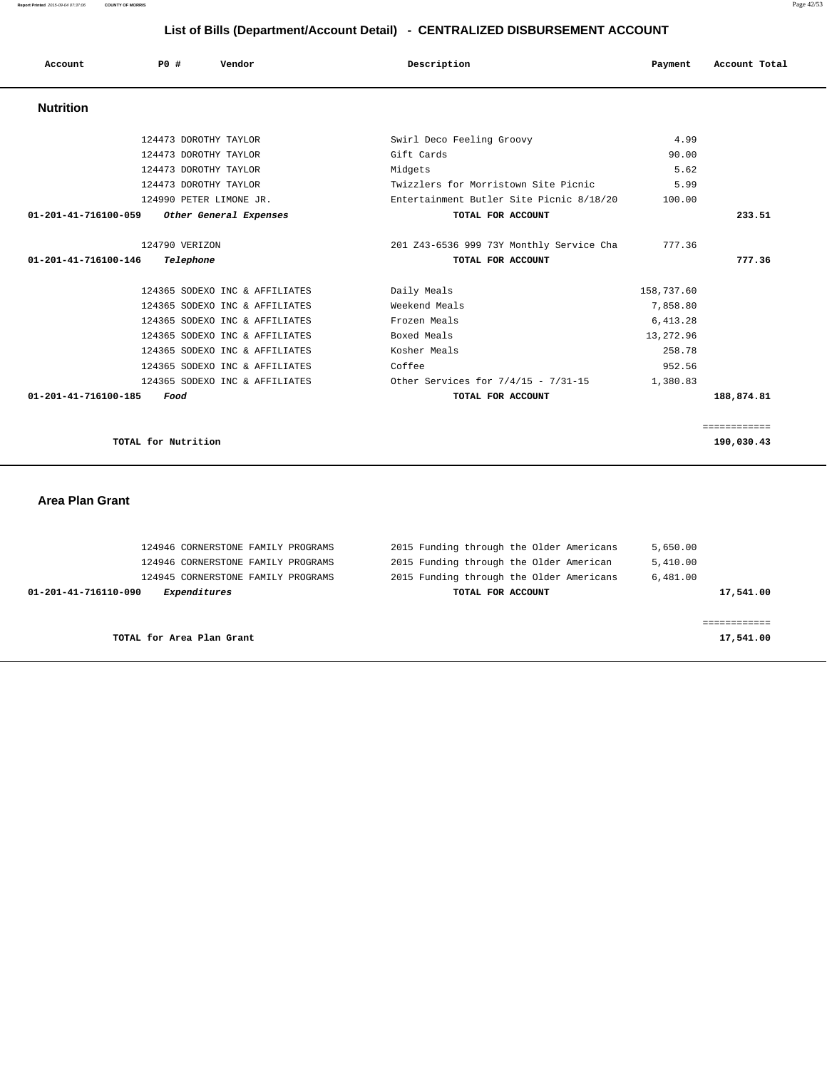## List of Bills (Department/Account Detail) - CENTRALIZED DISBURSEMENT ACCOUNT

| Account | PO # | Vendor | Description | Payment | Account Total |
|---|---|---|---|---|---|

### Nutrition

| Account | PO # | Vendor | Description | Payment | Account Total |
|---|---|---|---|---|---|
| | 124473 | DOROTHY TAYLOR | Swirl Deco Feeling Groovy | 4.99 | |
| | 124473 | DOROTHY TAYLOR | Gift Cards | 90.00 | |
| | 124473 | DOROTHY TAYLOR | Midgets | 5.62 | |
| | 124473 | DOROTHY TAYLOR | Twizzlers for Morristown Site Picnic | 5.99 | |
| | 124990 | PETER LIMONE JR. | Entertainment Butler Site Picnic 8/18/20 | 100.00 | |
| **01-201-41-716100-059** | | ***Other General Expenses*** | **TOTAL FOR ACCOUNT** | | **233.51** |
| | 124790 | VERIZON | 201 Z43-6536 999 73Y Monthly Service Cha | 777.36 | |
| **01-201-41-716100-146** | | ***Telephone*** | **TOTAL FOR ACCOUNT** | | **777.36** |
| | 124365 | SODEXO INC & AFFILIATES | Daily Meals | 158,737.60 | |
| | 124365 | SODEXO INC & AFFILIATES | Weekend Meals | 7,858.80 | |
| | 124365 | SODEXO INC & AFFILIATES | Frozen Meals | 6,413.28 | |
| | 124365 | SODEXO INC & AFFILIATES | Boxed Meals | 13,272.96 | |
| | 124365 | SODEXO INC & AFFILIATES | Kosher Meals | 258.78 | |
| | 124365 | SODEXO INC & AFFILIATES | Coffee | 952.56 | |
| | 124365 | SODEXO INC & AFFILIATES | Other Services for 7/4/15 - 7/31-15 | 1,380.83 | |
| **01-201-41-716100-185** | | ***Food*** | **TOTAL FOR ACCOUNT** | | **188,874.81** |
| | | | | | ============ |
| | **TOTAL for Nutrition** | | | | **190,030.43** |

### Area Plan Grant

| Account | PO # | Vendor | Description | Payment | Account Total |
|---|---|---|---|---|---|
| | 124946 | CORNERSTONE FAMILY PROGRAMS | 2015 Funding through the Older Americans | 5,650.00 | |
| | 124946 | CORNERSTONE FAMILY PROGRAMS | 2015 Funding through the Older American | 5,410.00 | |
| | 124945 | CORNERSTONE FAMILY PROGRAMS | 2015 Funding through the Older Americans | 6,481.00 | |
| **01-201-41-716110-090** | | ***Expenditures*** | **TOTAL FOR ACCOUNT** | | **17,541.00** |
| | | | | | ============ |
| | **TOTAL for Area Plan Grant** | | | | **17,541.00** |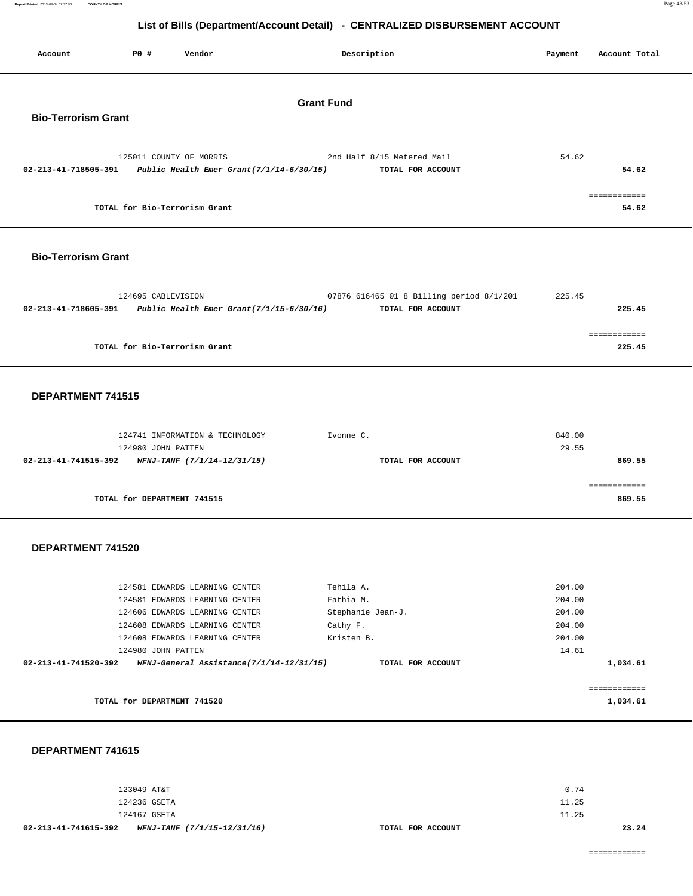## List of Bills (Department/Account Detail) - CENTRALIZED DISBURSEMENT ACCOUNT

| Account | PO # | Vendor | Description | Payment | Account Total |
|---|---|---|---|---|---|

# Grant Fund

### Bio-Terrorism Grant

| Account | PO # | Vendor | Description | Payment | Account Total |
|---|---|---|---|---|---|
| | 125011 | COUNTY OF MORRIS | 2nd Half 8/15 Metered Mail | 54.62 | |
| **02-213-41-718505-391** | | ***Public Health Emer Grant(7/1/14-6/30/15)*** | **TOTAL FOR ACCOUNT** | | **54.62** |
| | | | | | ============ |
| | | **TOTAL for Bio-Terrorism Grant** | | | **54.62** |

### Bio-Terrorism Grant

| Account | PO # | Vendor | Description | Payment | Account Total |
|---|---|---|---|---|---|
| | 124695 | CABLEVISION | 07876 616465 01 8 Billing period 8/1/201 | 225.45 | |
| **02-213-41-718605-391** | | ***Public Health Emer Grant(7/1/15-6/30/16)*** | **TOTAL FOR ACCOUNT** | | **225.45** |
| | | | | | ============ |
| | | **TOTAL for Bio-Terrorism Grant** | | | **225.45** |

### DEPARTMENT 741515

| Account | PO # | Vendor | Description | Payment | Account Total |
|---|---|---|---|---|---|
| | 124741 | INFORMATION & TECHNOLOGY | Ivonne C. | 840.00 | |
| | 124980 | JOHN PATTEN | | 29.55 | |
| **02-213-41-741515-392** | | ***WFNJ-TANF (7/1/14-12/31/15)*** | **TOTAL FOR ACCOUNT** | | **869.55** |
| | | | | | ============ |
| | | **TOTAL for DEPARTMENT 741515** | | | **869.55** |

### DEPARTMENT 741520

| Account | PO # | Vendor | Description | Payment | Account Total |
|---|---|---|---|---|---|
| | 124581 | EDWARDS LEARNING CENTER | Tehila A. | 204.00 | |
| | 124581 | EDWARDS LEARNING CENTER | Fathia M. | 204.00 | |
| | 124606 | EDWARDS LEARNING CENTER | Stephanie Jean-J. | 204.00 | |
| | 124608 | EDWARDS LEARNING CENTER | Cathy F. | 204.00 | |
| | 124608 | EDWARDS LEARNING CENTER | Kristen B. | 204.00 | |
| | 124980 | JOHN PATTEN | | 14.61 | |
| **02-213-41-741520-392** | | ***WFNJ-General Assistance(7/1/14-12/31/15)*** | **TOTAL FOR ACCOUNT** | | **1,034.61** |
| | | | | | ============ |
| | | **TOTAL for DEPARTMENT 741520** | | | **1,034.61** |

### DEPARTMENT 741615

| Account | PO # | Vendor | Description | Payment | Account Total |
|---|---|---|---|---|---|
| | 123049 | AT&T | | 0.74 | |
| | 124236 | GSETA | | 11.25 | |
| | 124167 | GSETA | | 11.25 | |
| **02-213-41-741615-392** | | ***WFNJ-TANF (7/1/15-12/31/16)*** | **TOTAL FOR ACCOUNT** | | **23.24** |
| | | | | | ============ |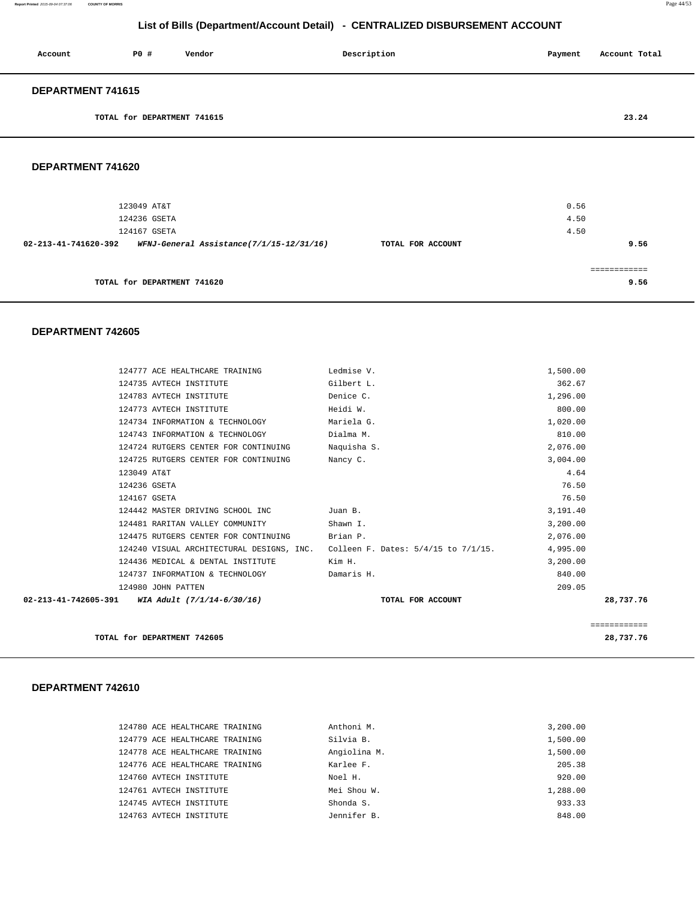## List of Bills (Department/Account Detail) - CENTRALIZED DISBURSEMENT ACCOUNT

| Account | PO # | Vendor | Description | Payment | Account Total |
|---|---|---|---|---|---|

### DEPARTMENT 741615

TOTAL for DEPARTMENT 741615 — 23.24

### DEPARTMENT 741620

| Account | PO # | Vendor | Description | Payment | Account Total |
|---|---|---|---|---|---|
| | 123049 | AT&T | | 0.56 | |
| | 124236 | GSETA | | 4.50 | |
| | 124167 | GSETA | | 4.50 | |
| 02-213-41-741620-392 | | *WFNJ-General Assistance(7/1/15-12/31/16)* | TOTAL FOR ACCOUNT | | 9.56 |

TOTAL for DEPARTMENT 741620 — 9.56

### DEPARTMENT 742605

| Account | PO # | Vendor | Description | Payment | Account Total |
|---|---|---|---|---|---|
| | 124777 | ACE HEALTHCARE TRAINING | Ledmise V. | 1,500.00 | |
| | 124735 | AVTECH INSTITUTE | Gilbert L. | 362.67 | |
| | 124783 | AVTECH INSTITUTE | Denice C. | 1,296.00 | |
| | 124773 | AVTECH INSTITUTE | Heidi W. | 800.00 | |
| | 124734 | INFORMATION & TECHNOLOGY | Mariela G. | 1,020.00 | |
| | 124743 | INFORMATION & TECHNOLOGY | Dialma M. | 810.00 | |
| | 124724 | RUTGERS CENTER FOR CONTINUING | Naquisha S. | 2,076.00 | |
| | 124725 | RUTGERS CENTER FOR CONTINUING | Nancy C. | 3,004.00 | |
| | 123049 | AT&T | | 4.64 | |
| | 124236 | GSETA | | 76.50 | |
| | 124167 | GSETA | | 76.50 | |
| | 124442 | MASTER DRIVING SCHOOL INC | Juan B. | 3,191.40 | |
| | 124481 | RARITAN VALLEY COMMUNITY | Shawn I. | 3,200.00 | |
| | 124475 | RUTGERS CENTER FOR CONTINUING | Brian P. | 2,076.00 | |
| | 124240 | VISUAL ARCHITECTURAL DESIGNS, INC. | Colleen F. Dates: 5/4/15 to 7/1/15. | 4,995.00 | |
| | 124436 | MEDICAL & DENTAL INSTITUTE | Kim H. | 3,200.00 | |
| | 124737 | INFORMATION & TECHNOLOGY | Damaris H. | 840.00 | |
| | 124980 | JOHN PATTEN | | 209.05 | |
| 02-213-41-742605-391 | | *WIA Adult (7/1/14-6/30/16)* | TOTAL FOR ACCOUNT | | 28,737.76 |

TOTAL for DEPARTMENT 742605 — 28,737.76

### DEPARTMENT 742610

| Account | PO # | Vendor | Description | Payment | Account Total |
|---|---|---|---|---|---|
| | 124780 | ACE HEALTHCARE TRAINING | Anthoni M. | 3,200.00 | |
| | 124779 | ACE HEALTHCARE TRAINING | Silvia B. | 1,500.00 | |
| | 124778 | ACE HEALTHCARE TRAINING | Angiolina M. | 1,500.00 | |
| | 124776 | ACE HEALTHCARE TRAINING | Karlee F. | 205.38 | |
| | 124760 | AVTECH INSTITUTE | Noel H. | 920.00 | |
| | 124761 | AVTECH INSTITUTE | Mei Shou W. | 1,288.00 | |
| | 124745 | AVTECH INSTITUTE | Shonda S. | 933.33 | |
| | 124763 | AVTECH INSTITUTE | Jennifer B. | 848.00 | |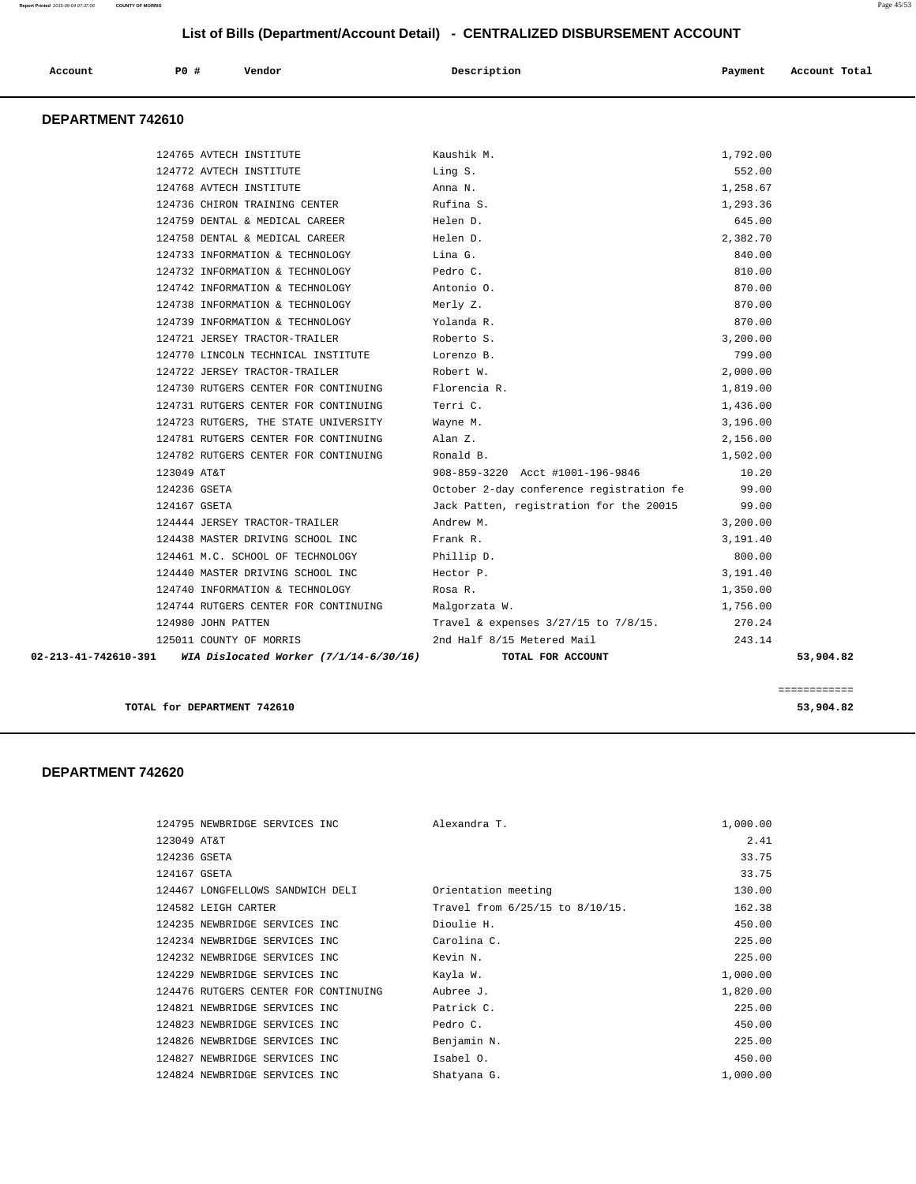## List of Bills (Department/Account Detail) - CENTRALIZED DISBURSEMENT ACCOUNT

| Account | PO # | Vendor | Description | Payment | Account Total |
|---|---|---|---|---|---|

### DEPARTMENT 742610

| Account | PO # | Vendor | Description | Payment | Account Total |
|---|---|---|---|---|---|
| | 124765 | AVTECH INSTITUTE | Kaushik M. | 1,792.00 | |
| | 124772 | AVTECH INSTITUTE | Ling S. | 552.00 | |
| | 124768 | AVTECH INSTITUTE | Anna N. | 1,258.67 | |
| | 124736 | CHIRON TRAINING CENTER | Rufina S. | 1,293.36 | |
| | 124759 | DENTAL & MEDICAL CAREER | Helen D. | 645.00 | |
| | 124758 | DENTAL & MEDICAL CAREER | Helen D. | 2,382.70 | |
| | 124733 | INFORMATION & TECHNOLOGY | Lina G. | 840.00 | |
| | 124732 | INFORMATION & TECHNOLOGY | Pedro C. | 810.00 | |
| | 124742 | INFORMATION & TECHNOLOGY | Antonio O. | 870.00 | |
| | 124738 | INFORMATION & TECHNOLOGY | Merly Z. | 870.00 | |
| | 124739 | INFORMATION & TECHNOLOGY | Yolanda R. | 870.00 | |
| | 124721 | JERSEY TRACTOR-TRAILER | Roberto S. | 3,200.00 | |
| | 124770 | LINCOLN TECHNICAL INSTITUTE | Lorenzo B. | 799.00 | |
| | 124722 | JERSEY TRACTOR-TRAILER | Robert W. | 2,000.00 | |
| | 124730 | RUTGERS CENTER FOR CONTINUING | Florencia R. | 1,819.00 | |
| | 124731 | RUTGERS CENTER FOR CONTINUING | Terri C. | 1,436.00 | |
| | 124723 | RUTGERS, THE STATE UNIVERSITY | Wayne M. | 3,196.00 | |
| | 124781 | RUTGERS CENTER FOR CONTINUING | Alan Z. | 2,156.00 | |
| | 124782 | RUTGERS CENTER FOR CONTINUING | Ronald B. | 1,502.00 | |
| | 123049 | AT&T | 908-859-3220 Acct #1001-196-9846 | 10.20 | |
| | 124236 | GSETA | October 2-day conference registration fe | 99.00 | |
| | 124167 | GSETA | Jack Patten, registration for the 20015 | 99.00 | |
| | 124444 | JERSEY TRACTOR-TRAILER | Andrew M. | 3,200.00 | |
| | 124438 | MASTER DRIVING SCHOOL INC | Frank R. | 3,191.40 | |
| | 124461 | M.C. SCHOOL OF TECHNOLOGY | Phillip D. | 800.00 | |
| | 124440 | MASTER DRIVING SCHOOL INC | Hector P. | 3,191.40 | |
| | 124740 | INFORMATION & TECHNOLOGY | Rosa R. | 1,350.00 | |
| | 124744 | RUTGERS CENTER FOR CONTINUING | Malgorzata W. | 1,756.00 | |
| | 124980 | JOHN PATTEN | Travel & expenses 3/27/15 to 7/8/15. | 270.24 | |
| | 125011 | COUNTY OF MORRIS | 2nd Half 8/15 Metered Mail | 243.14 | |
| **02-213-41-742610-391** | | ***WIA Dislocated Worker (7/1/14-6/30/16)*** | **TOTAL FOR ACCOUNT** | | **53,904.82** |

============

**TOTAL for DEPARTMENT 742610** **53,904.82**

### DEPARTMENT 742620

| Account | PO # | Vendor | Description | Payment | Account Total |
|---|---|---|---|---|---|
| | 124795 | NEWBRIDGE SERVICES INC | Alexandra T. | 1,000.00 | |
| | 123049 | AT&T | | 2.41 | |
| | 124236 | GSETA | | 33.75 | |
| | 124167 | GSETA | | 33.75 | |
| | 124467 | LONGFELLOWS SANDWICH DELI | Orientation meeting | 130.00 | |
| | 124582 | LEIGH CARTER | Travel from 6/25/15 to 8/10/15. | 162.38 | |
| | 124235 | NEWBRIDGE SERVICES INC | Dioulie H. | 450.00 | |
| | 124234 | NEWBRIDGE SERVICES INC | Carolina C. | 225.00 | |
| | 124232 | NEWBRIDGE SERVICES INC | Kevin N. | 225.00 | |
| | 124229 | NEWBRIDGE SERVICES INC | Kayla W. | 1,000.00 | |
| | 124476 | RUTGERS CENTER FOR CONTINUING | Aubree J. | 1,820.00 | |
| | 124821 | NEWBRIDGE SERVICES INC | Patrick C. | 225.00 | |
| | 124823 | NEWBRIDGE SERVICES INC | Pedro C. | 450.00 | |
| | 124826 | NEWBRIDGE SERVICES INC | Benjamin N. | 225.00 | |
| | 124827 | NEWBRIDGE SERVICES INC | Isabel O. | 450.00 | |
| | 124824 | NEWBRIDGE SERVICES INC | Shatyana G. | 1,000.00 | |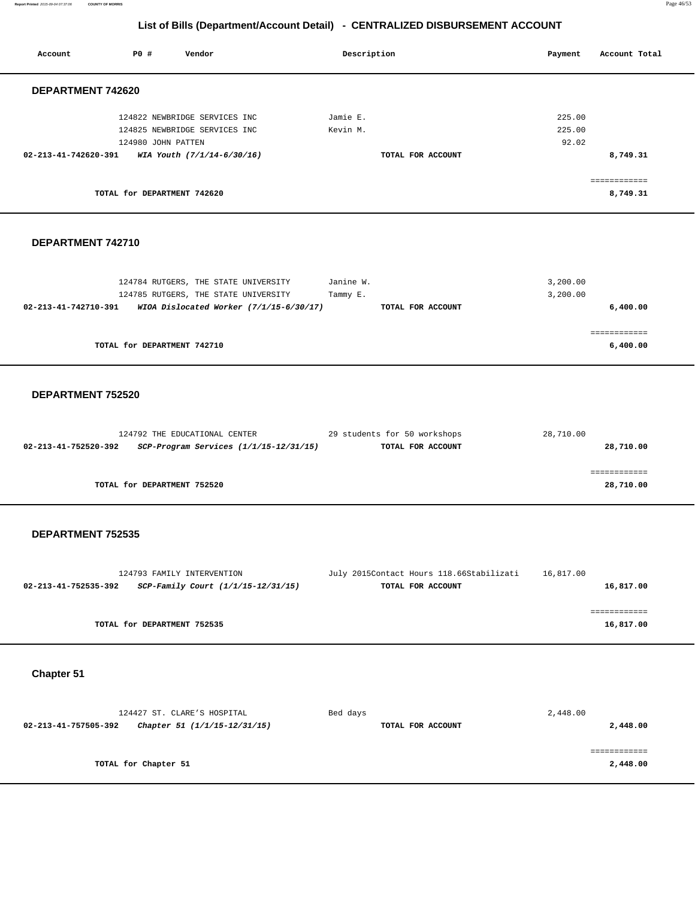# List of Bills (Department/Account Detail) - CENTRALIZED DISBURSEMENT ACCOUNT

| Account | PO # | Vendor | Description | Payment | Account Total |
|---|---|---|---|---|---|

## DEPARTMENT 742620

| Account | PO # | Vendor | Description | Payment | Account Total |
|---|---|---|---|---|---|
| | 124822 | NEWBRIDGE SERVICES INC | Jamie E. | 225.00 | |
| | 124825 | NEWBRIDGE SERVICES INC | Kevin M. | 225.00 | |
| | 124980 | JOHN PATTEN | | 92.02 | |
| **02-213-41-742620-391** | | ***WIA Youth (7/1/14-6/30/16)*** | **TOTAL FOR ACCOUNT** | | **8,749.31** |
| | | | | | ============ |
| | **TOTAL for DEPARTMENT 742620** | | | | **8,749.31** |

## DEPARTMENT 742710

| Account | PO # | Vendor | Description | Payment | Account Total |
|---|---|---|---|---|---|
| | 124784 | RUTGERS, THE STATE UNIVERSITY | Janine W. | 3,200.00 | |
| | 124785 | RUTGERS, THE STATE UNIVERSITY | Tammy E. | 3,200.00 | |
| **02-213-41-742710-391** | | ***WIOA Dislocated Worker (7/1/15-6/30/17)*** | **TOTAL FOR ACCOUNT** | | **6,400.00** |
| | | | | | ============ |
| | **TOTAL for DEPARTMENT 742710** | | | | **6,400.00** |

## DEPARTMENT 752520

| Account | PO # | Vendor | Description | Payment | Account Total |
|---|---|---|---|---|---|
| | 124792 | THE EDUCATIONAL CENTER | 29 students for 50 workshops | 28,710.00 | |
| **02-213-41-752520-392** | | ***SCP-Program Services (1/1/15-12/31/15)*** | **TOTAL FOR ACCOUNT** | | **28,710.00** |
| | | | | | ============ |
| | **TOTAL for DEPARTMENT 752520** | | | | **28,710.00** |

## DEPARTMENT 752535

| Account | PO # | Vendor | Description | Payment | Account Total |
|---|---|---|---|---|---|
| | 124793 | FAMILY INTERVENTION | July 2015Contact Hours 118.66Stabilizati | 16,817.00 | |
| **02-213-41-752535-392** | | ***SCP-Family Court (1/1/15-12/31/15)*** | **TOTAL FOR ACCOUNT** | | **16,817.00** |
| | | | | | ============ |
| | **TOTAL for DEPARTMENT 752535** | | | | **16,817.00** |

## Chapter 51

| Account | PO # | Vendor | Description | Payment | Account Total |
|---|---|---|---|---|---|
| | 124427 | ST. CLARE'S HOSPITAL | Bed days | 2,448.00 | |
| **02-213-41-757505-392** | | ***Chapter 51 (1/1/15-12/31/15)*** | **TOTAL FOR ACCOUNT** | | **2,448.00** |
| | | | | | ============ |
| | **TOTAL for Chapter 51** | | | | **2,448.00** |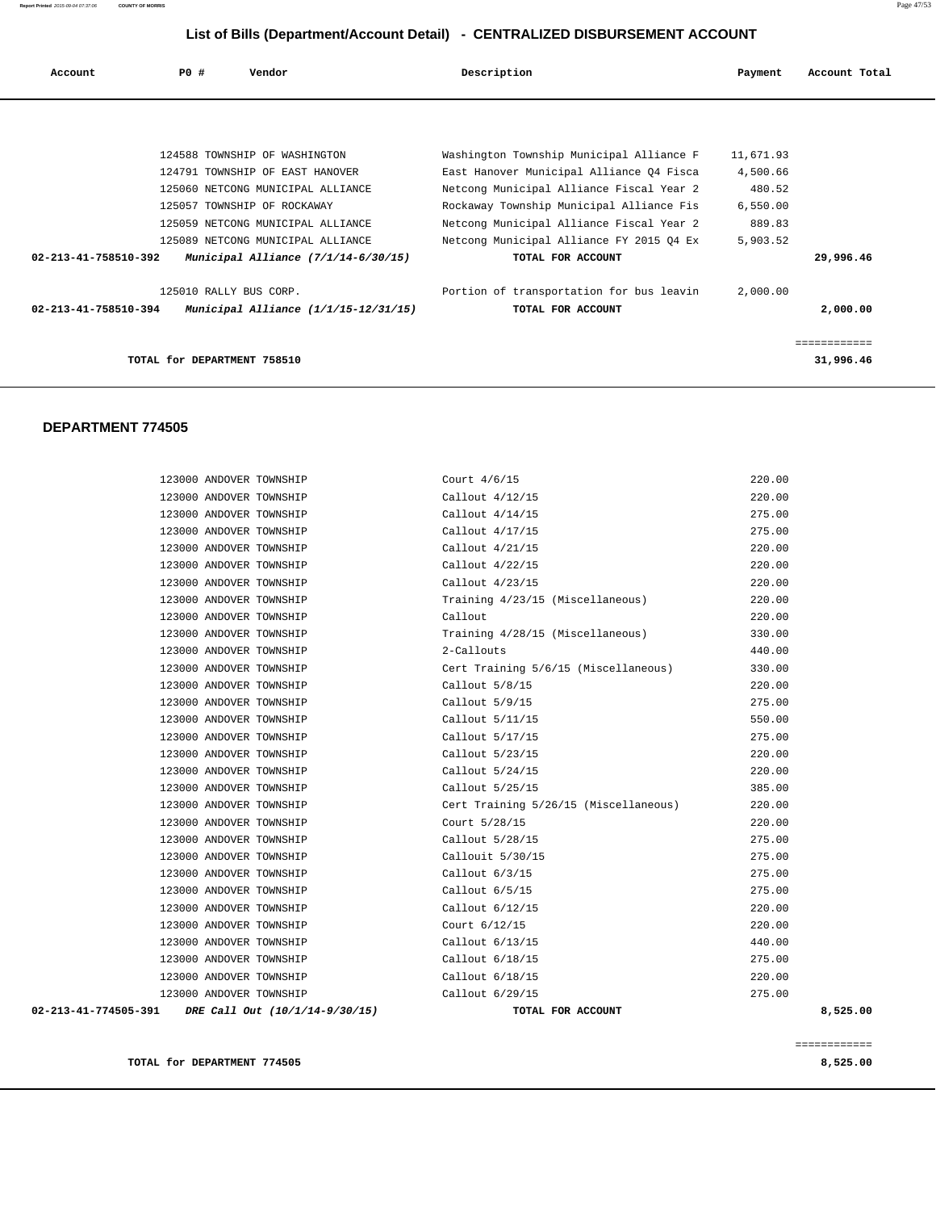# List of Bills (Department/Account Detail) - CENTRALIZED DISBURSEMENT ACCOUNT

| Account | PO # | Vendor | Description | Payment | Account Total |
|---|---|---|---|---|---|
| | 124588 | TOWNSHIP OF WASHINGTON | Washington Township Municipal Alliance F | 11,671.93 | |
| | 124791 | TOWNSHIP OF EAST HANOVER | East Hanover Municipal Alliance Q4 Fisca | 4,500.66 | |
| | 125060 | NETCONG MUNICIPAL ALLIANCE | Netcong Municipal Alliance Fiscal Year 2 | 480.52 | |
| | 125057 | TOWNSHIP OF ROCKAWAY | Rockaway Township Municipal Alliance Fis | 6,550.00 | |
| | 125059 | NETCONG MUNICIPAL ALLIANCE | Netcong Municipal Alliance Fiscal Year 2 | 889.83 | |
| | 125089 | NETCONG MUNICIPAL ALLIANCE | Netcong Municipal Alliance FY 2015 Q4 Ex | 5,903.52 | |
| **02-213-41-758510-392** | | ***Municipal Alliance (7/1/14-6/30/15)*** | **TOTAL FOR ACCOUNT** | | **29,996.46** |
| | 125010 | RALLY BUS CORP. | Portion of transportation for bus leavin | 2,000.00 | |
| **02-213-41-758510-394** | | ***Municipal Alliance (1/1/15-12/31/15)*** | **TOTAL FOR ACCOUNT** | | **2,000.00** |
| | | | | | ============ |
| | | **TOTAL for DEPARTMENT 758510** | | | **31,996.46** |

## DEPARTMENT 774505

| Account | PO # | Vendor | Description | Payment | Account Total |
|---|---|---|---|---|---|
| | 123000 | ANDOVER TOWNSHIP | Court 4/6/15 | 220.00 | |
| | 123000 | ANDOVER TOWNSHIP | Callout 4/12/15 | 220.00 | |
| | 123000 | ANDOVER TOWNSHIP | Callout 4/14/15 | 275.00 | |
| | 123000 | ANDOVER TOWNSHIP | Callout 4/17/15 | 275.00 | |
| | 123000 | ANDOVER TOWNSHIP | Callout 4/21/15 | 220.00 | |
| | 123000 | ANDOVER TOWNSHIP | Callout 4/22/15 | 220.00 | |
| | 123000 | ANDOVER TOWNSHIP | Callout 4/23/15 | 220.00 | |
| | 123000 | ANDOVER TOWNSHIP | Training 4/23/15 (Miscellaneous) | 220.00 | |
| | 123000 | ANDOVER TOWNSHIP | Callout | 220.00 | |
| | 123000 | ANDOVER TOWNSHIP | Training 4/28/15 (Miscellaneous) | 330.00 | |
| | 123000 | ANDOVER TOWNSHIP | 2-Callouts | 440.00 | |
| | 123000 | ANDOVER TOWNSHIP | Cert Training 5/6/15 (Miscellaneous) | 330.00 | |
| | 123000 | ANDOVER TOWNSHIP | Callout 5/8/15 | 220.00 | |
| | 123000 | ANDOVER TOWNSHIP | Callout 5/9/15 | 275.00 | |
| | 123000 | ANDOVER TOWNSHIP | Callout 5/11/15 | 550.00 | |
| | 123000 | ANDOVER TOWNSHIP | Callout 5/17/15 | 275.00 | |
| | 123000 | ANDOVER TOWNSHIP | Callout 5/23/15 | 220.00 | |
| | 123000 | ANDOVER TOWNSHIP | Callout 5/24/15 | 220.00 | |
| | 123000 | ANDOVER TOWNSHIP | Callout 5/25/15 | 385.00 | |
| | 123000 | ANDOVER TOWNSHIP | Cert Training 5/26/15 (Miscellaneous) | 220.00 | |
| | 123000 | ANDOVER TOWNSHIP | Court 5/28/15 | 220.00 | |
| | 123000 | ANDOVER TOWNSHIP | Callout 5/28/15 | 275.00 | |
| | 123000 | ANDOVER TOWNSHIP | Callouit 5/30/15 | 275.00 | |
| | 123000 | ANDOVER TOWNSHIP | Callout 6/3/15 | 275.00 | |
| | 123000 | ANDOVER TOWNSHIP | Callout 6/5/15 | 275.00 | |
| | 123000 | ANDOVER TOWNSHIP | Callout 6/12/15 | 220.00 | |
| | 123000 | ANDOVER TOWNSHIP | Court 6/12/15 | 220.00 | |
| | 123000 | ANDOVER TOWNSHIP | Callout 6/13/15 | 440.00 | |
| | 123000 | ANDOVER TOWNSHIP | Callout 6/18/15 | 275.00 | |
| | 123000 | ANDOVER TOWNSHIP | Callout 6/18/15 | 220.00 | |
| | 123000 | ANDOVER TOWNSHIP | Callout 6/29/15 | 275.00 | |
| **02-213-41-774505-391** | | ***DRE Call Out (10/1/14-9/30/15)*** | **TOTAL FOR ACCOUNT** | | **8,525.00** |
| | | | | | ============ |
| | | **TOTAL for DEPARTMENT 774505** | | | **8,525.00** |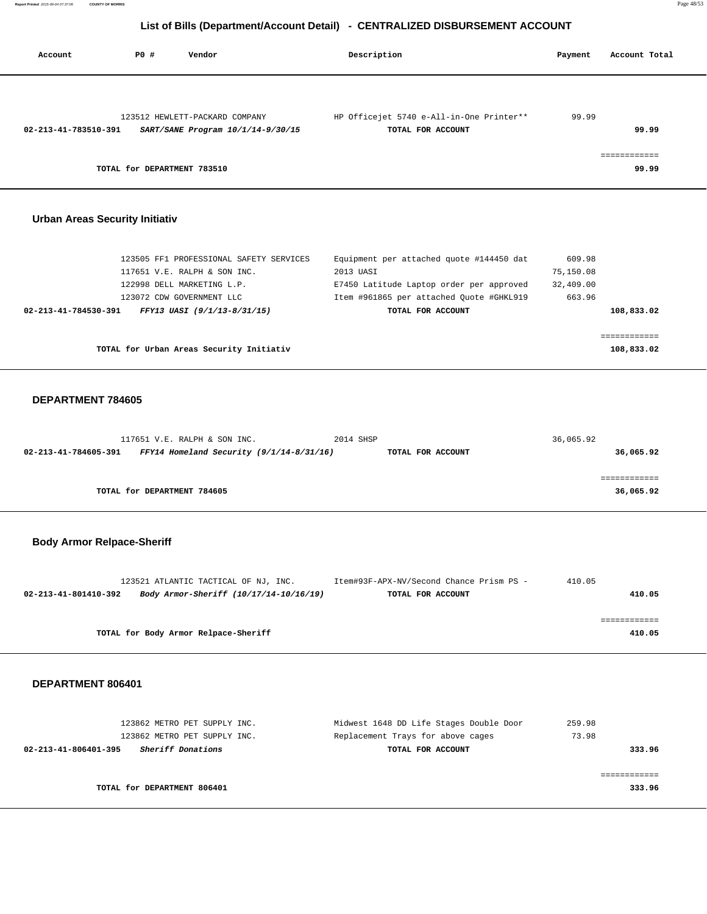# List of Bills (Department/Account Detail) - CENTRALIZED DISBURSEMENT ACCOUNT

| Account | PO # | Vendor | Description | Payment | Account Total |
|---|---|---|---|---|---|
| | 123512 | HEWLETT-PACKARD COMPANY | HP Officejet 5740 e-All-in-One Printer** | 99.99 | |
| **02-213-41-783510-391** | | ***SART/SANE Program 10/1/14-9/30/15*** | **TOTAL FOR ACCOUNT** | | **99.99** |
| | | | | | ============ |
| | **TOTAL for DEPARTMENT 783510** | | | | **99.99** |

## Urban Areas Security Initiativ

| Account | PO # | Vendor | Description | Payment | Account Total |
|---|---|---|---|---|---|
| | 123505 | FF1 PROFESSIONAL SAFETY SERVICES | Equipment per attached quote #144450 dat | 609.98 | |
| | 117651 | V.E. RALPH & SON INC. | 2013 UASI | 75,150.08 | |
| | 122998 | DELL MARKETING L.P. | E7450 Latitude Laptop order per approved | 32,409.00 | |
| | 123072 | CDW GOVERNMENT LLC | Item #961865 per attached Quote #GHKL919 | 663.96 | |
| **02-213-41-784530-391** | | ***FFY13 UASI (9/1/13-8/31/15)*** | **TOTAL FOR ACCOUNT** | | **108,833.02** |
| | | | | | ============ |
| | **TOTAL for Urban Areas Security Initiativ** | | | | **108,833.02** |

## DEPARTMENT 784605

| Account | PO # | Vendor | Description | Payment | Account Total |
|---|---|---|---|---|---|
| | 117651 | V.E. RALPH & SON INC. | 2014 SHSP | 36,065.92 | |
| **02-213-41-784605-391** | | ***FFY14 Homeland Security (9/1/14-8/31/16)*** | **TOTAL FOR ACCOUNT** | | **36,065.92** |
| | | | | | ============ |
| | **TOTAL for DEPARTMENT 784605** | | | | **36,065.92** |

## Body Armor Relpace-Sheriff

| Account | PO # | Vendor | Description | Payment | Account Total |
|---|---|---|---|---|---|
| | 123521 | ATLANTIC TACTICAL OF NJ, INC. | Item#93F-APX-NV/Second Chance Prism PS - | 410.05 | |
| **02-213-41-801410-392** | | ***Body Armor-Sheriff (10/17/14-10/16/19)*** | **TOTAL FOR ACCOUNT** | | **410.05** |
| | | | | | ============ |
| | **TOTAL for Body Armor Relpace-Sheriff** | | | | **410.05** |

## DEPARTMENT 806401

| Account | PO # | Vendor | Description | Payment | Account Total |
|---|---|---|---|---|---|
| | 123862 | METRO PET SUPPLY INC. | Midwest 1648 DD Life Stages Double Door | 259.98 | |
| | 123862 | METRO PET SUPPLY INC. | Replacement Trays for above cages | 73.98 | |
| **02-213-41-806401-395** | | ***Sheriff Donations*** | **TOTAL FOR ACCOUNT** | | **333.96** |
| | | | | | ============ |
| | **TOTAL for DEPARTMENT 806401** | | | | **333.96** |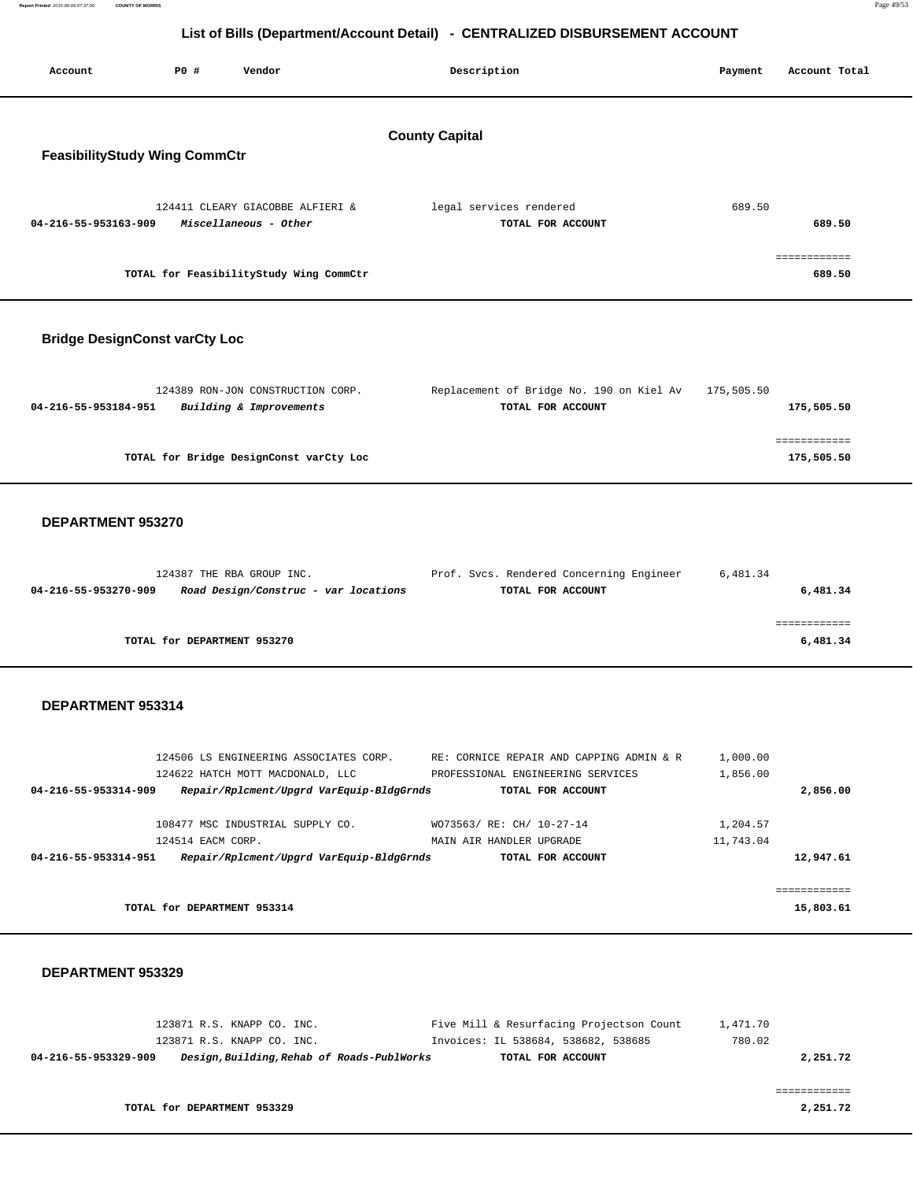# List of Bills (Department/Account Detail) - CENTRALIZED DISBURSEMENT ACCOUNT

| Account | PO # | Vendor | Description | Payment | Account Total |
|---|---|---|---|---|---|

## County Capital

### FeasibilityStudy Wing CommCtr

| Account | PO # | Vendor | Description | Payment | Account Total |
|---|---|---|---|---|---|
| | 124411 | CLEARY GIACOBBE ALFIERI & | legal services rendered | 689.50 | |
| **04-216-55-953163-909** | | ***Miscellaneous - Other*** | **TOTAL FOR ACCOUNT** | | **689.50** |
| | | | | | ============ |
| | | **TOTAL for FeasibilityStudy Wing CommCtr** | | | **689.50** |

### Bridge DesignConst varCty Loc

| Account | PO # | Vendor | Description | Payment | Account Total |
|---|---|---|---|---|---|
| | 124389 | RON-JON CONSTRUCTION CORP. | Replacement of Bridge No. 190 on Kiel Av | 175,505.50 | |
| **04-216-55-953184-951** | | ***Building & Improvements*** | **TOTAL FOR ACCOUNT** | | **175,505.50** |
| | | | | | ============ |
| | | **TOTAL for Bridge DesignConst varCty Loc** | | | **175,505.50** |

### DEPARTMENT 953270

| Account | PO # | Vendor | Description | Payment | Account Total |
|---|---|---|---|---|---|
| | 124387 | THE RBA GROUP INC. | Prof. Svcs. Rendered Concerning Engineer | 6,481.34 | |
| **04-216-55-953270-909** | | ***Road Design/Construc - var locations*** | **TOTAL FOR ACCOUNT** | | **6,481.34** |
| | | | | | ============ |
| | | **TOTAL for DEPARTMENT 953270** | | | **6,481.34** |

### DEPARTMENT 953314

| Account | PO # | Vendor | Description | Payment | Account Total |
|---|---|---|---|---|---|
| | 124506 | LS ENGINEERING ASSOCIATES CORP. | RE: CORNICE REPAIR AND CAPPING ADMIN & R | 1,000.00 | |
| | 124622 | HATCH MOTT MACDONALD, LLC | PROFESSIONAL ENGINEERING SERVICES | 1,856.00 | |
| **04-216-55-953314-909** | | ***Repair/Rplcment/Upgrd VarEquip-BldgGrnds*** | **TOTAL FOR ACCOUNT** | | **2,856.00** |
| | 108477 | MSC INDUSTRIAL SUPPLY CO. | WO73563/ RE: CH/ 10-27-14 | 1,204.57 | |
| | 124514 | EACM CORP. | MAIN AIR HANDLER UPGRADE | 11,743.04 | |
| **04-216-55-953314-951** | | ***Repair/Rplcment/Upgrd VarEquip-BldgGrnds*** | **TOTAL FOR ACCOUNT** | | **12,947.61** |
| | | | | | ============ |
| | | **TOTAL for DEPARTMENT 953314** | | | **15,803.61** |

### DEPARTMENT 953329

| Account | PO # | Vendor | Description | Payment | Account Total |
|---|---|---|---|---|---|
| | 123871 | R.S. KNAPP CO. INC. | Five Mill & Resurfacing Projectson Count | 1,471.70 | |
| | 123871 | R.S. KNAPP CO. INC. | Invoices: IL 538684, 538682, 538685 | 780.02 | |
| **04-216-55-953329-909** | | ***Design,Building,Rehab of Roads-PublWorks*** | **TOTAL FOR ACCOUNT** | | **2,251.72** |
| | | | | | ============ |
| | | **TOTAL for DEPARTMENT 953329** | | | **2,251.72** |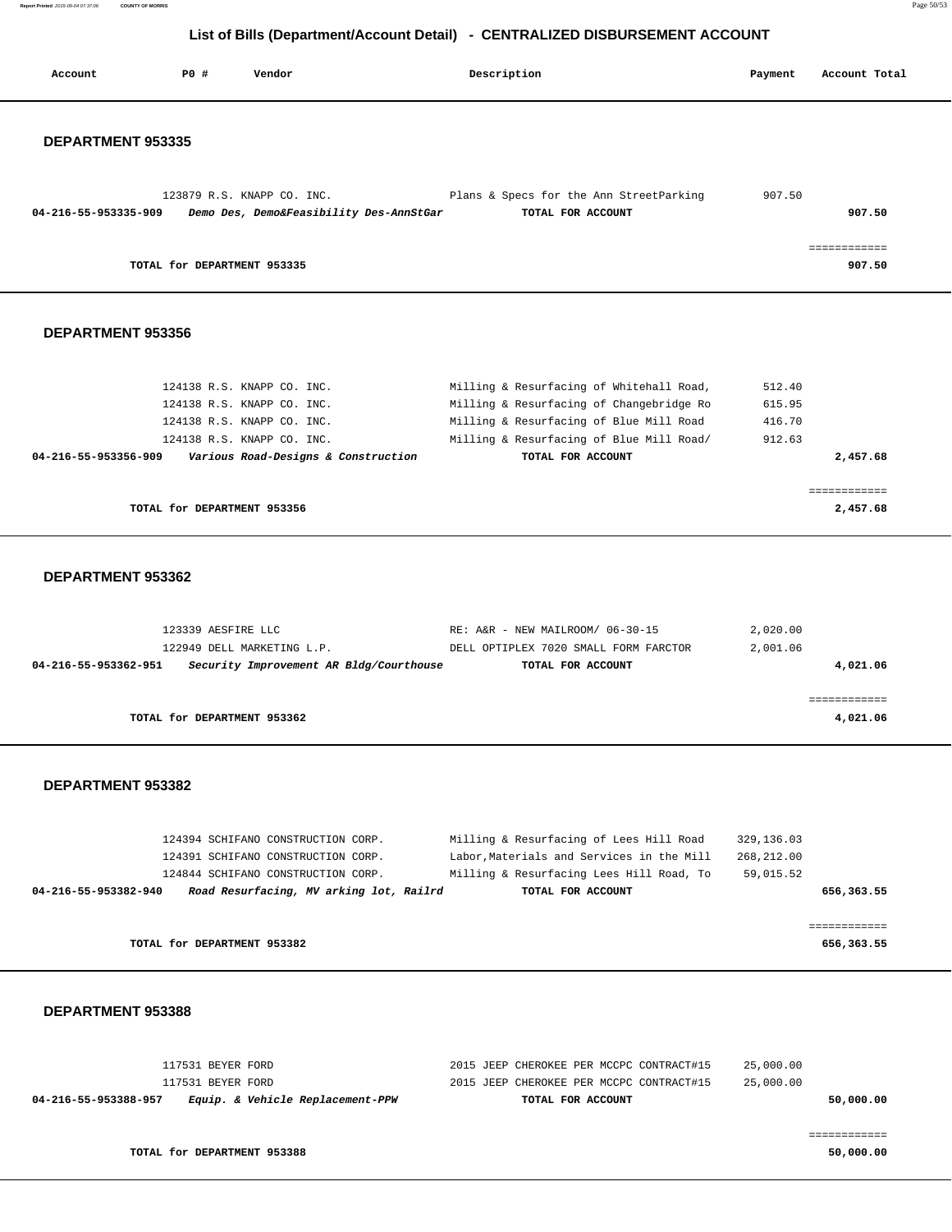# List of Bills (Department/Account Detail) - CENTRALIZED DISBURSEMENT ACCOUNT

| Account | PO # | Vendor | Description | Payment | Account Total |
|---|---|---|---|---|---|

## DEPARTMENT 953335

| Account | PO # | Vendor | Description | Payment | Account Total |
|---|---|---|---|---|---|
| | 123879 | R.S. KNAPP CO. INC. | Plans & Specs for the Ann StreetParking | 907.50 | |
| **04-216-55-953335-909** | | ***Demo Des, Demo&Feasibility Des-AnnStGar*** | **TOTAL FOR ACCOUNT** | | **907.50** |

**TOTAL for DEPARTMENT 953335** ============ **907.50**

## DEPARTMENT 953356

| Account | PO # | Vendor | Description | Payment | Account Total |
|---|---|---|---|---|---|
| | 124138 | R.S. KNAPP CO. INC. | Milling & Resurfacing of Whitehall Road, | 512.40 | |
| | 124138 | R.S. KNAPP CO. INC. | Milling & Resurfacing of Changebridge Ro | 615.95 | |
| | 124138 | R.S. KNAPP CO. INC. | Milling & Resurfacing of Blue Mill Road | 416.70 | |
| | 124138 | R.S. KNAPP CO. INC. | Milling & Resurfacing of Blue Mill Road/ | 912.63 | |
| **04-216-55-953356-909** | | ***Various Road-Designs & Construction*** | **TOTAL FOR ACCOUNT** | | **2,457.68** |

**TOTAL for DEPARTMENT 953356** ============ **2,457.68**

## DEPARTMENT 953362

| Account | PO # | Vendor | Description | Payment | Account Total |
|---|---|---|---|---|---|
| | 123339 | AESFIRE LLC | RE: A&R - NEW MAILROOM/ 06-30-15 | 2,020.00 | |
| | 122949 | DELL MARKETING L.P. | DELL OPTIPLEX 7020 SMALL FORM FARCTOR | 2,001.06 | |
| **04-216-55-953362-951** | | ***Security Improvement AR Bldg/Courthouse*** | **TOTAL FOR ACCOUNT** | | **4,021.06** |

**TOTAL for DEPARTMENT 953362** ============ **4,021.06**

## DEPARTMENT 953382

| Account | PO # | Vendor | Description | Payment | Account Total |
|---|---|---|---|---|---|
| | 124394 | SCHIFANO CONSTRUCTION CORP. | Milling & Resurfacing of Lees Hill Road | 329,136.03 | |
| | 124391 | SCHIFANO CONSTRUCTION CORP. | Labor,Materials and Services in the Mill | 268,212.00 | |
| | 124844 | SCHIFANO CONSTRUCTION CORP. | Milling & Resurfacing Lees Hill Road, To | 59,015.52 | |
| **04-216-55-953382-940** | | ***Road Resurfacing, MV arking lot, Railrd*** | **TOTAL FOR ACCOUNT** | | **656,363.55** |

**TOTAL for DEPARTMENT 953382** ============ **656,363.55**

## DEPARTMENT 953388

| Account | PO # | Vendor | Description | Payment | Account Total |
|---|---|---|---|---|---|
| | 117531 | BEYER FORD | 2015 JEEP CHEROKEE PER MCCPC CONTRACT#15 | 25,000.00 | |
| | 117531 | BEYER FORD | 2015 JEEP CHEROKEE PER MCCPC CONTRACT#15 | 25,000.00 | |
| **04-216-55-953388-957** | | ***Equip. & Vehicle Replacement-PPW*** | **TOTAL FOR ACCOUNT** | | **50,000.00** |

**TOTAL for DEPARTMENT 953388** ============ **50,000.00**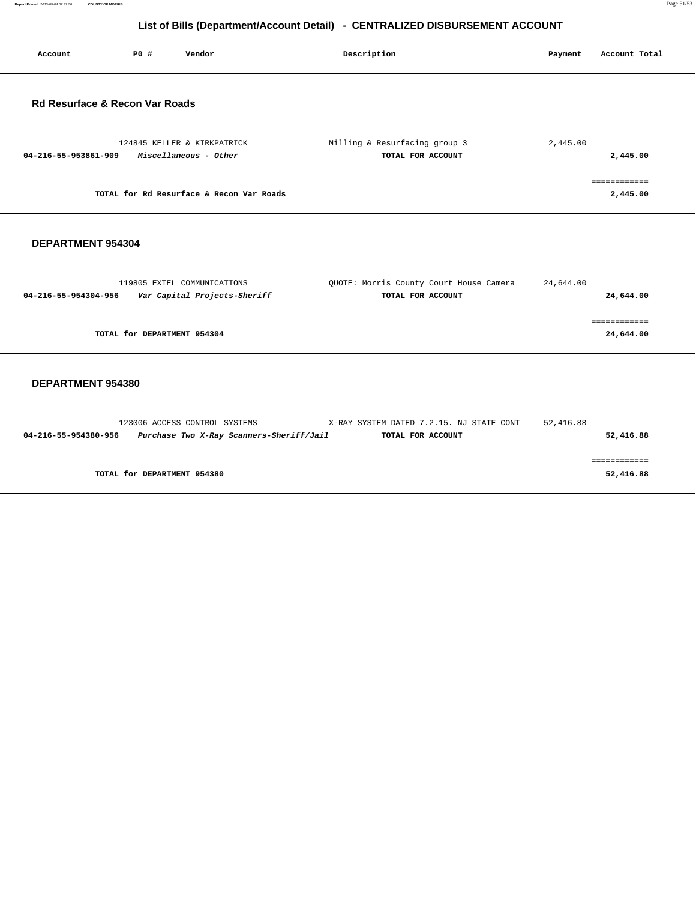## List of Bills (Department/Account Detail) - CENTRALIZED DISBURSEMENT ACCOUNT

| Account | PO # | Vendor | Description | Payment | Account Total |
|---|---|---|---|---|---|

### Rd Resurface & Recon Var Roads

| Account | PO # | Vendor | Description | Payment | Account Total |
|---|---|---|---|---|---|
| | 124845 | KELLER & KIRKPATRICK | Milling & Resurfacing group 3 | 2,445.00 | |
| **04-216-55-953861-909** | | ***Miscellaneous - Other*** | **TOTAL FOR ACCOUNT** | | **2,445.00** |
| | | **TOTAL for Rd Resurface & Recon Var Roads** | | | **2,445.00** |

### DEPARTMENT 954304

| Account | PO # | Vendor | Description | Payment | Account Total |
|---|---|---|---|---|---|
| | 119805 | EXTEL COMMUNICATIONS | QUOTE: Morris County Court House Camera | 24,644.00 | |
| **04-216-55-954304-956** | | ***Var Capital Projects-Sheriff*** | **TOTAL FOR ACCOUNT** | | **24,644.00** |
| | | **TOTAL for DEPARTMENT 954304** | | | **24,644.00** |

### DEPARTMENT 954380

| Account | PO # | Vendor | Description | Payment | Account Total |
|---|---|---|---|---|---|
| | 123006 | ACCESS CONTROL SYSTEMS | X-RAY SYSTEM DATED 7.2.15. NJ STATE CONT | 52,416.88 | |
| **04-216-55-954380-956** | | ***Purchase Two X-Ray Scanners-Sheriff/Jail*** | **TOTAL FOR ACCOUNT** | | **52,416.88** |
| | | **TOTAL for DEPARTMENT 954380** | | | **52,416.88** |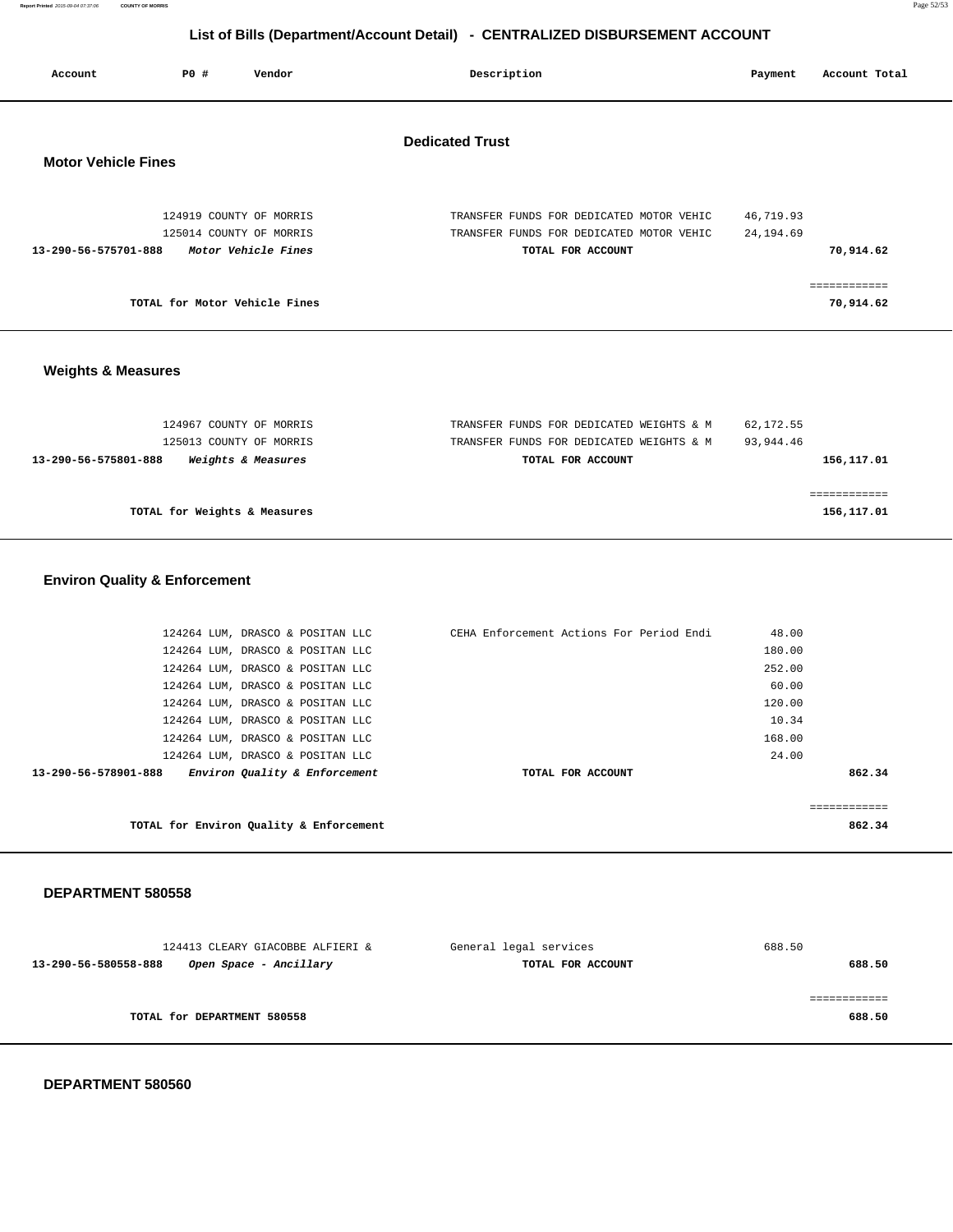## List of Bills (Department/Account Detail) - CENTRALIZED DISBURSEMENT ACCOUNT

| Account | PO # | Vendor | Description | Payment | Account Total |
|---|---|---|---|---|---|

### Dedicated Trust

#### Motor Vehicle Fines

| Account | PO # | Vendor | Description | Payment | Account Total |
|---|---|---|---|---|---|
| | 124919 | COUNTY OF MORRIS | TRANSFER FUNDS FOR DEDICATED MOTOR VEHIC | 46,719.93 | |
| | 125014 | COUNTY OF MORRIS | TRANSFER FUNDS FOR DEDICATED MOTOR VEHIC | 24,194.69 | |
| 13-290-56-575701-888 | | *Motor Vehicle Fines* | TOTAL FOR ACCOUNT | | 70,914.62 |
| | | | | | ============ |
| | | TOTAL for Motor Vehicle Fines | | | 70,914.62 |

#### Weights & Measures

| Account | PO # | Vendor | Description | Payment | Account Total |
|---|---|---|---|---|---|
| | 124967 | COUNTY OF MORRIS | TRANSFER FUNDS FOR DEDICATED WEIGHTS & M | 62,172.55 | |
| | 125013 | COUNTY OF MORRIS | TRANSFER FUNDS FOR DEDICATED WEIGHTS & M | 93,944.46 | |
| 13-290-56-575801-888 | | *Weights & Measures* | TOTAL FOR ACCOUNT | | 156,117.01 |
| | | | | | ============ |
| | | TOTAL for Weights & Measures | | | 156,117.01 |

#### Environ Quality & Enforcement

| Account | PO # | Vendor | Description | Payment | Account Total |
|---|---|---|---|---|---|
| | 124264 | LUM, DRASCO & POSITAN LLC | CEHA Enforcement Actions For Period Endi | 48.00 | |
| | 124264 | LUM, DRASCO & POSITAN LLC | | 180.00 | |
| | 124264 | LUM, DRASCO & POSITAN LLC | | 252.00 | |
| | 124264 | LUM, DRASCO & POSITAN LLC | | 60.00 | |
| | 124264 | LUM, DRASCO & POSITAN LLC | | 120.00 | |
| | 124264 | LUM, DRASCO & POSITAN LLC | | 10.34 | |
| | 124264 | LUM, DRASCO & POSITAN LLC | | 168.00 | |
| | 124264 | LUM, DRASCO & POSITAN LLC | | 24.00 | |
| 13-290-56-578901-888 | | *Environ Quality & Enforcement* | TOTAL FOR ACCOUNT | | 862.34 |
| | | | | | ============ |
| | | TOTAL for Environ Quality & Enforcement | | | 862.34 |

#### DEPARTMENT 580558

| Account | PO # | Vendor | Description | Payment | Account Total |
|---|---|---|---|---|---|
| | 124413 | CLEARY GIACOBBE ALFIERI & | General legal services | 688.50 | |
| 13-290-56-580558-888 | | *Open Space - Ancillary* | TOTAL FOR ACCOUNT | | 688.50 |
| | | | | | ============ |
| | | TOTAL for DEPARTMENT 580558 | | | 688.50 |

#### DEPARTMENT 580560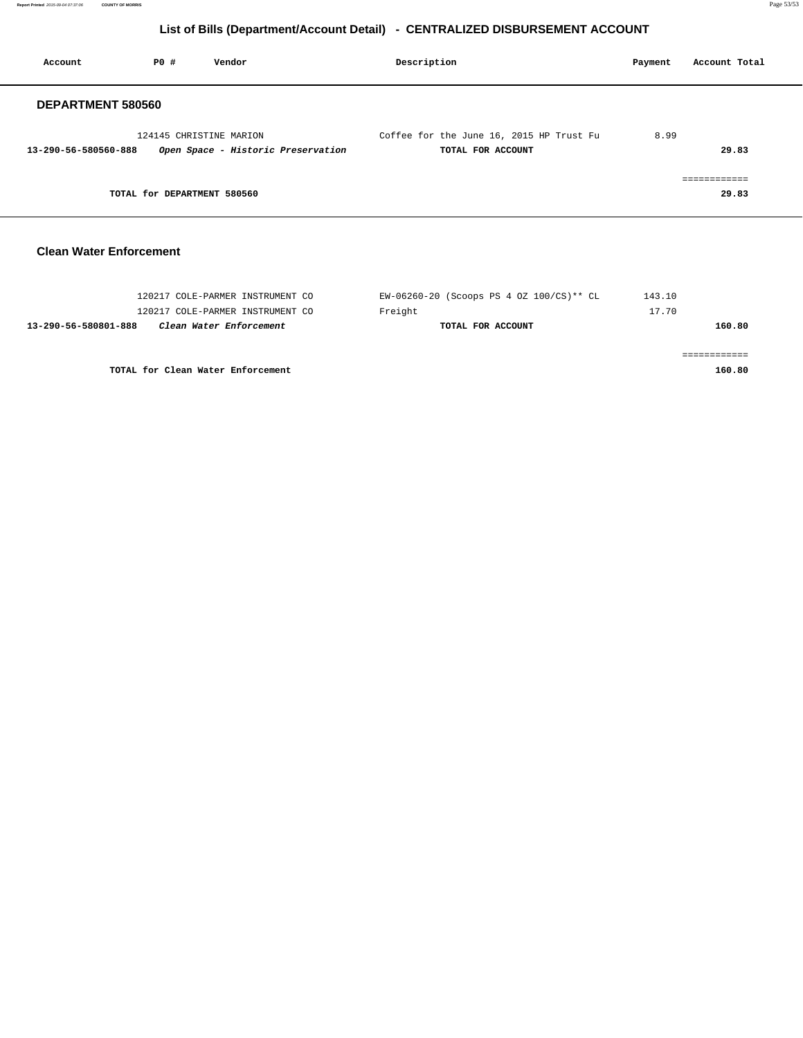## List of Bills (Department/Account Detail) - CENTRALIZED DISBURSEMENT ACCOUNT

| Account | PO # | Vendor | Description | Payment | Account Total |
|---|---|---|---|---|---|

### DEPARTMENT 580560

| Account | PO # | Vendor | Description | Payment | Account Total |
|---|---|---|---|---|---|
| | 124145 | CHRISTINE MARION | Coffee for the June 16, 2015 HP Trust Fu | 8.99 | |
| **13-290-56-580560-888** | | ***Open Space - Historic Preservation*** | **TOTAL FOR ACCOUNT** | | **29.83** |
| | | | | | ============ |
| | **TOTAL for DEPARTMENT 580560** | | | | **29.83** |

### Clean Water Enforcement

| Account | PO # | Vendor | Description | Payment | Account Total |
|---|---|---|---|---|---|
| | 120217 | COLE-PARMER INSTRUMENT CO | EW-06260-20 (Scoops PS 4 OZ 100/CS)** CL | 143.10 | |
| | 120217 | COLE-PARMER INSTRUMENT CO | Freight | 17.70 | |
| **13-290-56-580801-888** | | ***Clean Water Enforcement*** | **TOTAL FOR ACCOUNT** | | **160.80** |
| | | | | | ============ |
| | **TOTAL for Clean Water Enforcement** | | | | **160.80** |